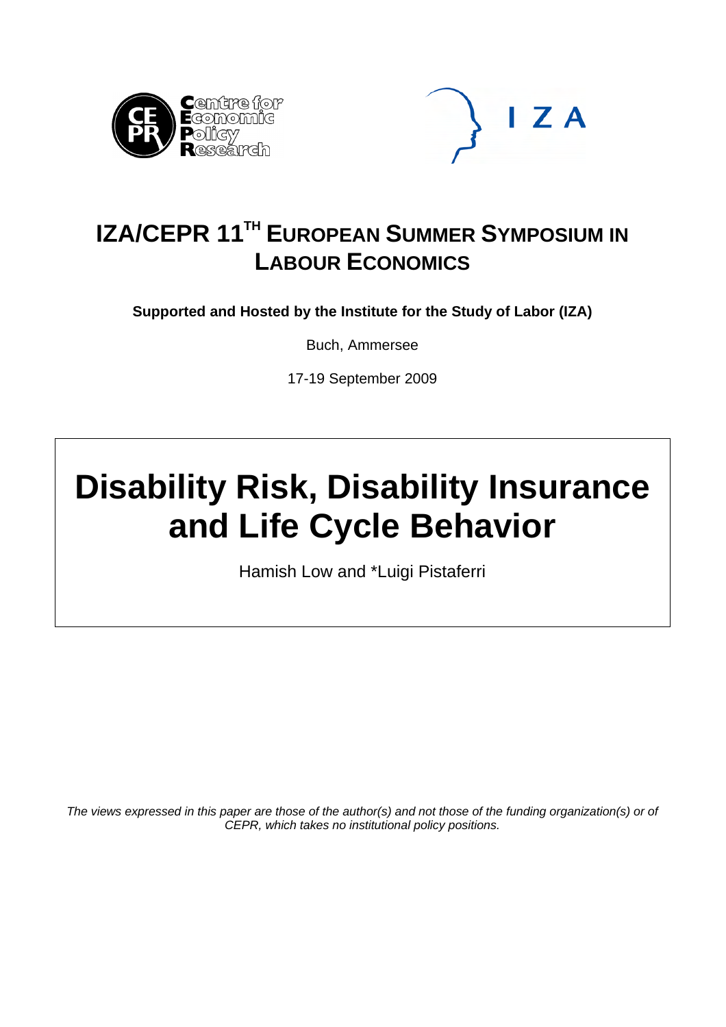# IZA/CEPR 11TH EUROPEAN SUMMER SYMPOSIUM IN LABOUR ECONOMICS

**Supported and Hosted by the Institute for the Study of Labor (IZA)**

Buch, Ammersee

17-19 September 2009

# Disability Risk, Disability Insurance and Life Cycle Behavior

Hamish Low and *Luigi Pistaferri

*The views expressed in this paper are those of the author(s) and not those of the funding organization(s) or of CEPR, which takes no institutional policy positions.*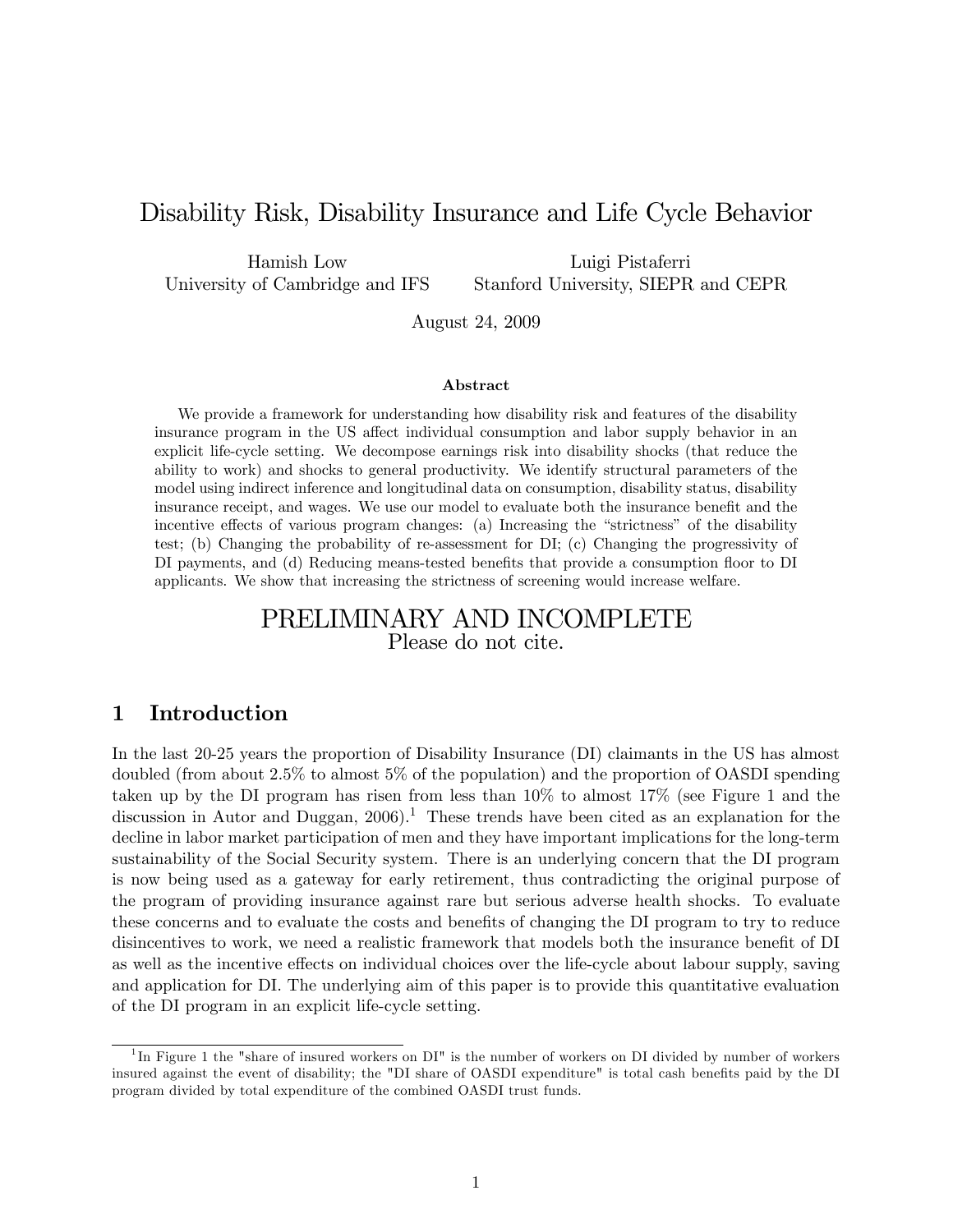# Disability Risk, Disability Insurance and Life Cycle Behavior

Hamish Low
University of Cambridge and IFS

Luigi Pistaferri
Stanford University, SIEPR and CEPR

August 24, 2009

**Abstract**

We provide a framework for understanding how disability risk and features of the disability insurance program in the US affect individual consumption and labor supply behavior in an explicit life-cycle setting. We decompose earnings risk into disability shocks (that reduce the ability to work) and shocks to general productivity. We identify structural parameters of the model using indirect inference and longitudinal data on consumption, disability status, disability insurance receipt, and wages. We use our model to evaluate both the insurance benefit and the incentive effects of various program changes: (a) Increasing the "strictness" of the disability test; (b) Changing the probability of re-assessment for DI; (c) Changing the progressivity of DI payments, and (d) Reducing means-tested benefits that provide a consumption floor to DI applicants. We show that increasing the strictness of screening would increase welfare.

PRELIMINARY AND INCOMPLETE
Please do not cite.

## 1 Introduction

In the last 20-25 years the proportion of Disability Insurance (DI) claimants in the US has almost doubled (from about 2.5% to almost 5% of the population) and the proportion of OASDI spending taken up by the DI program has risen from less than 10% to almost 17% (see Figure 1 and the discussion in Autor and Duggan, 2006).[1] These trends have been cited as an explanation for the decline in labor market participation of men and they have important implications for the long-term sustainability of the Social Security system. There is an underlying concern that the DI program is now being used as a gateway for early retirement, thus contradicting the original purpose of the program of providing insurance against rare but serious adverse health shocks. To evaluate these concerns and to evaluate the costs and benefits of changing the DI program to try to reduce disincentives to work, we need a realistic framework that models both the insurance benefit of DI as well as the incentive effects on individual choices over the life-cycle about labour supply, saving and application for DI. The underlying aim of this paper is to provide this quantitative evaluation of the DI program in an explicit life-cycle setting.

[1] In Figure 1 the "share of insured workers on DI" is the number of workers on DI divided by number of workers insured against the event of disability; the "DI share of OASDI expenditure" is total cash benefits paid by the DI program divided by total expenditure of the combined OASDI trust funds.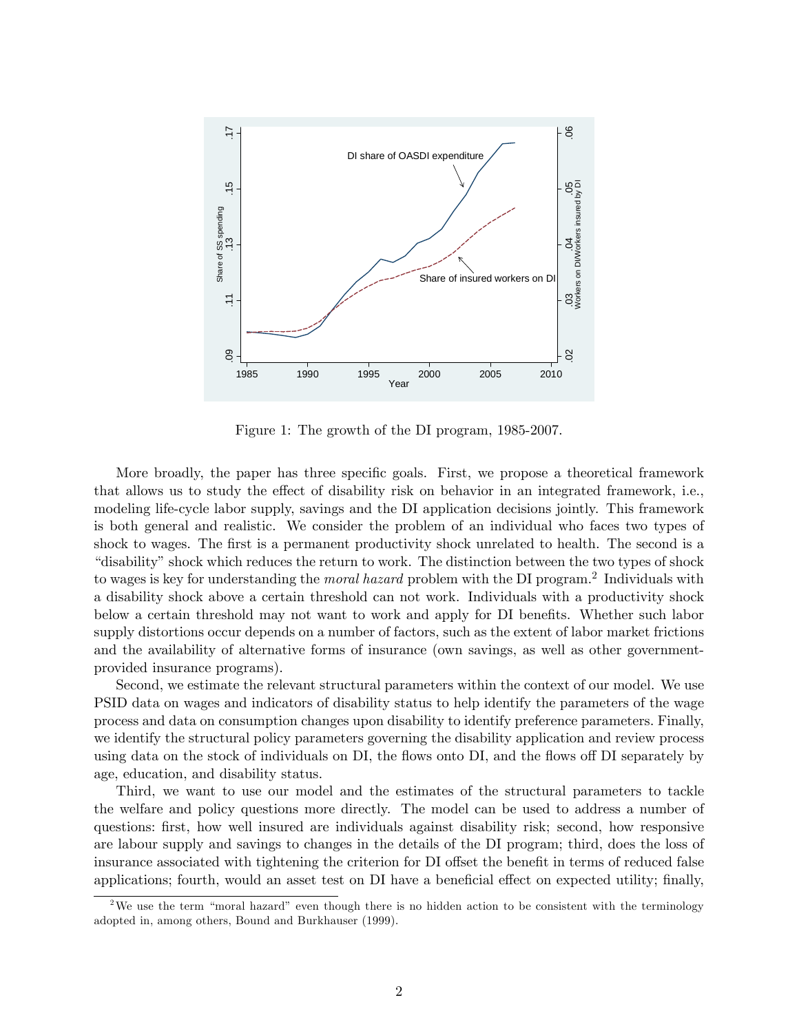Figure 1: The growth of the DI program, 1985-2007.

More broadly, the paper has three specific goals. First, we propose a theoretical framework that allows us to study the effect of disability risk on behavior in an integrated framework, i.e., modeling life-cycle labor supply, savings and the DI application decisions jointly. This framework is both general and realistic. We consider the problem of an individual who faces two types of shock to wages. The first is a permanent productivity shock unrelated to health. The second is a "disability" shock which reduces the return to work. The distinction between the two types of shock to wages is key for understanding the *moral hazard* problem with the DI program.[2] Individuals with a disability shock above a certain threshold can not work. Individuals with a productivity shock below a certain threshold may not want to work and apply for DI benefits. Whether such labor supply distortions occur depends on a number of factors, such as the extent of labor market frictions and the availability of alternative forms of insurance (own savings, as well as other government-provided insurance programs).

Second, we estimate the relevant structural parameters within the context of our model. We use PSID data on wages and indicators of disability status to help identify the parameters of the wage process and data on consumption changes upon disability to identify preference parameters. Finally, we identify the structural policy parameters governing the disability application and review process using data on the stock of individuals on DI, the flows onto DI, and the flows off DI separately by age, education, and disability status.

Third, we want to use our model and the estimates of the structural parameters to tackle the welfare and policy questions more directly. The model can be used to address a number of questions: first, how well insured are individuals against disability risk; second, how responsive are labour supply and savings to changes in the details of the DI program; third, does the loss of insurance associated with tightening the criterion for DI offset the benefit in terms of reduced false applications; fourth, would an asset test on DI have a beneficial effect on expected utility; finally,

[2] We use the term "moral hazard" even though there is no hidden action to be consistent with the terminology adopted in, among others, Bound and Burkhauser (1999).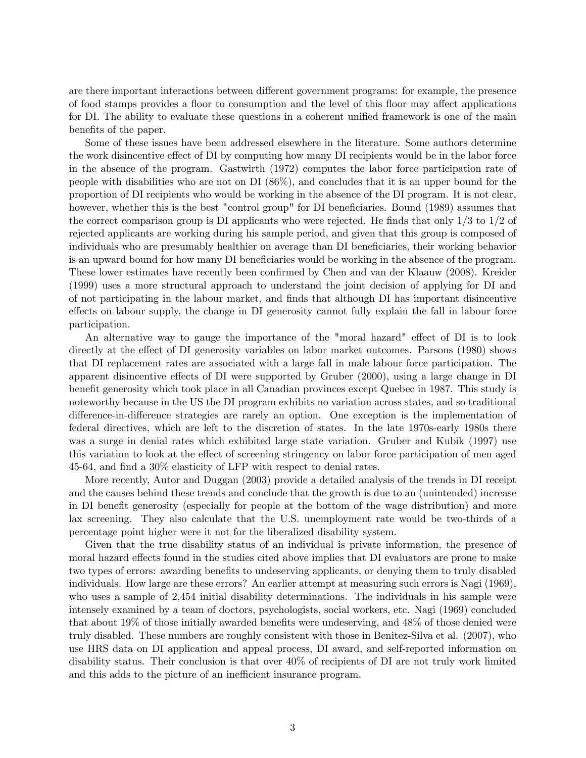are there important interactions between different government programs: for example, the presence of food stamps provides a floor to consumption and the level of this floor may affect applications for DI. The ability to evaluate these questions in a coherent unified framework is one of the main benefits of the paper.

Some of these issues have been addressed elsewhere in the literature. Some authors determine the work disincentive effect of DI by computing how many DI recipients would be in the labor force in the absence of the program. Gastwirth (1972) computes the labor force participation rate of people with disabilities who are not on DI (86%), and concludes that it is an upper bound for the proportion of DI recipients who would be working in the absence of the DI program. It is not clear, however, whether this is the best "control group" for DI beneficiaries. Bound (1989) assumes that the correct comparison group is DI applicants who were rejected. He finds that only 1/3 to 1/2 of rejected applicants are working during his sample period, and given that this group is composed of individuals who are presumably healthier on average than DI beneficiaries, their working behavior is an upward bound for how many DI beneficiaries would be working in the absence of the program. These lower estimates have recently been confirmed by Chen and van der Klaauw (2008). Kreider (1999) uses a more structural approach to understand the joint decision of applying for DI and of not participating in the labour market, and finds that although DI has important disincentive effects on labour supply, the change in DI generosity cannot fully explain the fall in labour force participation.

An alternative way to gauge the importance of the "moral hazard" effect of DI is to look directly at the effect of DI generosity variables on labor market outcomes. Parsons (1980) shows that DI replacement rates are associated with a large fall in male labour force participation. The apparent disincentive effects of DI were supported by Gruber (2000), using a large change in DI benefit generosity which took place in all Canadian provinces except Quebec in 1987. This study is noteworthy because in the US the DI program exhibits no variation across states, and so traditional difference-in-difference strategies are rarely an option. One exception is the implementation of federal directives, which are left to the discretion of states. In the late 1970s-early 1980s there was a surge in denial rates which exhibited large state variation. Gruber and Kubik (1997) use this variation to look at the effect of screening stringency on labor force participation of men aged 45-64, and find a 30% elasticity of LFP with respect to denial rates.

More recently, Autor and Duggan (2003) provide a detailed analysis of the trends in DI receipt and the causes behind these trends and conclude that the growth is due to an (unintended) increase in DI benefit generosity (especially for people at the bottom of the wage distribution) and more lax screening. They also calculate that the U.S. unemployment rate would be two-thirds of a percentage point higher were it not for the liberalized disability system.

Given that the true disability status of an individual is private information, the presence of moral hazard effects found in the studies cited above implies that DI evaluators are prone to make two types of errors: awarding benefits to undeserving applicants, or denying them to truly disabled individuals. How large are these errors? An earlier attempt at measuring such errors is Nagi (1969), who uses a sample of 2,454 initial disability determinations. The individuals in his sample were intensely examined by a team of doctors, psychologists, social workers, etc. Nagi (1969) concluded that about 19% of those initially awarded benefits were undeserving, and 48% of those denied were truly disabled. These numbers are roughly consistent with those in Benitez-Silva et al. (2007), who use HRS data on DI application and appeal process, DI award, and self-reported information on disability status. Their conclusion is that over 40% of recipients of DI are not truly work limited and this adds to the picture of an inefficient insurance program.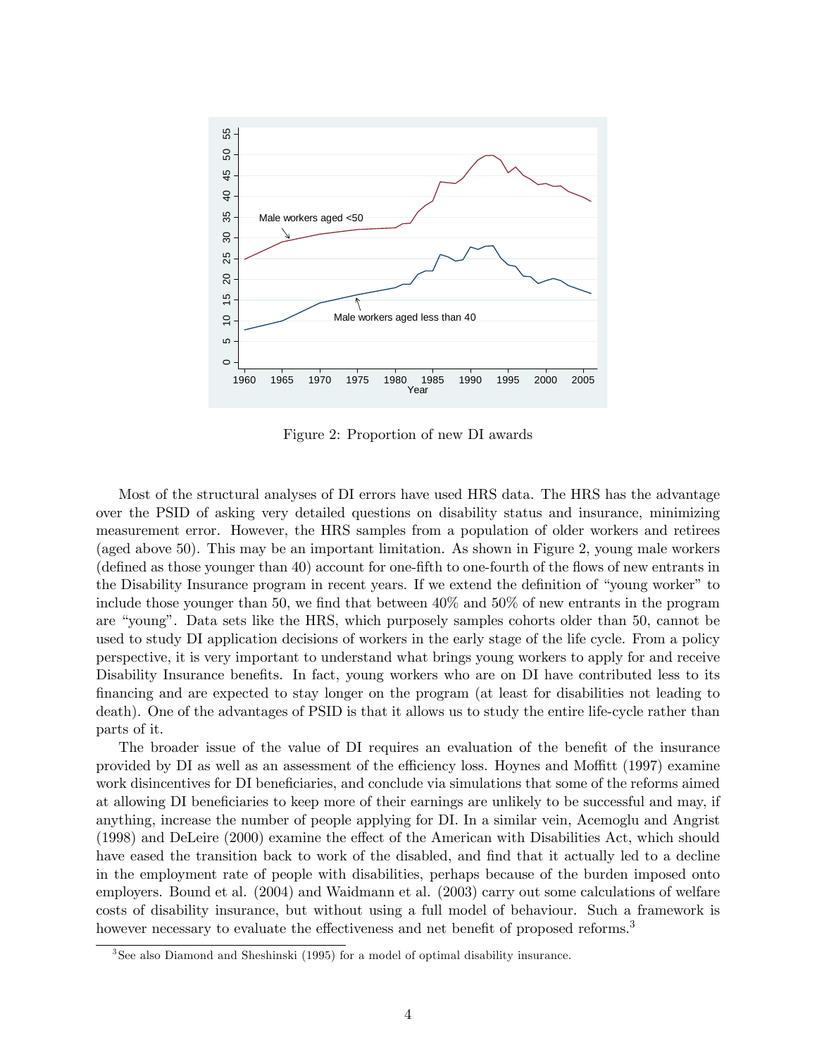Figure 2: Proportion of new DI awards

Most of the structural analyses of DI errors have used HRS data. The HRS has the advantage over the PSID of asking very detailed questions on disability status and insurance, minimizing measurement error. However, the HRS samples from a population of older workers and retirees (aged above 50). This may be an important limitation. As shown in Figure 2, young male workers (defined as those younger than 40) account for one-fifth to one-fourth of the flows of new entrants in the Disability Insurance program in recent years. If we extend the definition of "young worker" to include those younger than 50, we find that between 40% and 50% of new entrants in the program are "young". Data sets like the HRS, which purposely samples cohorts older than 50, cannot be used to study DI application decisions of workers in the early stage of the life cycle. From a policy perspective, it is very important to understand what brings young workers to apply for and receive Disability Insurance benefits. In fact, young workers who are on DI have contributed less to its financing and are expected to stay longer on the program (at least for disabilities not leading to death). One of the advantages of PSID is that it allows us to study the entire life-cycle rather than parts of it.

The broader issue of the value of DI requires an evaluation of the benefit of the insurance provided by DI as well as an assessment of the efficiency loss. Hoynes and Moffitt (1997) examine work disincentives for DI beneficiaries, and conclude via simulations that some of the reforms aimed at allowing DI beneficiaries to keep more of their earnings are unlikely to be successful and may, if anything, increase the number of people applying for DI. In a similar vein, Acemoglu and Angrist (1998) and DeLeire (2000) examine the effect of the American with Disabilities Act, which should have eased the transition back to work of the disabled, and find that it actually led to a decline in the employment rate of people with disabilities, perhaps because of the burden imposed onto employers. Bound et al. (2004) and Waidmann et al. (2003) carry out some calculations of welfare costs of disability insurance, but without using a full model of behaviour. Such a framework is however necessary to evaluate the effectiveness and net benefit of proposed reforms.[3]

[3] See also Diamond and Sheshinski (1995) for a model of optimal disability insurance.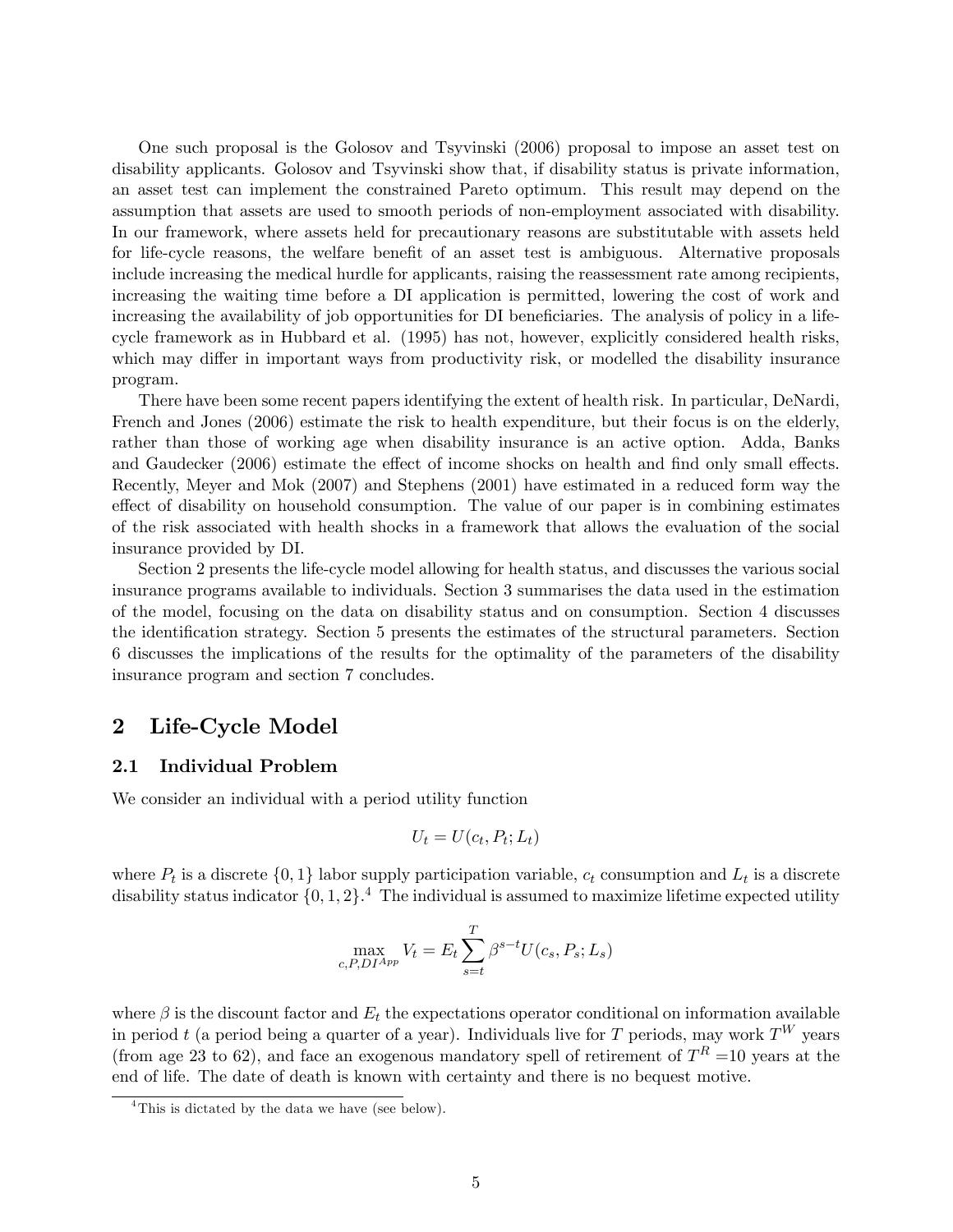One such proposal is the Golosov and Tsyvinski (2006) proposal to impose an asset test on disability applicants. Golosov and Tsyvinski show that, if disability status is private information, an asset test can implement the constrained Pareto optimum. This result may depend on the assumption that assets are used to smooth periods of non-employment associated with disability. In our framework, where assets held for precautionary reasons are substitutable with assets held for life-cycle reasons, the welfare benefit of an asset test is ambiguous. Alternative proposals include increasing the medical hurdle for applicants, raising the reassessment rate among recipients, increasing the waiting time before a DI application is permitted, lowering the cost of work and increasing the availability of job opportunities for DI beneficiaries. The analysis of policy in a life-cycle framework as in Hubbard et al. (1995) has not, however, explicitly considered health risks, which may differ in important ways from productivity risk, or modelled the disability insurance program.

There have been some recent papers identifying the extent of health risk. In particular, DeNardi, French and Jones (2006) estimate the risk to health expenditure, but their focus is on the elderly, rather than those of working age when disability insurance is an active option. Adda, Banks and Gaudecker (2006) estimate the effect of income shocks on health and find only small effects. Recently, Meyer and Mok (2007) and Stephens (2001) have estimated in a reduced form way the effect of disability on household consumption. The value of our paper is in combining estimates of the risk associated with health shocks in a framework that allows the evaluation of the social insurance provided by DI.

Section 2 presents the life-cycle model allowing for health status, and discusses the various social insurance programs available to individuals. Section 3 summarises the data used in the estimation of the model, focusing on the data on disability status and on consumption. Section 4 discusses the identification strategy. Section 5 presents the estimates of the structural parameters. Section 6 discusses the implications of the results for the optimality of the parameters of the disability insurance program and section 7 concludes.

## 2 Life-Cycle Model

### 2.1 Individual Problem

We consider an individual with a period utility function

$$U_t = U(c_t, P_t; L_t)$$

where $P_t$ is a discrete $\{0, 1\}$ labor supply participation variable, $c_t$ consumption and $L_t$ is a discrete disability status indicator $\{0, 1, 2\}$.[4] The individual is assumed to maximize lifetime expected utility

$$\max_{c,P,DI^{App}} V_t = E_t \sum_{s=t}^{T} \beta^{s-t} U(c_s, P_s; L_s)$$

where $\beta$ is the discount factor and $E_t$ the expectations operator conditional on information available in period $t$ (a period being a quarter of a year). Individuals live for $T$ periods, may work $T^W$ years (from age 23 to 62), and face an exogenous mandatory spell of retirement of $T^R$ =10 years at the end of life. The date of death is known with certainty and there is no bequest motive.

[4] This is dictated by the data we have (see below).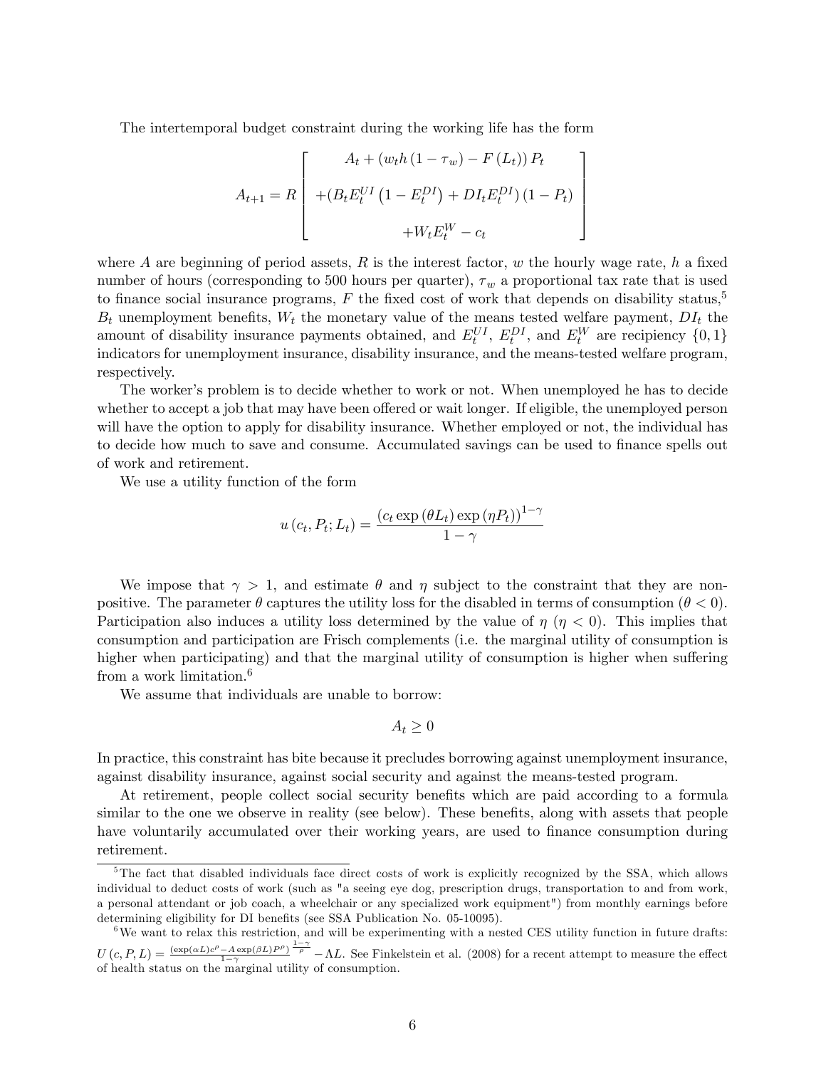The intertemporal budget constraint during the working life has the form

$$A_{t+1} = R \begin{bmatrix} A_t + \left(w_t h \left(1 - \tau_w\right) - F\left(L_t\right)\right) P_t \\ + \left(B_t E_t^{UI}\left(1 - E_t^{DI}\right) + DI_t E_t^{DI}\right)\left(1 - P_t\right) \\ + W_t E_t^W - c_t \end{bmatrix}$$

where $A$ are beginning of period assets, $R$ is the interest factor, $w$ the hourly wage rate, $h$ a fixed number of hours (corresponding to 500 hours per quarter), $\tau_w$ a proportional tax rate that is used to finance social insurance programs, $F$ the fixed cost of work that depends on disability status,[5] $B_t$ unemployment benefits, $W_t$ the monetary value of the means tested welfare payment, $DI_t$ the amount of disability insurance payments obtained, and $E_t^{UI}$, $E_t^{DI}$, and $E_t^W$ are recipiency $\{0, 1\}$ indicators for unemployment insurance, disability insurance, and the means-tested welfare program, respectively.

The worker's problem is to decide whether to work or not. When unemployed he has to decide whether to accept a job that may have been offered or wait longer. If eligible, the unemployed person will have the option to apply for disability insurance. Whether employed or not, the individual has to decide how much to save and consume. Accumulated savings can be used to finance spells out of work and retirement.

We use a utility function of the form

$$u\left(c_t, P_t; L_t\right) = \frac{\left(c_t \exp\left(\theta L_t\right) \exp\left(\eta P_t\right)\right)^{1-\gamma}}{1-\gamma}$$

We impose that $\gamma > 1$, and estimate $\theta$ and $\eta$ subject to the constraint that they are non-positive. The parameter $\theta$ captures the utility loss for the disabled in terms of consumption ($\theta < 0$). Participation also induces a utility loss determined by the value of $\eta$ ($\eta < 0$). This implies that consumption and participation are Frisch complements (i.e. the marginal utility of consumption is higher when participating) and that the marginal utility of consumption is higher when suffering from a work limitation.[6]

We assume that individuals are unable to borrow:

$$A_t \geq 0$$

In practice, this constraint has bite because it precludes borrowing against unemployment insurance, against disability insurance, against social security and against the means-tested program.

At retirement, people collect social security benefits which are paid according to a formula similar to the one we observe in reality (see below). These benefits, along with assets that people have voluntarily accumulated over their working years, are used to finance consumption during retirement.

[5] The fact that disabled individuals face direct costs of work is explicitly recognized by the SSA, which allows individual to deduct costs of work (such as "a seeing eye dog, prescription drugs, transportation to and from work, a personal attendant or job coach, a wheelchair or any specialized work equipment") from monthly earnings before determining eligibility for DI benefits (see SSA Publication No. 05-10095).

[6] We want to relax this restriction, and will be experimenting with a nested CES utility function in future drafts: $U\left(c, P, L\right) = \frac{\left(\exp(\alpha L) c^{\rho} - A \exp(\beta L) P^{\rho}\right)^{\frac{1-\gamma}{\rho}}}{1-\gamma} - \Lambda L$. See Finkelstein et al. (2008) for a recent attempt to measure the effect of health status on the marginal utility of consumption.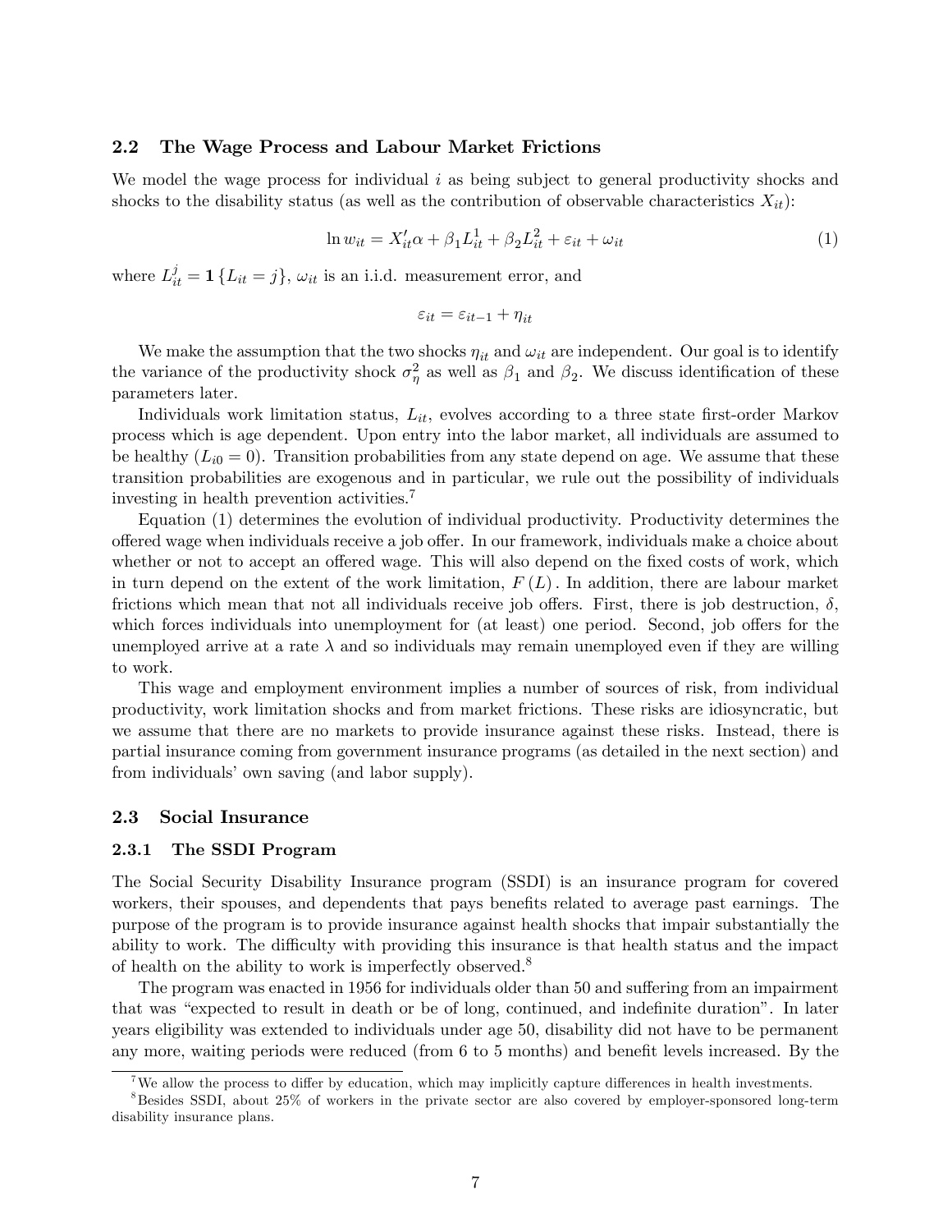### 2.2 The Wage Process and Labour Market Frictions

We model the wage process for individual $i$ as being subject to general productivity shocks and shocks to the disability status (as well as the contribution of observable characteristics $X_{it}$):

$$\ln w_{it} = X_{it}'\alpha + \beta_1 L_{it}^1 + \beta_2 L_{it}^2 + \varepsilon_{it} + \omega_{it} \tag{1}$$

where $L_{it}^j = \mathbf{1}\{L_{it} = j\}$, $\omega_{it}$ is an i.i.d. measurement error, and

$$\varepsilon_{it} = \varepsilon_{it-1} + \eta_{it}$$

We make the assumption that the two shocks $\eta_{it}$ and $\omega_{it}$ are independent. Our goal is to identify the variance of the productivity shock $\sigma_\eta^2$ as well as $\beta_1$ and $\beta_2$. We discuss identification of these parameters later.

Individuals work limitation status, $L_{it}$, evolves according to a three state first-order Markov process which is age dependent. Upon entry into the labor market, all individuals are assumed to be healthy ($L_{i0} = 0$). Transition probabilities from any state depend on age. We assume that these transition probabilities are exogenous and in particular, we rule out the possibility of individuals investing in health prevention activities.[7]

Equation (1) determines the evolution of individual productivity. Productivity determines the offered wage when individuals receive a job offer. In our framework, individuals make a choice about whether or not to accept an offered wage. This will also depend on the fixed costs of work, which in turn depend on the extent of the work limitation, $F(L)$. In addition, there are labour market frictions which mean that not all individuals receive job offers. First, there is job destruction, $\delta$, which forces individuals into unemployment for (at least) one period. Second, job offers for the unemployed arrive at a rate $\lambda$ and so individuals may remain unemployed even if they are willing to work.

This wage and employment environment implies a number of sources of risk, from individual productivity, work limitation shocks and from market frictions. These risks are idiosyncratic, but we assume that there are no markets to provide insurance against these risks. Instead, there is partial insurance coming from government insurance programs (as detailed in the next section) and from individuals' own saving (and labor supply).

### 2.3 Social Insurance

#### 2.3.1 The SSDI Program

The Social Security Disability Insurance program (SSDI) is an insurance program for covered workers, their spouses, and dependents that pays benefits related to average past earnings. The purpose of the program is to provide insurance against health shocks that impair substantially the ability to work. The difficulty with providing this insurance is that health status and the impact of health on the ability to work is imperfectly observed.[8]

The program was enacted in 1956 for individuals older than 50 and suffering from an impairment that was "expected to result in death or be of long, continued, and indefinite duration". In later years eligibility was extended to individuals under age 50, disability did not have to be permanent any more, waiting periods were reduced (from 6 to 5 months) and benefit levels increased. By the

[7] We allow the process to differ by education, which may implicitly capture differences in health investments.

[8] Besides SSDI, about 25% of workers in the private sector are also covered by employer-sponsored long-term disability insurance plans.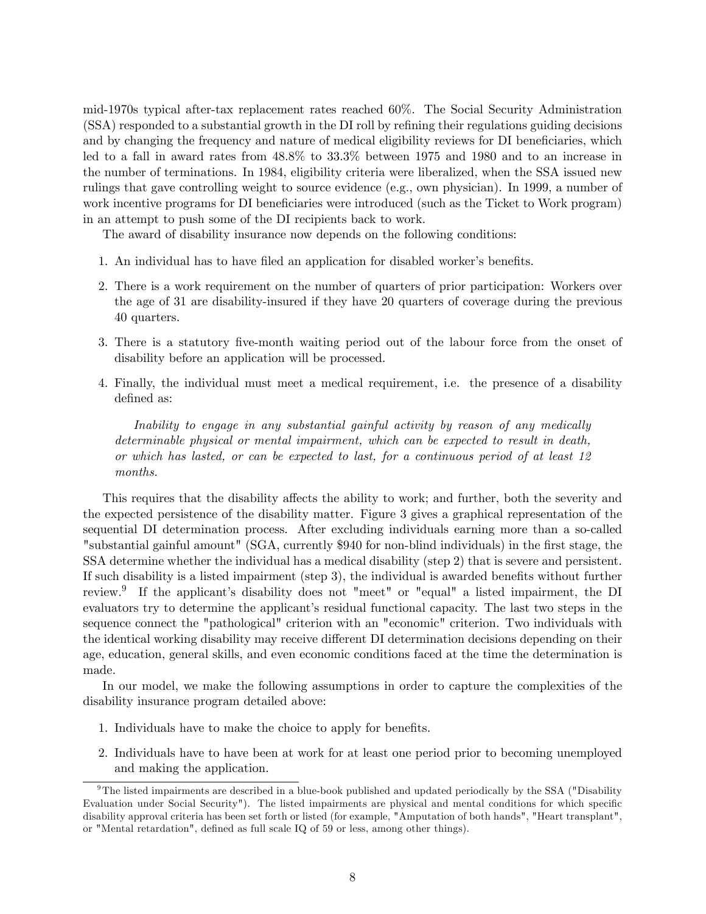mid-1970s typical after-tax replacement rates reached 60%. The Social Security Administration (SSA) responded to a substantial growth in the DI roll by refining their regulations guiding decisions and by changing the frequency and nature of medical eligibility reviews for DI beneficiaries, which led to a fall in award rates from 48.8% to 33.3% between 1975 and 1980 and to an increase in the number of terminations. In 1984, eligibility criteria were liberalized, when the SSA issued new rulings that gave controlling weight to source evidence (e.g., own physician). In 1999, a number of work incentive programs for DI beneficiaries were introduced (such as the Ticket to Work program) in an attempt to push some of the DI recipients back to work.

The award of disability insurance now depends on the following conditions:

1. An individual has to have filed an application for disabled worker's benefits.
2. There is a work requirement on the number of quarters of prior participation: Workers over the age of 31 are disability-insured if they have 20 quarters of coverage during the previous 40 quarters.
3. There is a statutory five-month waiting period out of the labour force from the onset of disability before an application will be processed.
4. Finally, the individual must meet a medical requirement, i.e. the presence of a disability defined as:

   *Inability to engage in any substantial gainful activity by reason of any medically determinable physical or mental impairment, which can be expected to result in death, or which has lasted, or can be expected to last, for a continuous period of at least 12 months.*

This requires that the disability affects the ability to work; and further, both the severity and the expected persistence of the disability matter. Figure 3 gives a graphical representation of the sequential DI determination process. After excluding individuals earning more than a so-called "substantial gainful amount" (SGA, currently $940 for non-blind individuals) in the first stage, the SSA determine whether the individual has a medical disability (step 2) that is severe and persistent. If such disability is a listed impairment (step 3), the individual is awarded benefits without further review.[9] If the applicant's disability does not "meet" or "equal" a listed impairment, the DI evaluators try to determine the applicant's residual functional capacity. The last two steps in the sequence connect the "pathological" criterion with an "economic" criterion. Two individuals with the identical working disability may receive different DI determination decisions depending on their age, education, general skills, and even economic conditions faced at the time the determination is made.

In our model, we make the following assumptions in order to capture the complexities of the disability insurance program detailed above:

1. Individuals have to make the choice to apply for benefits.
2. Individuals have to have been at work for at least one period prior to becoming unemployed and making the application.

[9] The listed impairments are described in a blue-book published and updated periodically by the SSA ("Disability Evaluation under Social Security"). The listed impairments are physical and mental conditions for which specific disability approval criteria has been set forth or listed (for example, "Amputation of both hands", "Heart transplant", or "Mental retardation", defined as full scale IQ of 59 or less, among other things).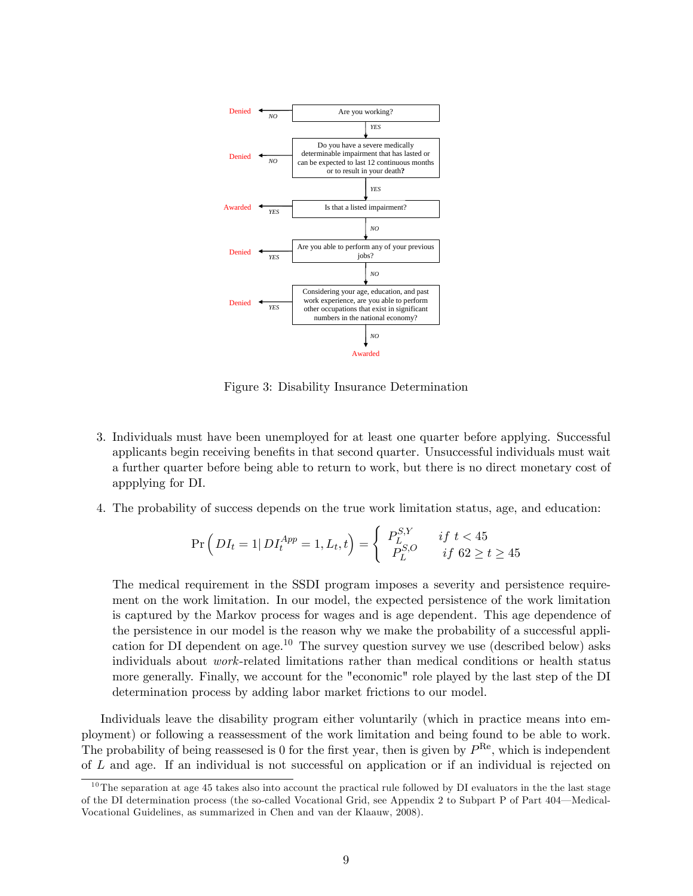Figure 3: Disability Insurance Determination

3. Individuals must have been unemployed for at least one quarter before applying. Successful applicants begin receiving benefits in that second quarter. Unsuccessful individuals must wait a further quarter before being able to return to work, but there is no direct monetary cost of appplying for DI.

4. The probability of success depends on the true work limitation status, age, and education:

$$\Pr\left(DI_t = 1 | \, DI_t^{App} = 1, L_t, t\right) = \begin{cases} P_L^{S,Y} & if \ t < 45 \\ P_L^{S,O} & if \ 62 \geq t \geq 45 \end{cases}$$

The medical requirement in the SSDI program imposes a severity and persistence requirement on the work limitation. In our model, the expected persistence of the work limitation is captured by the Markov process for wages and is age dependent. This age dependence of the persistence in our model is the reason why we make the probability of a successful application for DI dependent on age.[10] The survey question survey we use (described below) asks individuals about *work*-related limitations rather than medical conditions or health status more generally. Finally, we account for the "economic" role played by the last step of the DI determination process by adding labor market frictions to our model.

Individuals leave the disability program either voluntarily (which in practice means into employment) or following a reassessment of the work limitation and being found to be able to work. The probability of being reassesed is 0 for the first year, then is given by $P^{\text{Re}}$, which is independent of $L$ and age. If an individual is not successful on application or if an individual is rejected on

[10] The separation at age 45 takes also into account the practical rule followed by DI evaluators in the the last stage of the DI determination process (the so-called Vocational Grid, see Appendix 2 to Subpart P of Part 404—Medical-Vocational Guidelines, as summarized in Chen and van der Klaauw, 2008).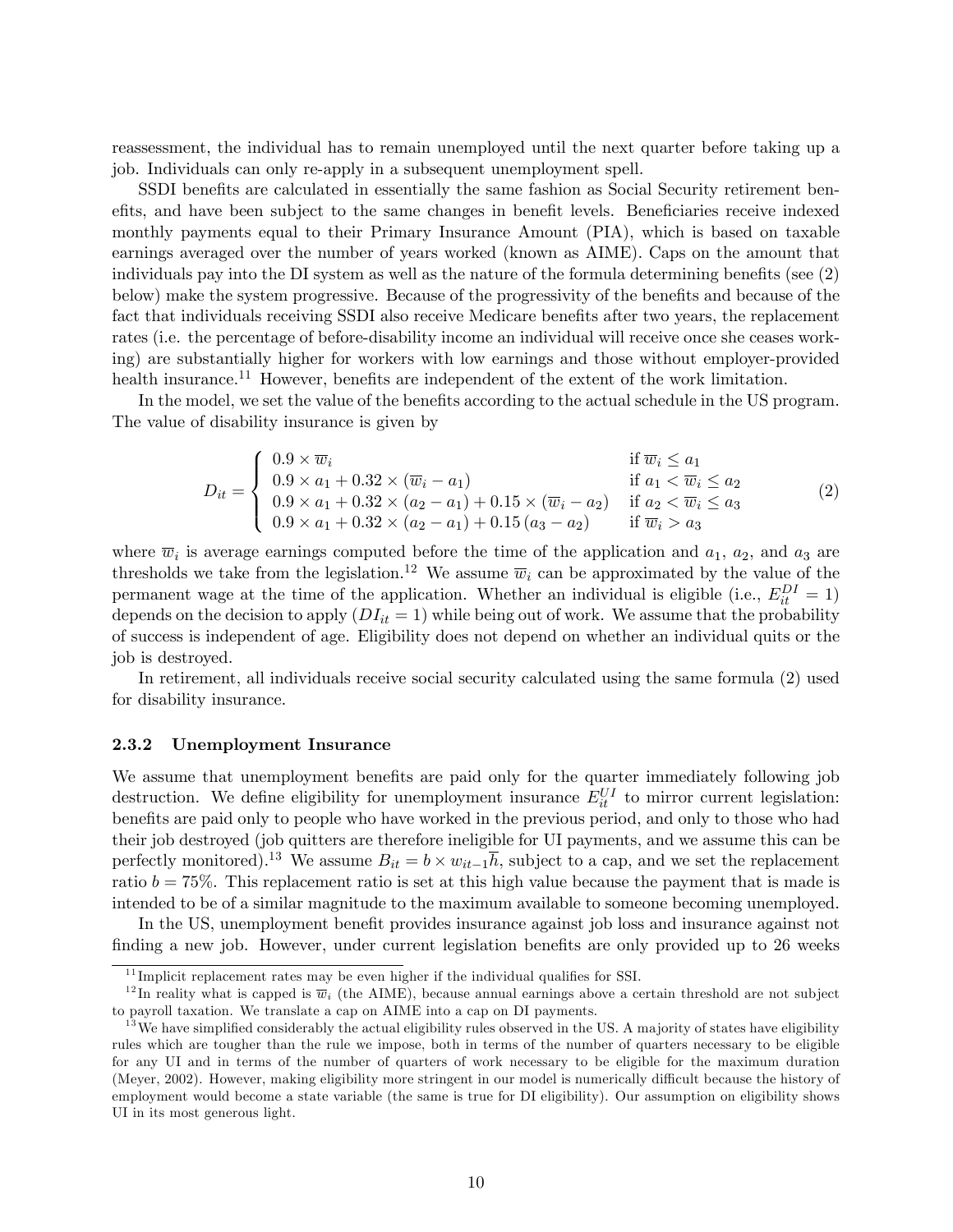reassessment, the individual has to remain unemployed until the next quarter before taking up a job. Individuals can only re-apply in a subsequent unemployment spell.

SSDI benefits are calculated in essentially the same fashion as Social Security retirement benefits, and have been subject to the same changes in benefit levels. Beneficiaries receive indexed monthly payments equal to their Primary Insurance Amount (PIA), which is based on taxable earnings averaged over the number of years worked (known as AIME). Caps on the amount that individuals pay into the DI system as well as the nature of the formula determining benefits (see (2) below) make the system progressive. Because of the progressivity of the benefits and because of the fact that individuals receiving SSDI also receive Medicare benefits after two years, the replacement rates (i.e. the percentage of before-disability income an individual will receive once she ceases working) are substantially higher for workers with low earnings and those without employer-provided health insurance.[11] However, benefits are independent of the extent of the work limitation.

In the model, we set the value of the benefits according to the actual schedule in the US program. The value of disability insurance is given by

$$D_{it} = \begin{cases} 0.9 \times \overline{w}_i & \text{if } \overline{w}_i \leq a_1 \\ 0.9 \times a_1 + 0.32 \times (\overline{w}_i - a_1) & \text{if } a_1 < \overline{w}_i \leq a_2 \\ 0.9 \times a_1 + 0.32 \times (a_2 - a_1) + 0.15 \times (\overline{w}_i - a_2) & \text{if } a_2 < \overline{w}_i \leq a_3 \\ 0.9 \times a_1 + 0.32 \times (a_2 - a_1) + 0.15\,(a_3 - a_2) & \text{if } \overline{w}_i > a_3 \end{cases} \tag{2}$$

where $\overline{w}_i$ is average earnings computed before the time of the application and $a_1$, $a_2$, and $a_3$ are thresholds we take from the legislation.[12] We assume $\overline{w}_i$ can be approximated by the value of the permanent wage at the time of the application. Whether an individual is eligible (i.e., $E_{it}^{DI} = 1$) depends on the decision to apply ($DI_{it} = 1$) while being out of work. We assume that the probability of success is independent of age. Eligibility does not depend on whether an individual quits or the job is destroyed.

In retirement, all individuals receive social security calculated using the same formula (2) used for disability insurance.

### 2.3.2 Unemployment Insurance

We assume that unemployment benefits are paid only for the quarter immediately following job destruction. We define eligibility for unemployment insurance $E_{it}^{UI}$ to mirror current legislation: benefits are paid only to people who have worked in the previous period, and only to those who had their job destroyed (job quitters are therefore ineligible for UI payments, and we assume this can be perfectly monitored).[13] We assume $B_{it} = b \times w_{it-1}\overline{h}$, subject to a cap, and we set the replacement ratio $b = 75\%$. This replacement ratio is set at this high value because the payment that is made is intended to be of a similar magnitude to the maximum available to someone becoming unemployed.

In the US, unemployment benefit provides insurance against job loss and insurance against not finding a new job. However, under current legislation benefits are only provided up to 26 weeks

[11] Implicit replacement rates may be even higher if the individual qualifies for SSI.

[12] In reality what is capped is $\overline{w}_i$ (the AIME), because annual earnings above a certain threshold are not subject to payroll taxation. We translate a cap on AIME into a cap on DI payments.

[13] We have simplified considerably the actual eligibility rules observed in the US. A majority of states have eligibility rules which are tougher than the rule we impose, both in terms of the number of quarters necessary to be eligible for any UI and in terms of the number of quarters of work necessary to be eligible for the maximum duration (Meyer, 2002). However, making eligibility more stringent in our model is numerically difficult because the history of employment would become a state variable (the same is true for DI eligibility). Our assumption on eligibility shows UI in its most generous light.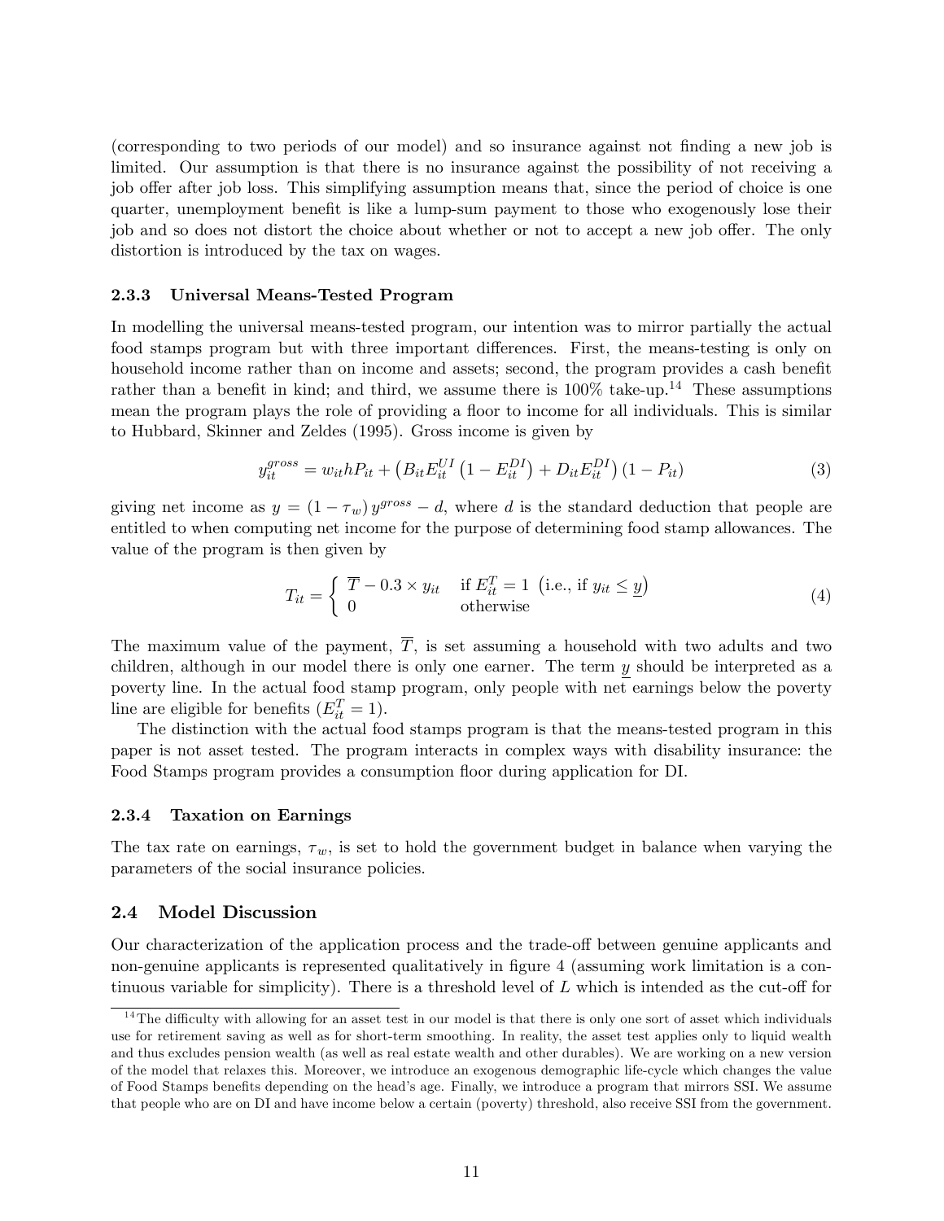(corresponding to two periods of our model) and so insurance against not finding a new job is limited. Our assumption is that there is no insurance against the possibility of not receiving a job offer after job loss. This simplifying assumption means that, since the period of choice is one quarter, unemployment benefit is like a lump-sum payment to those who exogenously lose their job and so does not distort the choice about whether or not to accept a new job offer. The only distortion is introduced by the tax on wages.

### 2.3.3 Universal Means-Tested Program

In modelling the universal means-tested program, our intention was to mirror partially the actual food stamps program but with three important differences. First, the means-testing is only on household income rather than on income and assets; second, the program provides a cash benefit rather than a benefit in kind; and third, we assume there is 100% take-up.[14] These assumptions mean the program plays the role of providing a floor to income for all individuals. This is similar to Hubbard, Skinner and Zeldes (1995). Gross income is given by

$$y_{it}^{gross} = w_{it} h P_{it} + \left( B_{it} E_{it}^{UI} \left(1 - E_{it}^{DI}\right) + D_{it} E_{it}^{DI} \right) \left(1 - P_{it}\right) \tag{3}$$

giving net income as $y = (1 - \tau_w) y^{gross} - d$, where $d$ is the standard deduction that people are entitled to when computing net income for the purpose of determining food stamp allowances. The value of the program is then given by

$$T_{it} = \begin{cases} \overline{T} - 0.3 \times y_{it} & \text{if } E_{it}^{T} = 1 \ \left(\text{i.e., if } y_{it} \leq \underline{y}\right) \\ 0 & \text{otherwise} \end{cases} \tag{4}$$

The maximum value of the payment, $\overline{T}$, is set assuming a household with two adults and two children, although in our model there is only one earner. The term $\underline{y}$ should be interpreted as a poverty line. In the actual food stamp program, only people with net earnings below the poverty line are eligible for benefits ($E_{it}^{T} = 1$).

The distinction with the actual food stamps program is that the means-tested program in this paper is not asset tested. The program interacts in complex ways with disability insurance: the Food Stamps program provides a consumption floor during application for DI.

### 2.3.4 Taxation on Earnings

The tax rate on earnings, $\tau_w$, is set to hold the government budget in balance when varying the parameters of the social insurance policies.

## 2.4 Model Discussion

Our characterization of the application process and the trade-off between genuine applicants and non-genuine applicants is represented qualitatively in figure 4 (assuming work limitation is a continuous variable for simplicity). There is a threshold level of $L$ which is intended as the cut-off for

[14] The difficulty with allowing for an asset test in our model is that there is only one sort of asset which individuals use for retirement saving as well as for short-term smoothing. In reality, the asset test applies only to liquid wealth and thus excludes pension wealth (as well as real estate wealth and other durables). We are working on a new version of the model that relaxes this. Moreover, we introduce an exogenous demographic life-cycle which changes the value of Food Stamps benefits depending on the head's age. Finally, we introduce a program that mirrors SSI. We assume that people who are on DI and have income below a certain (poverty) threshold, also receive SSI from the government.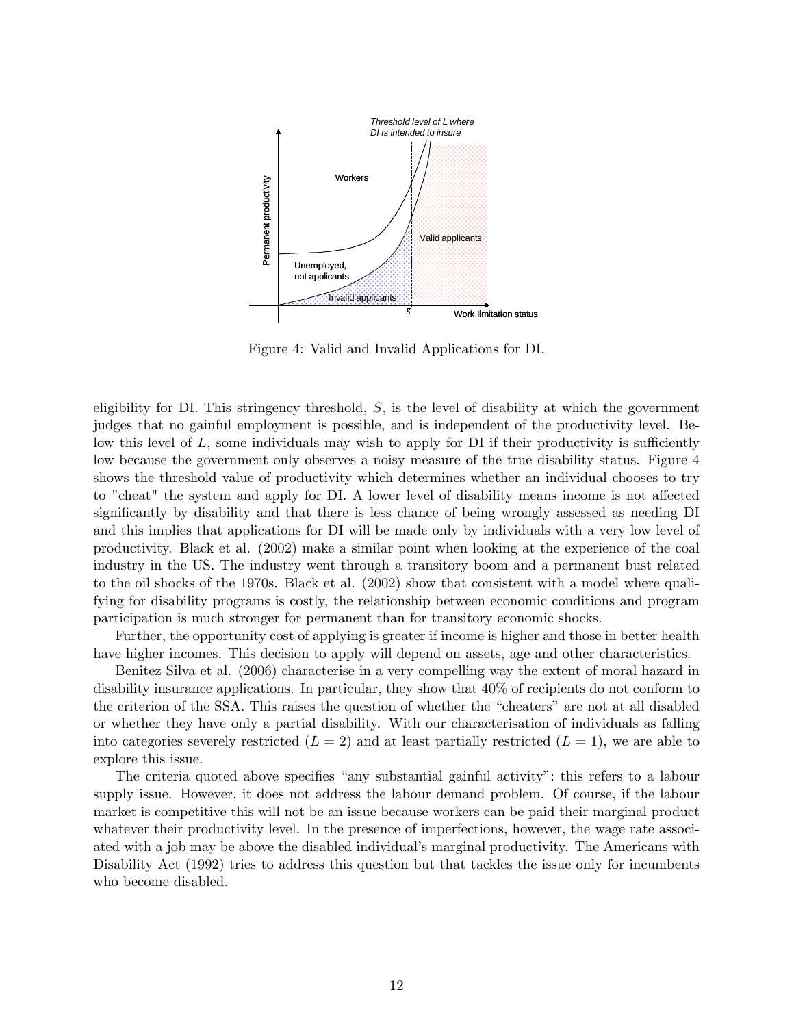Figure 4: Valid and Invalid Applications for DI.

eligibility for DI. This stringency threshold, $\overline{S}$, is the level of disability at which the government judges that no gainful employment is possible, and is independent of the productivity level. Below this level of $L$, some individuals may wish to apply for DI if their productivity is sufficiently low because the government only observes a noisy measure of the true disability status. Figure 4 shows the threshold value of productivity which determines whether an individual chooses to try to "cheat" the system and apply for DI. A lower level of disability means income is not affected significantly by disability and that there is less chance of being wrongly assessed as needing DI and this implies that applications for DI will be made only by individuals with a very low level of productivity. Black et al. (2002) make a similar point when looking at the experience of the coal industry in the US. The industry went through a transitory boom and a permanent bust related to the oil shocks of the 1970s. Black et al. (2002) show that consistent with a model where qualifying for disability programs is costly, the relationship between economic conditions and program participation is much stronger for permanent than for transitory economic shocks.

Further, the opportunity cost of applying is greater if income is higher and those in better health have higher incomes. This decision to apply will depend on assets, age and other characteristics.

Benitez-Silva et al. (2006) characterise in a very compelling way the extent of moral hazard in disability insurance applications. In particular, they show that 40% of recipients do not conform to the criterion of the SSA. This raises the question of whether the "cheaters" are not at all disabled or whether they have only a partial disability. With our characterisation of individuals as falling into categories severely restricted ($L = 2$) and at least partially restricted ($L = 1$), we are able to explore this issue.

The criteria quoted above specifies "any substantial gainful activity": this refers to a labour supply issue. However, it does not address the labour demand problem. Of course, if the labour market is competitive this will not be an issue because workers can be paid their marginal product whatever their productivity level. In the presence of imperfections, however, the wage rate associated with a job may be above the disabled individual's marginal productivity. The Americans with Disability Act (1992) tries to address this question but that tackles the issue only for incumbents who become disabled.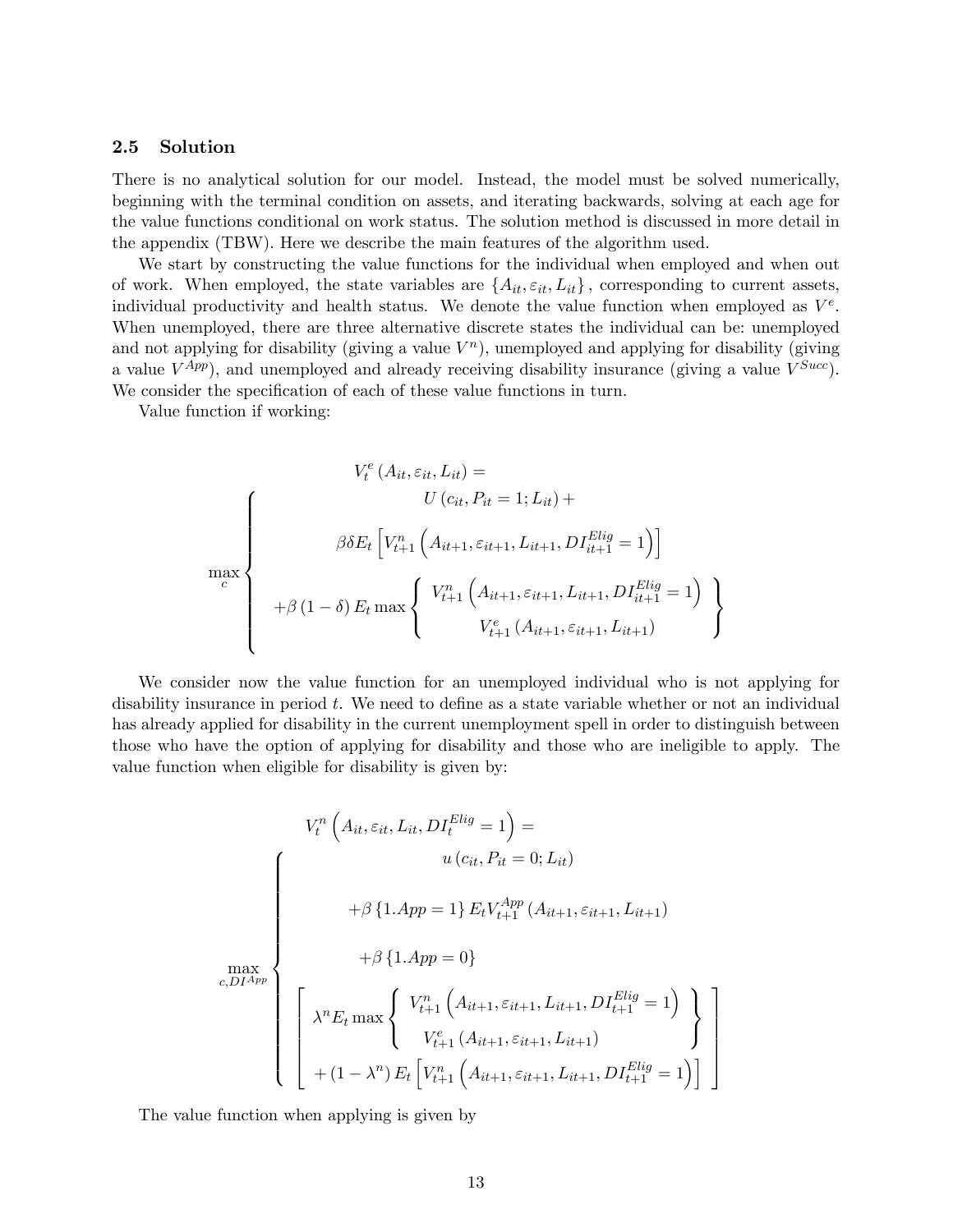### 2.5 Solution

There is no analytical solution for our model. Instead, the model must be solved numerically, beginning with the terminal condition on assets, and iterating backwards, solving at each age for the value functions conditional on work status. The solution method is discussed in more detail in the appendix (TBW). Here we describe the main features of the algorithm used.

We start by constructing the value functions for the individual when employed and when out of work. When employed, the state variables are $\{A_{it}, \varepsilon_{it}, L_{it}\}$, corresponding to current assets, individual productivity and health status. We denote the value function when employed as $V^e$. When unemployed, there are three alternative discrete states the individual can be: unemployed and not applying for disability (giving a value $V^n$), unemployed and applying for disability (giving a value $V^{App}$), and unemployed and already receiving disability insurance (giving a value $V^{Succ}$). We consider the specification of each of these value functions in turn.

Value function if working:

$$
V_t^e\left(A_{it}, \varepsilon_{it}, L_{it}\right) = \max_c \left\{
\begin{array}{c}
U\left(c_{it}, P_{it}=1; L_{it}\right) + \\
\beta\delta E_t\left[V_{t+1}^n\left(A_{it+1}, \varepsilon_{it+1}, L_{it+1}, DI_{it+1}^{Elig}=1\right)\right] \\
+\beta\left(1-\delta\right) E_t \max\left\{
\begin{array}{c}
V_{t+1}^n\left(A_{it+1}, \varepsilon_{it+1}, L_{it+1}, DI_{it+1}^{Elig}=1\right) \\
V_{t+1}^e\left(A_{it+1}, \varepsilon_{it+1}, L_{it+1}\right)
\end{array}
\right\}
\end{array}
\right.
$$

We consider now the value function for an unemployed individual who is not applying for disability insurance in period $t$. We need to define as a state variable whether or not an individual has already applied for disability in the current unemployment spell in order to distinguish between those who have the option of applying for disability and those who are ineligible to apply. The value function when eligible for disability is given by:

$$
V_t^n\left(A_{it}, \varepsilon_{it}, L_{it}, DI_t^{Elig}=1\right) = \max_{c, DI^{App}} \left\{
\begin{array}{c}
u\left(c_{it}, P_{it}=0; L_{it}\right) \\
+\beta\left\{1.App=1\right\} E_t V_{t+1}^{App}\left(A_{it+1}, \varepsilon_{it+1}, L_{it+1}\right) \\
+\beta\left\{1.App=0\right\} \\
\left[
\begin{array}{c}
\lambda^n E_t \max\left\{
\begin{array}{c}
V_{t+1}^n\left(A_{it+1}, \varepsilon_{it+1}, L_{it+1}, DI_{t+1}^{Elig}=1\right) \\
V_{t+1}^e\left(A_{it+1}, \varepsilon_{it+1}, L_{it+1}\right)
\end{array}
\right\} \\
+\left(1-\lambda^n\right) E_t\left[V_{t+1}^n\left(A_{it+1}, \varepsilon_{it+1}, L_{it+1}, DI_{t+1}^{Elig}=1\right)\right]
\end{array}
\right]
\end{array}
\right.
$$

The value function when applying is given by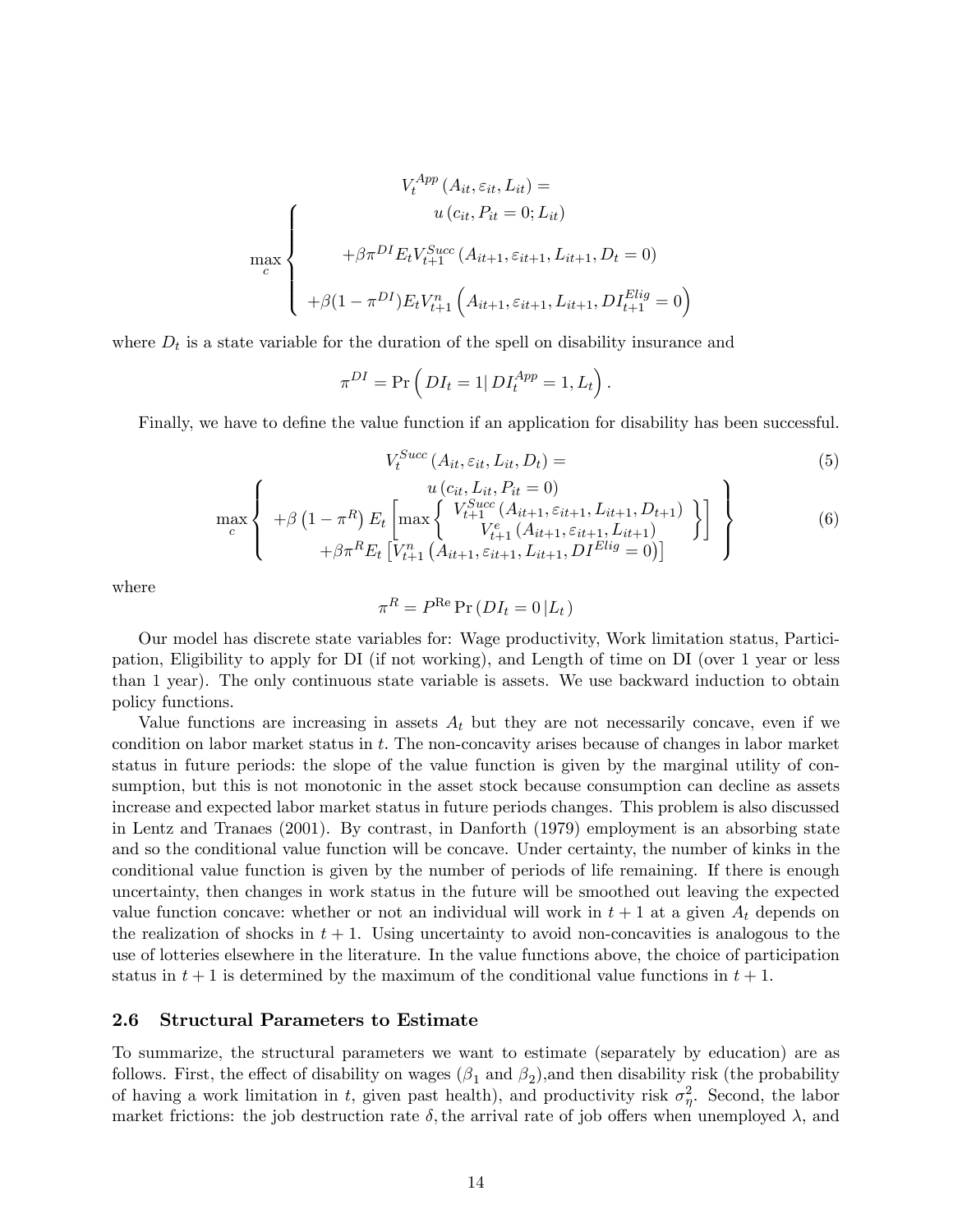$$
V_t^{App}\left(A_{it},\varepsilon_{it},L_{it}\right) = \max_c \left\{ \begin{array}{c} u\left(c_{it}, P_{it}=0; L_{it}\right) \\ \\ +\beta \pi^{DI} E_t V_{t+1}^{Succ}\left(A_{it+1},\varepsilon_{it+1},L_{it+1},D_t=0\right) \\ \\ +\beta(1-\pi^{DI}) E_t V_{t+1}^{n}\left(A_{it+1},\varepsilon_{it+1},L_{it+1},DI_{t+1}^{Elig}=0\right) \end{array} \right.
$$

where $D_t$ is a state variable for the duration of the spell on disability insurance and

$$
\pi^{DI} = \Pr\left( DI_t = 1 \middle| DI_t^{App}=1, L_t \right).
$$

Finally, we have to define the value function if an application for disability has been successful.

$$
V_t^{Succ}\left(A_{it},\varepsilon_{it},L_{it},D_t\right) = \tag{5}
$$

$$
\max_c \left\{ \begin{array}{c} u\left(c_{it}, L_{it}, P_{it}=0\right) \\ +\beta\left(1-\pi^R\right) E_t\left[\max\left\{ \begin{array}{c} V_{t+1}^{Succ}\left(A_{it+1},\varepsilon_{it+1},L_{it+1},D_{t+1}\right) \\ V_{t+1}^{e}\left(A_{it+1},\varepsilon_{it+1},L_{it+1}\right) \end{array} \right\}\right] \\ +\beta\pi^R E_t\left[V_{t+1}^{n}\left(A_{it+1},\varepsilon_{it+1},L_{it+1},DI^{Elig}=0\right)\right] \end{array} \right\} \tag{6}
$$

where

$$
\pi^R = P^{\text{Re}} \Pr\left(DI_t = 0 \left| L_t \right.\right)
$$

Our model has discrete state variables for: Wage productivity, Work limitation status, Participation, Eligibility to apply for DI (if not working), and Length of time on DI (over 1 year or less than 1 year). The only continuous state variable is assets. We use backward induction to obtain policy functions.

Value functions are increasing in assets $A_t$ but they are not necessarily concave, even if we condition on labor market status in $t$. The non-concavity arises because of changes in labor market status in future periods: the slope of the value function is given by the marginal utility of consumption, but this is not monotonic in the asset stock because consumption can decline as assets increase and expected labor market status in future periods changes. This problem is also discussed in Lentz and Tranaes (2001). By contrast, in Danforth (1979) employment is an absorbing state and so the conditional value function will be concave. Under certainty, the number of kinks in the conditional value function is given by the number of periods of life remaining. If there is enough uncertainty, then changes in work status in the future will be smoothed out leaving the expected value function concave: whether or not an individual will work in $t+1$ at a given $A_t$ depends on the realization of shocks in $t+1$. Using uncertainty to avoid non-concavities is analogous to the use of lotteries elsewhere in the literature. In the value functions above, the choice of participation status in $t+1$ is determined by the maximum of the conditional value functions in $t+1$.

### 2.6 Structural Parameters to Estimate

To summarize, the structural parameters we want to estimate (separately by education) are as follows. First, the effect of disability on wages ($\beta_1$ and $\beta_2$),and then disability risk (the probability of having a work limitation in $t$, given past health), and productivity risk $\sigma_\eta^2$. Second, the labor market frictions: the job destruction rate $\delta$, the arrival rate of job offers when unemployed $\lambda$, and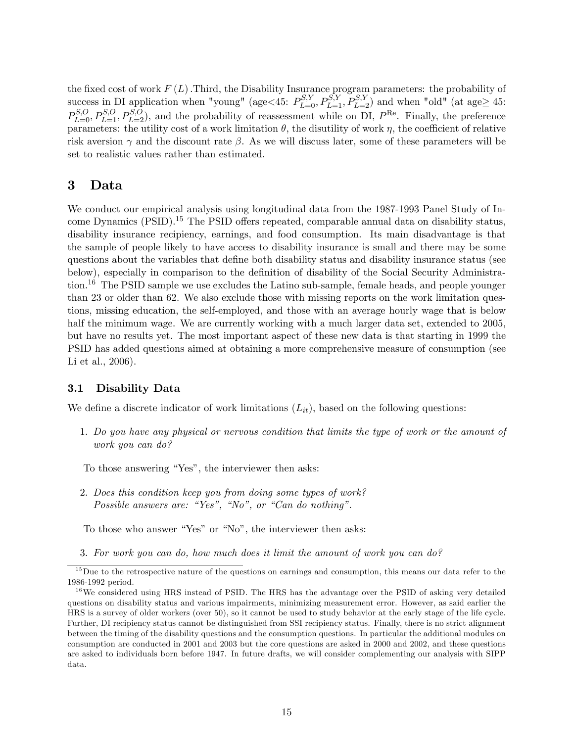the fixed cost of work $F(L)$ .Third, the Disability Insurance program parameters: the probability of success in DI application when "young" (age<45: $P_{L=0}^{S,Y}, P_{L=1}^{S,Y}, P_{L=2}^{S,Y}$) and when "old" (at age≥ 45: $P_{L=0}^{S,O}, P_{L=1}^{S,O}, P_{L=2}^{S,O}$), and the probability of reassessment while on DI, $P^{\text{Re}}$. Finally, the preference parameters: the utility cost of a work limitation $\theta$, the disutility of work $\eta$, the coefficient of relative risk aversion $\gamma$ and the discount rate $\beta$. As we will discuss later, some of these parameters will be set to realistic values rather than estimated.

## 3 Data

We conduct our empirical analysis using longitudinal data from the 1987-1993 Panel Study of Income Dynamics (PSID).[15] The PSID offers repeated, comparable annual data on disability status, disability insurance recipiency, earnings, and food consumption. Its main disadvantage is that the sample of people likely to have access to disability insurance is small and there may be some questions about the variables that define both disability status and disability insurance status (see below), especially in comparison to the definition of disability of the Social Security Administration.[16] The PSID sample we use excludes the Latino sub-sample, female heads, and people younger than 23 or older than 62. We also exclude those with missing reports on the work limitation questions, missing education, the self-employed, and those with an average hourly wage that is below half the minimum wage. We are currently working with a much larger data set, extended to 2005, but have no results yet. The most important aspect of these new data is that starting in 1999 the PSID has added questions aimed at obtaining a more comprehensive measure of consumption (see Li et al., 2006).

### 3.1 Disability Data

We define a discrete indicator of work limitations ($L_{it}$), based on the following questions:

1. *Do you have any physical or nervous condition that limits the type of work or the amount of work you can do?*

To those answering "Yes", the interviewer then asks:

2. *Does this condition keep you from doing some types of work?*
   *Possible answers are: "Yes", "No", or "Can do nothing".*

To those who answer "Yes" or "No", the interviewer then asks:

3. *For work you can do, how much does it limit the amount of work you can do?*

[15] Due to the retrospective nature of the questions on earnings and consumption, this means our data refer to the 1986-1992 period.

[16] We considered using HRS instead of PSID. The HRS has the advantage over the PSID of asking very detailed questions on disability status and various impairments, minimizing measurement error. However, as said earlier the HRS is a survey of older workers (over 50), so it cannot be used to study behavior at the early stage of the life cycle. Further, DI recipiency status cannot be distinguished from SSI recipiency status. Finally, there is no strict alignment between the timing of the disability questions and the consumption questions. In particular the additional modules on consumption are conducted in 2001 and 2003 but the core questions are asked in 2000 and 2002, and these questions are asked to individuals born before 1947. In future drafts, we will consider complementing our analysis with SIPP data.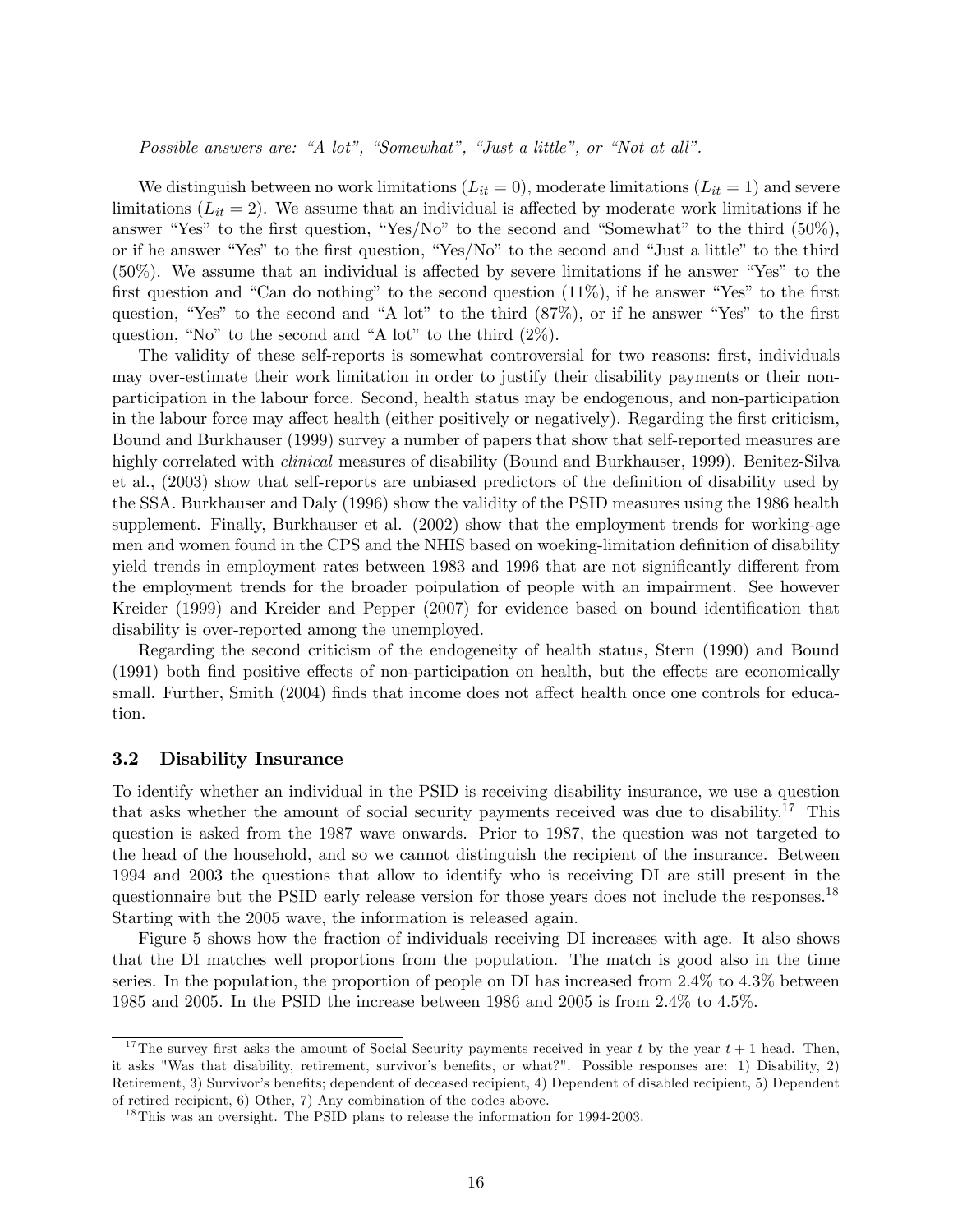*Possible answers are: "A lot", "Somewhat", "Just a little", or "Not at all".*

We distinguish between no work limitations ($L_{it} = 0$), moderate limitations ($L_{it} = 1$) and severe limitations ($L_{it} = 2$). We assume that an individual is affected by moderate work limitations if he answer "Yes" to the first question, "Yes/No" to the second and "Somewhat" to the third (50%), or if he answer "Yes" to the first question, "Yes/No" to the second and "Just a little" to the third (50%). We assume that an individual is affected by severe limitations if he answer "Yes" to the first question and "Can do nothing" to the second question (11%), if he answer "Yes" to the first question, "Yes" to the second and "A lot" to the third (87%), or if he answer "Yes" to the first question, "No" to the second and "A lot" to the third (2%).

The validity of these self-reports is somewhat controversial for two reasons: first, individuals may over-estimate their work limitation in order to justify their disability payments or their non-participation in the labour force. Second, health status may be endogenous, and non-participation in the labour force may affect health (either positively or negatively). Regarding the first criticism, Bound and Burkhauser (1999) survey a number of papers that show that self-reported measures are highly correlated with *clinical* measures of disability (Bound and Burkhauser, 1999). Benitez-Silva et al., (2003) show that self-reports are unbiased predictors of the definition of disability used by the SSA. Burkhauser and Daly (1996) show the validity of the PSID measures using the 1986 health supplement. Finally, Burkhauser et al. (2002) show that the employment trends for working-age men and women found in the CPS and the NHIS based on woeking-limitation definition of disability yield trends in employment rates between 1983 and 1996 that are not significantly different from the employment trends for the broader poipulation of people with an impairment. See however Kreider (1999) and Kreider and Pepper (2007) for evidence based on bound identification that disability is over-reported among the unemployed.

Regarding the second criticism of the endogeneity of health status, Stern (1990) and Bound (1991) both find positive effects of non-participation on health, but the effects are economically small. Further, Smith (2004) finds that income does not affect health once one controls for education.

### 3.2 Disability Insurance

To identify whether an individual in the PSID is receiving disability insurance, we use a question that asks whether the amount of social security payments received was due to disability.[17] This question is asked from the 1987 wave onwards. Prior to 1987, the question was not targeted to the head of the household, and so we cannot distinguish the recipient of the insurance. Between 1994 and 2003 the questions that allow to identify who is receiving DI are still present in the questionnaire but the PSID early release version for those years does not include the responses.[18] Starting with the 2005 wave, the information is released again.

Figure 5 shows how the fraction of individuals receiving DI increases with age. It also shows that the DI matches well proportions from the population. The match is good also in the time series. In the population, the proportion of people on DI has increased from 2.4% to 4.3% between 1985 and 2005. In the PSID the increase between 1986 and 2005 is from 2.4% to 4.5%.

[17] The survey first asks the amount of Social Security payments received in year $t$ by the year $t+1$ head. Then, it asks "Was that disability, retirement, survivor's benefits, or what?". Possible responses are: 1) Disability, 2) Retirement, 3) Survivor's benefits; dependent of deceased recipient, 4) Dependent of disabled recipient, 5) Dependent of retired recipient, 6) Other, 7) Any combination of the codes above.

[18] This was an oversight. The PSID plans to release the information for 1994-2003.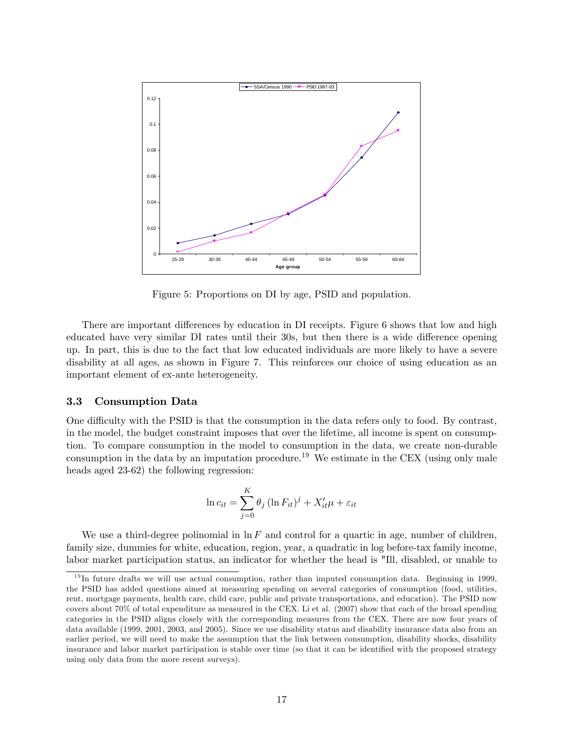Figure 5: Proportions on DI by age, PSID and population.

There are important differences by education in DI receipts. Figure 6 shows that low and high educated have very similar DI rates until their 30s, but then there is a wide difference opening up. In part, this is due to the fact that low educated individuals are more likely to have a severe disability at all ages, as shown in Figure 7. This reinforces our choice of using education as an important element of ex-ante heterogeneity.

### 3.3 Consumption Data

One difficulty with the PSID is that the consumption in the data refers only to food. By contrast, in the model, the budget constraint imposes that over the lifetime, all income is spent on consumption. To compare consumption in the model to consumption in the data, we create non-durable consumption in the data by an imputation procedure.[19] We estimate in the CEX (using only male heads aged 23-62) the following regression:

$$\ln c_{it} = \sum_{j=0}^{K} \theta_j \left(\ln F_{it}\right)^j + X_{it}'\mu + \varepsilon_{it}$$

We use a third-degree polinomial in $\ln F$ and control for a quartic in age, number of children, family size, dummies for white, education, region, year, a quadratic in log before-tax family income, labor market participation status, an indicator for whether the head is "Ill, disabled, or unable to

[19] In future drafts we will use actual consumption, rather than imputed consumption data. Beginning in 1999, the PSID has added questions aimed at measuring spending on several categories of consumption (food, utilities, rent, mortgage payments, health care, child care, public and private transportations, and education). The PSID now covers about 70% of total expenditure as measured in the CEX. Li et al. (2007) show that each of the broad spending categories in the PSID aligns closely with the corresponding measures from the CEX. There are now four years of data available (1999, 2001, 2003, and 2005). Since we use disability status and disability insurance data also from an earlier period, we will need to make the assumption that the link between consumption, disability shocks, disability insurance and labor market participation is stable over time (so that it can be identified with the proposed strategy using only data from the more recent surveys).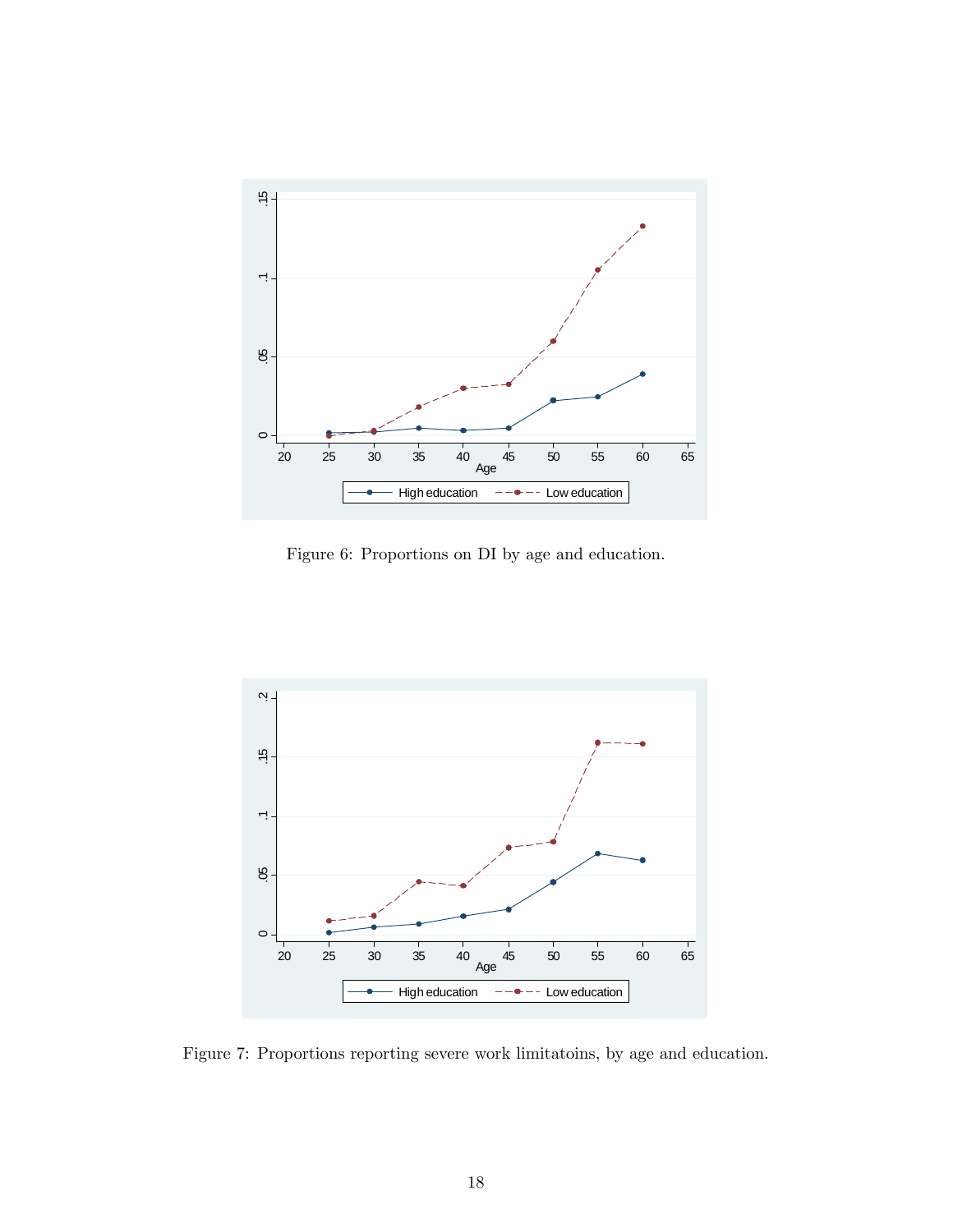Figure 6: Proportions on DI by age and education.

Figure 7: Proportions reporting severe work limitatoins, by age and education.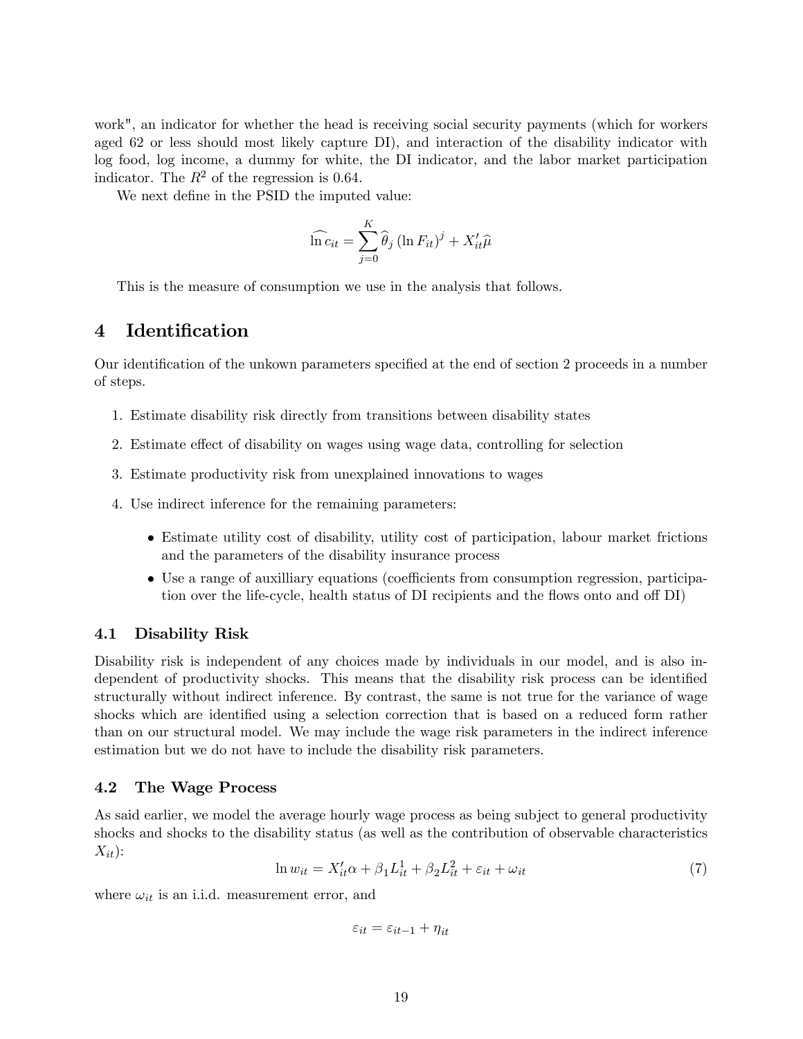work", an indicator for whether the head is receiving social security payments (which for workers aged 62 or less should most likely capture DI), and interaction of the disability indicator with log food, log income, a dummy for white, the DI indicator, and the labor market participation indicator. The $R^2$ of the regression is 0.64.

We next define in the PSID the imputed value:

$$\widehat{\ln c_{it}} = \sum_{j=0}^{K} \widehat{\theta}_j \left(\ln F_{it}\right)^j + X_{it}'\widehat{\mu}$$

This is the measure of consumption we use in the analysis that follows.

# 4 Identification

Our identification of the unkown parameters specified at the end of section 2 proceeds in a number of steps.

1. Estimate disability risk directly from transitions between disability states
2. Estimate effect of disability on wages using wage data, controlling for selection
3. Estimate productivity risk from unexplained innovations to wages
4. Use indirect inference for the remaining parameters:
   - Estimate utility cost of disability, utility cost of participation, labour market frictions and the parameters of the disability insurance process
   - Use a range of auxilliary equations (coefficients from consumption regression, participation over the life-cycle, health status of DI recipients and the flows onto and off DI)

## 4.1 Disability Risk

Disability risk is independent of any choices made by individuals in our model, and is also independent of productivity shocks. This means that the disability risk process can be identified structurally without indirect inference. By contrast, the same is not true for the variance of wage shocks which are identified using a selection correction that is based on a reduced form rather than on our structural model. We may include the wage risk parameters in the indirect inference estimation but we do not have to include the disability risk parameters.

## 4.2 The Wage Process

As said earlier, we model the average hourly wage process as being subject to general productivity shocks and shocks to the disability status (as well as the contribution of observable characteristics $X_{it}$):

$$\ln w_{it} = X_{it}'\alpha + \beta_1 L_{it}^1 + \beta_2 L_{it}^2 + \varepsilon_{it} + \omega_{it} \tag{7}$$

where $\omega_{it}$ is an i.i.d. measurement error, and

$$\varepsilon_{it} = \varepsilon_{it-1} + \eta_{it}$$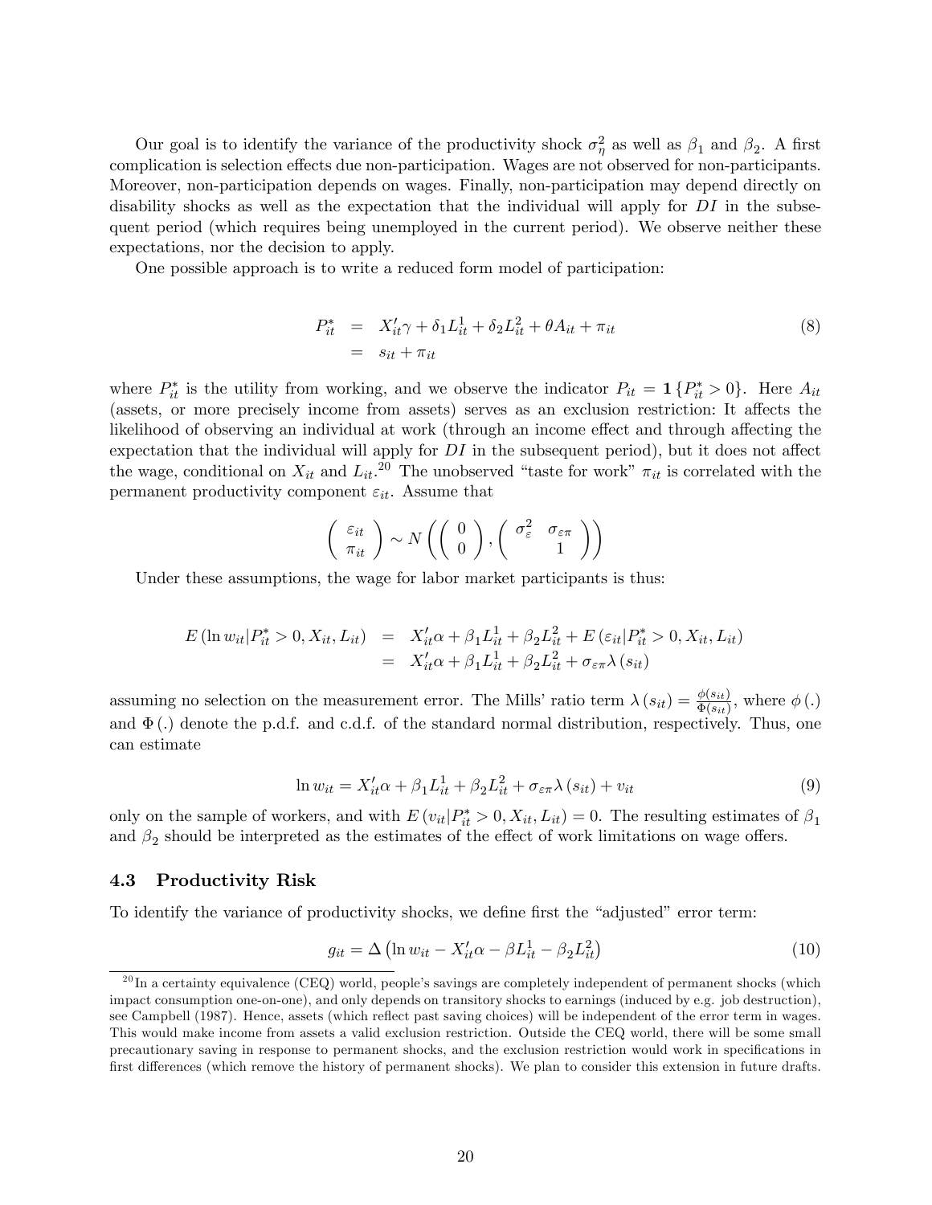Our goal is to identify the variance of the productivity shock $\sigma_\eta^2$ as well as $\beta_1$ and $\beta_2$. A first complication is selection effects due non-participation. Wages are not observed for non-participants. Moreover, non-participation depends on wages. Finally, non-participation may depend directly on disability shocks as well as the expectation that the individual will apply for $DI$ in the subsequent period (which requires being unemployed in the current period). We observe neither these expectations, nor the decision to apply.

One possible approach is to write a reduced form model of participation:

$$
\begin{aligned}
P_{it}^* &= X_{it}'\gamma + \delta_1 L_{it}^1 + \delta_2 L_{it}^2 + \theta A_{it} + \pi_{it} \\
&= s_{it} + \pi_{it}
\end{aligned}
\tag{8}
$$

where $P_{it}^*$ is the utility from working, and we observe the indicator $P_{it} = \mathbf{1}\{P_{it}^* > 0\}$. Here $A_{it}$ (assets, or more precisely income from assets) serves as an exclusion restriction: It affects the likelihood of observing an individual at work (through an income effect and through affecting the expectation that the individual will apply for $DI$ in the subsequent period), but it does not affect the wage, conditional on $X_{it}$ and $L_{it}$.[20] The unobserved "taste for work" $\pi_{it}$ is correlated with the permanent productivity component $\varepsilon_{it}$. Assume that

$$
\begin{pmatrix} \varepsilon_{it} \\ \pi_{it} \end{pmatrix} \sim N\left( \begin{pmatrix} 0 \\ 0 \end{pmatrix}, \begin{pmatrix} \sigma_\varepsilon^2 & \sigma_{\varepsilon\pi} \\ & 1 \end{pmatrix} \right)
$$

Under these assumptions, the wage for labor market participants is thus:

$$
\begin{aligned}
E\left(\ln w_{it} | P_{it}^* > 0, X_{it}, L_{it}\right) &= X_{it}'\alpha + \beta_1 L_{it}^1 + \beta_2 L_{it}^2 + E\left(\varepsilon_{it} | P_{it}^* > 0, X_{it}, L_{it}\right) \\
&= X_{it}'\alpha + \beta_1 L_{it}^1 + \beta_2 L_{it}^2 + \sigma_{\varepsilon\pi} \lambda\left(s_{it}\right)
\end{aligned}
$$

assuming no selection on the measurement error. The Mills' ratio term $\lambda\left(s_{it}\right) = \frac{\phi(s_{it})}{\Phi(s_{it})}$, where $\phi(.)$ and $\Phi(.)$ denote the p.d.f. and c.d.f. of the standard normal distribution, respectively. Thus, one can estimate

$$
\ln w_{it} = X_{it}'\alpha + \beta_1 L_{it}^1 + \beta_2 L_{it}^2 + \sigma_{\varepsilon\pi} \lambda\left(s_{it}\right) + v_{it} \tag{9}
$$

only on the sample of workers, and with $E\left(v_{it} | P_{it}^* > 0, X_{it}, L_{it}\right) = 0$. The resulting estimates of $\beta_1$ and $\beta_2$ should be interpreted as the estimates of the effect of work limitations on wage offers.

### 4.3 Productivity Risk

To identify the variance of productivity shocks, we define first the "adjusted" error term:

$$
g_{it} = \Delta\left(\ln w_{it} - X_{it}'\alpha - \beta L_{it}^1 - \beta_2 L_{it}^2\right) \tag{10}
$$

[20] In a certainty equivalence (CEQ) world, people's savings are completely independent of permanent shocks (which impact consumption one-on-one), and only depends on transitory shocks to earnings (induced by e.g. job destruction), see Campbell (1987). Hence, assets (which reflect past saving choices) will be independent of the error term in wages. This would make income from assets a valid exclusion restriction. Outside the CEQ world, there will be some small precautionary saving in response to permanent shocks, and the exclusion restriction would work in specifications in first differences (which remove the history of permanent shocks). We plan to consider this extension in future drafts.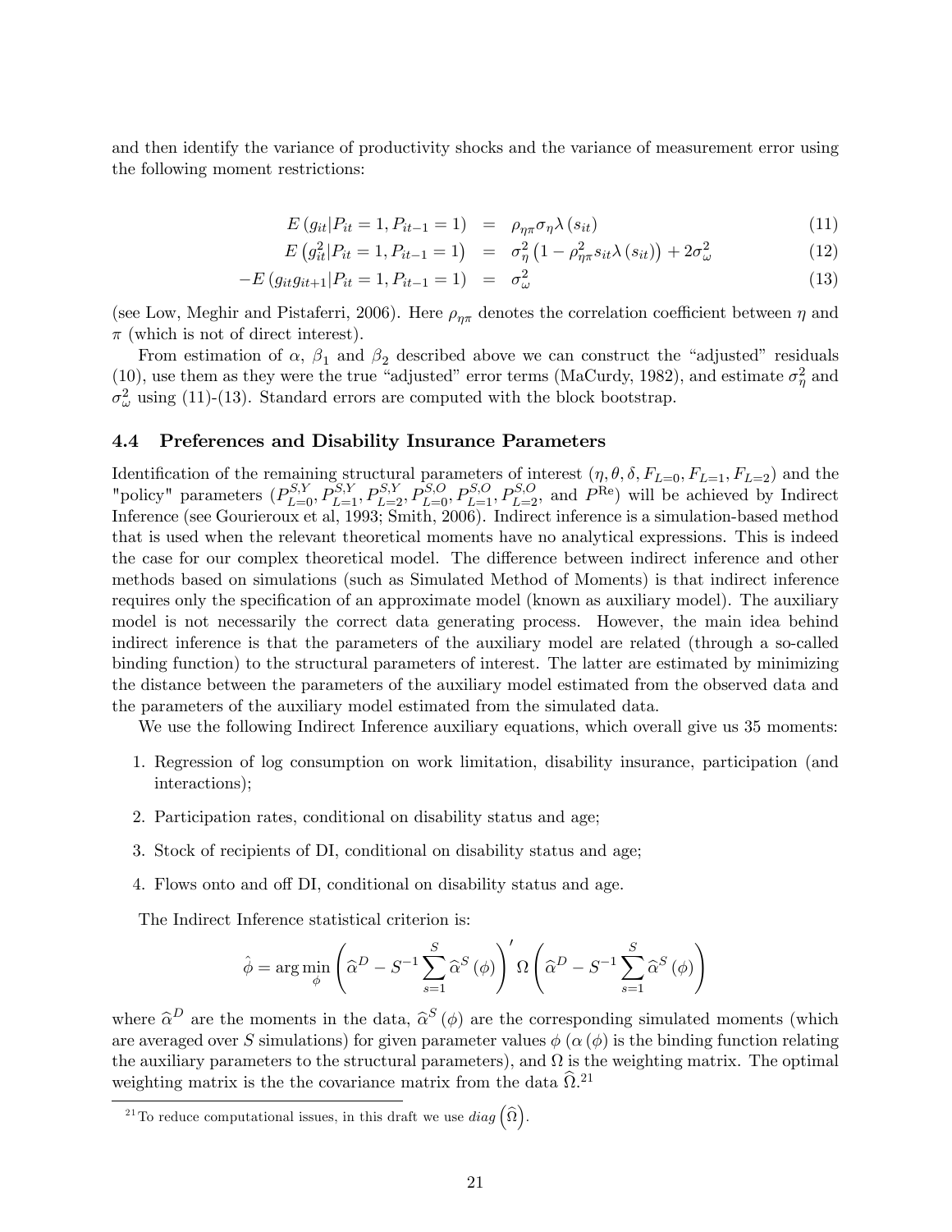and then identify the variance of productivity shocks and the variance of measurement error using the following moment restrictions:

$$
\begin{aligned}
E\left(g_{it}|P_{it}=1,P_{it-1}=1\right) &= \rho_{\eta\pi}\sigma_{\eta}\lambda\left(s_{it}\right) &(11)\\
E\left(g_{it}^{2}|P_{it}=1,P_{it-1}=1\right) &= \sigma_{\eta}^{2}\left(1-\rho_{\eta\pi}^{2}s_{it}\lambda\left(s_{it}\right)\right)+2\sigma_{\omega}^{2} &(12)\\
-E\left(g_{it}g_{it+1}|P_{it}=1,P_{it-1}=1\right) &= \sigma_{\omega}^{2} &(13)
\end{aligned}
$$

(see Low, Meghir and Pistaferri, 2006). Here $\rho_{\eta\pi}$ denotes the correlation coefficient between $\eta$ and $\pi$ (which is not of direct interest).

From estimation of $\alpha$, $\beta_1$ and $\beta_2$ described above we can construct the "adjusted" residuals (10), use them as they were the true "adjusted" error terms (MaCurdy, 1982), and estimate $\sigma_{\eta}^{2}$ and $\sigma_{\omega}^{2}$ using (11)-(13). Standard errors are computed with the block bootstrap.

### 4.4 Preferences and Disability Insurance Parameters

Identification of the remaining structural parameters of interest ($\eta, \theta, \delta, F_{L=0}, F_{L=1}, F_{L=2}$) and the "policy" parameters ($P_{L=0}^{S,Y}, P_{L=1}^{S,Y}, P_{L=2}^{S,Y}, P_{L=0}^{S,O}, P_{L=1}^{S,O}, P_{L=2}^{S,O}$, and $P^{\mathrm{Re}}$) will be achieved by Indirect Inference (see Gourieroux et al, 1993; Smith, 2006). Indirect inference is a simulation-based method that is used when the relevant theoretical moments have no analytical expressions. This is indeed the case for our complex theoretical model. The difference between indirect inference and other methods based on simulations (such as Simulated Method of Moments) is that indirect inference requires only the specification of an approximate model (known as auxiliary model). The auxiliary model is not necessarily the correct data generating process. However, the main idea behind indirect inference is that the parameters of the auxiliary model are related (through a so-called binding function) to the structural parameters of interest. The latter are estimated by minimizing the distance between the parameters of the auxiliary model estimated from the observed data and the parameters of the auxiliary model estimated from the simulated data.

We use the following Indirect Inference auxiliary equations, which overall give us 35 moments:

1. Regression of log consumption on work limitation, disability insurance, participation (and interactions);
2. Participation rates, conditional on disability status and age;
3. Stock of recipients of DI, conditional on disability status and age;
4. Flows onto and off DI, conditional on disability status and age.

The Indirect Inference statistical criterion is:

$$
\hat{\phi}=\arg\min_{\phi}\left(\widehat{\alpha}^{D}-S^{-1}\sum_{s=1}^{S}\widehat{\alpha}^{S}\left(\phi\right)\right)^{\prime}\Omega\left(\widehat{\alpha}^{D}-S^{-1}\sum_{s=1}^{S}\widehat{\alpha}^{S}\left(\phi\right)\right)
$$

where $\widehat{\alpha}^{D}$ are the moments in the data, $\widehat{\alpha}^{S}\left(\phi\right)$ are the corresponding simulated moments (which are averaged over $S$ simulations) for given parameter values $\phi$ ($\alpha\left(\phi\right)$ is the binding function relating the auxiliary parameters to the structural parameters), and $\Omega$ is the weighting matrix. The optimal weighting matrix is the the covariance matrix from the data $\widehat{\Omega}$.[21]

[21] To reduce computational issues, in this draft we use $diag\left(\widehat{\Omega}\right)$.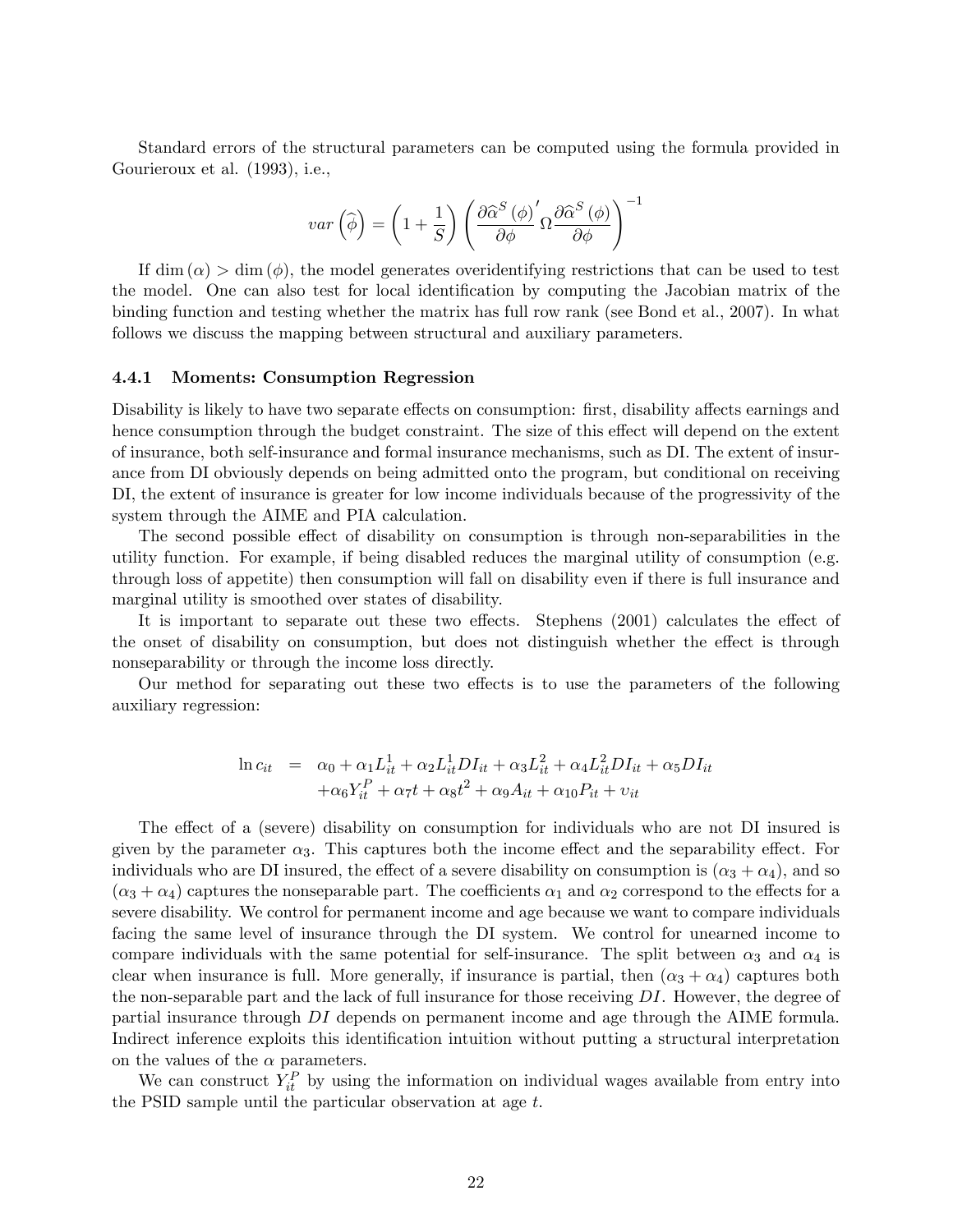Standard errors of the structural parameters can be computed using the formula provided in Gourieroux et al. (1993), i.e.,

$$var\left(\widehat{\phi}\right) = \left(1 + \frac{1}{S}\right)\left(\frac{\partial \widehat{\alpha}^{S}\left(\phi\right)'}{\partial \phi}\Omega \frac{\partial \widehat{\alpha}^{S}\left(\phi\right)}{\partial \phi}\right)^{-1}$$

If $\dim(\alpha) > \dim(\phi)$, the model generates overidentifying restrictions that can be used to test the model. One can also test for local identification by computing the Jacobian matrix of the binding function and testing whether the matrix has full row rank (see Bond et al., 2007). In what follows we discuss the mapping between structural and auxiliary parameters.

### 4.4.1 Moments: Consumption Regression

Disability is likely to have two separate effects on consumption: first, disability affects earnings and hence consumption through the budget constraint. The size of this effect will depend on the extent of insurance, both self-insurance and formal insurance mechanisms, such as DI. The extent of insurance from DI obviously depends on being admitted onto the program, but conditional on receiving DI, the extent of insurance is greater for low income individuals because of the progressivity of the system through the AIME and PIA calculation.

The second possible effect of disability on consumption is through non-separabilities in the utility function. For example, if being disabled reduces the marginal utility of consumption (e.g. through loss of appetite) then consumption will fall on disability even if there is full insurance and marginal utility is smoothed over states of disability.

It is important to separate out these two effects. Stephens (2001) calculates the effect of the onset of disability on consumption, but does not distinguish whether the effect is through nonseparability or through the income loss directly.

Our method for separating out these two effects is to use the parameters of the following auxiliary regression:

$$\begin{aligned}
\ln c_{it} &= \alpha_0 + \alpha_1 L_{it}^1 + \alpha_2 L_{it}^1 DI_{it} + \alpha_3 L_{it}^2 + \alpha_4 L_{it}^2 DI_{it} + \alpha_5 DI_{it} \\
&\quad + \alpha_6 Y_{it}^P + \alpha_7 t + \alpha_8 t^2 + \alpha_9 A_{it} + \alpha_{10} P_{it} + \upsilon_{it}
\end{aligned}$$

The effect of a (severe) disability on consumption for individuals who are not DI insured is given by the parameter $\alpha_3$. This captures both the income effect and the separability effect. For individuals who are DI insured, the effect of a severe disability on consumption is $(\alpha_3 + \alpha_4)$, and so $(\alpha_3 + \alpha_4)$ captures the nonseparable part. The coefficients $\alpha_1$ and $\alpha_2$ correspond to the effects for a severe disability. We control for permanent income and age because we want to compare individuals facing the same level of insurance through the DI system. We control for unearned income to compare individuals with the same potential for self-insurance. The split between $\alpha_3$ and $\alpha_4$ is clear when insurance is full. More generally, if insurance is partial, then $(\alpha_3 + \alpha_4)$ captures both the non-separable part and the lack of full insurance for those receiving $DI$. However, the degree of partial insurance through $DI$ depends on permanent income and age through the AIME formula. Indirect inference exploits this identification intuition without putting a structural interpretation on the values of the $\alpha$ parameters.

We can construct $Y_{it}^P$ by using the information on individual wages available from entry into the PSID sample until the particular observation at age $t$.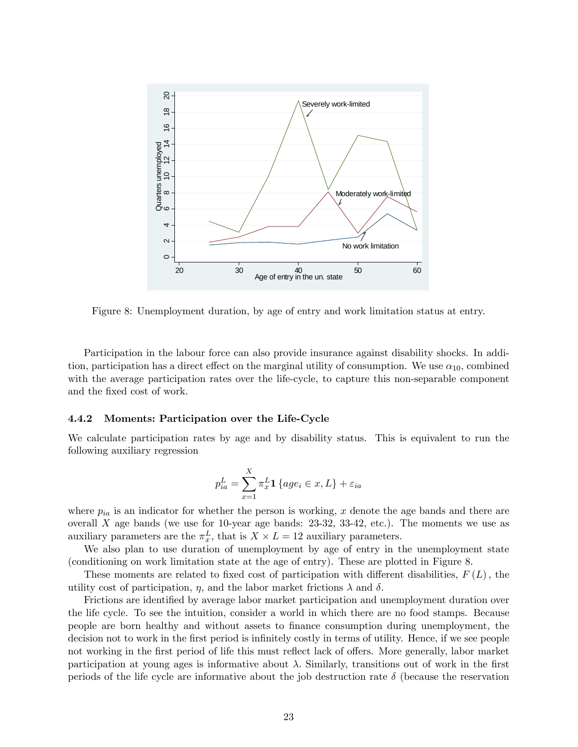Figure 8: Unemployment duration, by age of entry and work limitation status at entry.

Participation in the labour force can also provide insurance against disability shocks. In addition, participation has a direct effect on the marginal utility of consumption. We use $\alpha_{10}$, combined with the average participation rates over the life-cycle, to capture this non-separable component and the fixed cost of work.

#### 4.4.2 Moments: Participation over the Life-Cycle

We calculate participation rates by age and by disability status. This is equivalent to run the following auxiliary regression

$$p_{ia}^{L} = \sum_{x=1}^{X} \pi_{x}^{L} \mathbf{1} \left\{ age_i \in x, L \right\} + \varepsilon_{ia}$$

where $p_{ia}$ is an indicator for whether the person is working, $x$ denote the age bands and there are overall $X$ age bands (we use for 10-year age bands: 23-32, 33-42, etc.). The moments we use as auxiliary parameters are the $\pi_x^L$, that is $X \times L = 12$ auxiliary parameters.

We also plan to use duration of unemployment by age of entry in the unemployment state (conditioning on work limitation state at the age of entry). These are plotted in Figure 8.

These moments are related to fixed cost of participation with different disabilities, $F(L)$, the utility cost of participation, $\eta$, and the labor market frictions $\lambda$ and $\delta$.

Frictions are identified by average labor market participation and unemployment duration over the life cycle. To see the intuition, consider a world in which there are no food stamps. Because people are born healthy and without assets to finance consumption during unemployment, the decision not to work in the first period is infinitely costly in terms of utility. Hence, if we see people not working in the first period of life this must reflect lack of offers. More generally, labor market participation at young ages is informative about $\lambda$. Similarly, transitions out of work in the first periods of the life cycle are informative about the job destruction rate $\delta$ (because the reservation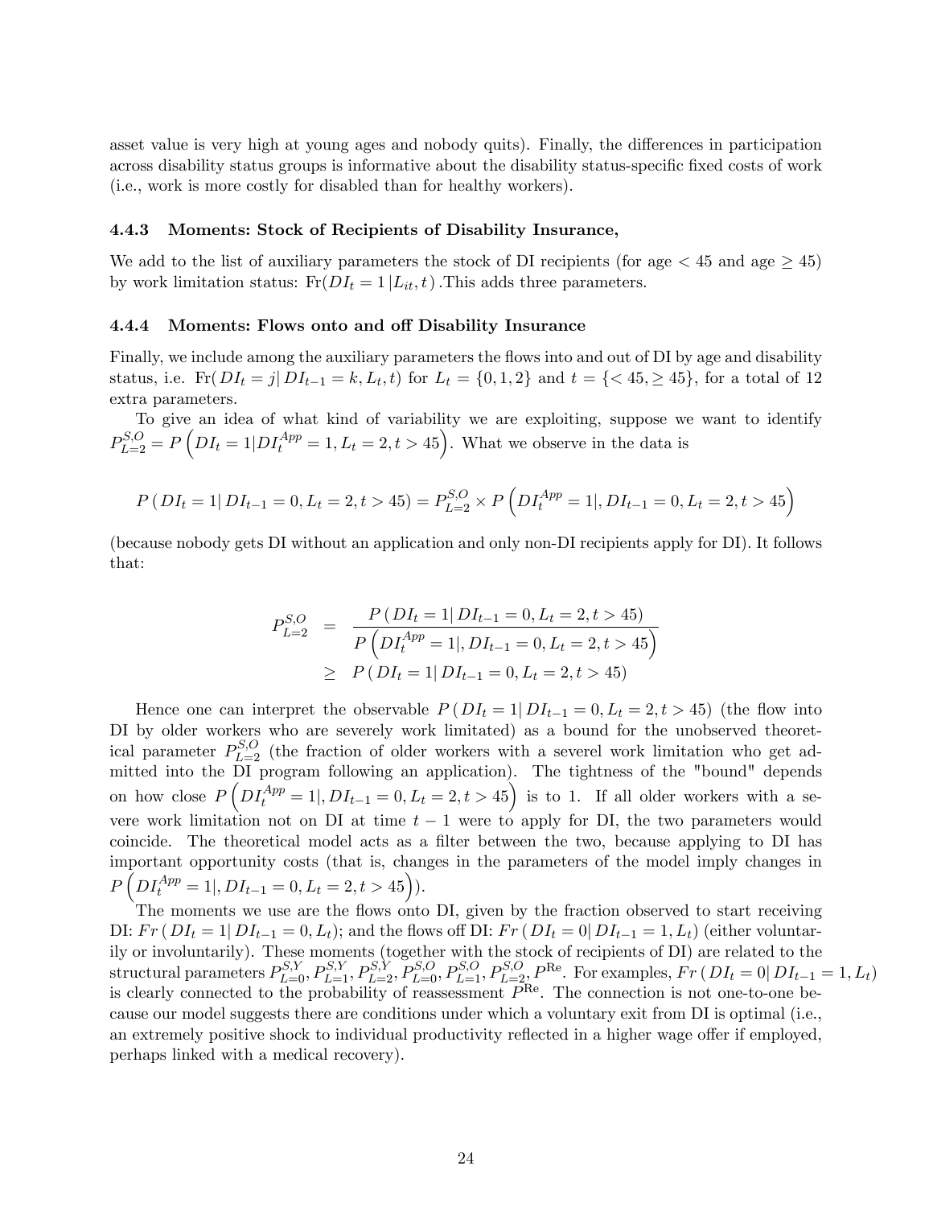asset value is very high at young ages and nobody quits). Finally, the differences in participation across disability status groups is informative about the disability status-specific fixed costs of work (i.e., work is more costly for disabled than for healthy workers).

### 4.4.3 Moments: Stock of Recipients of Disability Insurance,

We add to the list of auxiliary parameters the stock of DI recipients (for age $< 45$ and age $\geq 45$) by work limitation status: $\text{Fr}(DI_t = 1 \,|L_{it}, t)$ .This adds three parameters.

### 4.4.4 Moments: Flows onto and off Disability Insurance

Finally, we include among the auxiliary parameters the flows into and out of DI by age and disability status, i.e. $\text{Fr}(\, DI_t = j|\, DI_{t-1} = k, L_t, t)$ for $L_t = \{0, 1, 2\}$ and $t = \{< 45, \geq 45\}$, for a total of 12 extra parameters.

To give an idea of what kind of variability we are exploiting, suppose we want to identify $P^{S,O}_{L=2} = P\left(DI_t = 1|DI^{App}_t = 1, L_t = 2, t > 45\right)$. What we observe in the data is

$$P\left(\, DI_t = 1|\, DI_{t-1} = 0, L_t = 2, t > 45\right) = P^{S,O}_{L=2} \times P\left(DI^{App}_t = 1|, DI_{t-1} = 0, L_t = 2, t > 45\right)$$

(because nobody gets DI without an application and only non-DI recipients apply for DI). It follows that:

$$\begin{aligned} P^{S,O}_{L=2} &= \frac{P\left(\, DI_t = 1|\, DI_{t-1} = 0, L_t = 2, t > 45\right)}{P\left(DI^{App}_t = 1|, DI_{t-1} = 0, L_t = 2, t > 45\right)} \\ &\geq P\left(\, DI_t = 1|\, DI_{t-1} = 0, L_t = 2, t > 45\right) \end{aligned}$$

Hence one can interpret the observable $P\left(\, DI_t = 1|\, DI_{t-1} = 0, L_t = 2, t > 45\right)$ (the flow into DI by older workers who are severely work limitated) as a bound for the unobserved theoretical parameter $P^{S,O}_{L=2}$ (the fraction of older workers with a severel work limitation who get admitted into the DI program following an application). The tightness of the "bound" depends on how close $P\left(DI^{App}_t = 1|, DI_{t-1} = 0, L_t = 2, t > 45\right)$ is to 1. If all older workers with a severe work limitation not on DI at time $t-1$ were to apply for DI, the two parameters would coincide. The theoretical model acts as a filter between the two, because applying to DI has important opportunity costs (that is, changes in the parameters of the model imply changes in $P\left(DI^{App}_t = 1|, DI_{t-1} = 0, L_t = 2, t > 45\right)$).

The moments we use are the flows onto DI, given by the fraction observed to start receiving DI: $Fr\left(\, DI_t = 1|\, DI_{t-1} = 0, L_t\right)$; and the flows off DI: $Fr\left(\, DI_t = 0|\, DI_{t-1} = 1, L_t\right)$ (either voluntarily or involuntarily). These moments (together with the stock of recipients of DI) are related to the structural parameters $P^{S,Y}_{L=0}, P^{S,Y}_{L=1}, P^{S,Y}_{L=2}, P^{S,O}_{L=0}, P^{S,O}_{L=1}, P^{S,O}_{L=2}, P^{\text{Re}}$. For examples, $Fr\left(\, DI_t = 0|\, DI_{t-1} = 1, L_t\right)$ is clearly connected to the probability of reassessment $P^{\text{Re}}$. The connection is not one-to-one because our model suggests there are conditions under which a voluntary exit from DI is optimal (i.e., an extremely positive shock to individual productivity reflected in a higher wage offer if employed, perhaps linked with a medical recovery).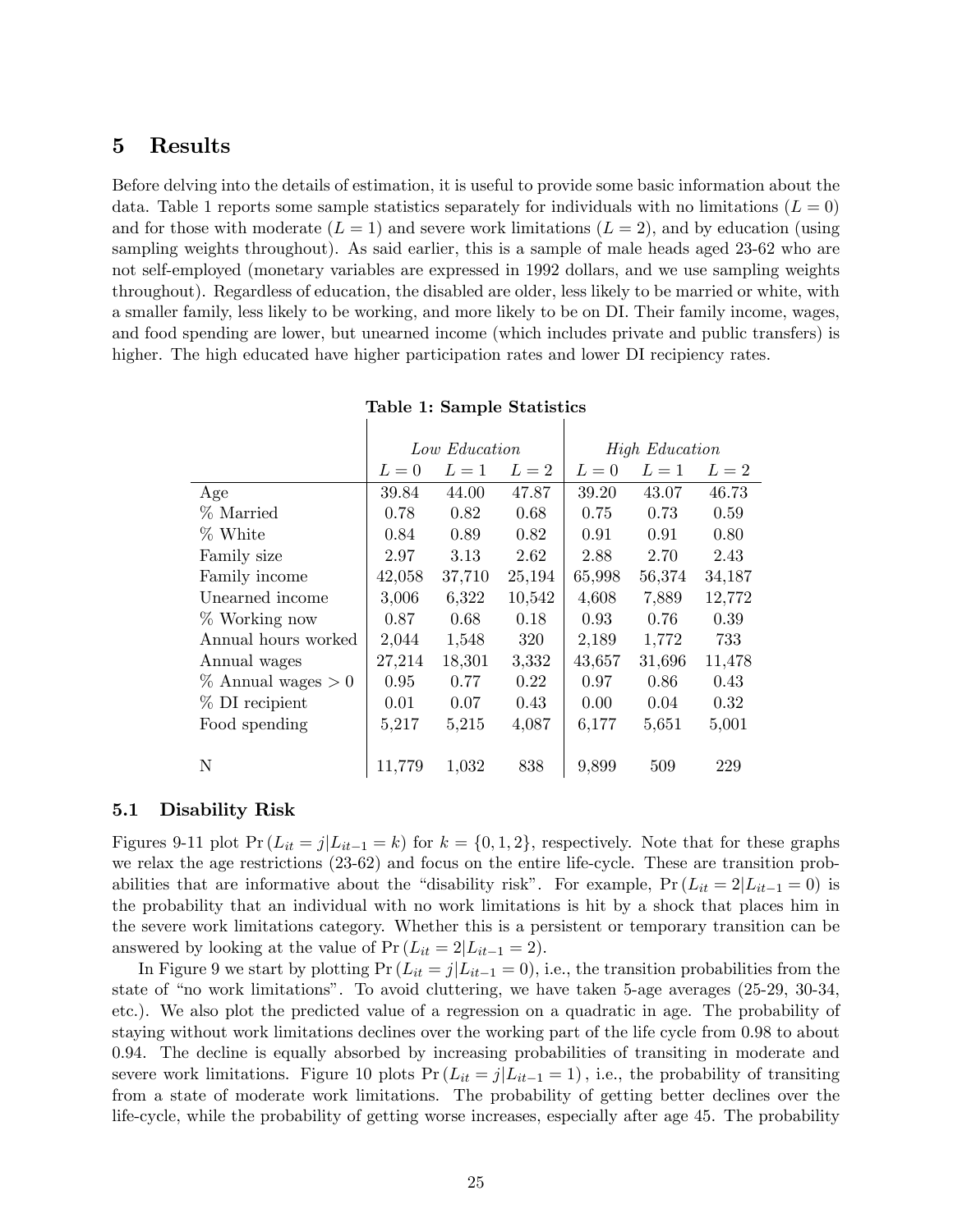# 5 Results

Before delving into the details of estimation, it is useful to provide some basic information about the data. Table 1 reports some sample statistics separately for individuals with no limitations ($L = 0$) and for those with moderate ($L = 1$) and severe work limitations ($L = 2$), and by education (using sampling weights throughout). As said earlier, this is a sample of male heads aged 23-62 who are not self-employed (monetary variables are expressed in 1992 dollars, and we use sampling weights throughout). Regardless of education, the disabled are older, less likely to be married or white, with a smaller family, less likely to be working, and more likely to be on DI. Their family income, wages, and food spending are lower, but unearned income (which includes private and public transfers) is higher. The high educated have higher participation rates and lower DI recipiency rates.

**Table 1: Sample Statistics**

| | *Low Education* | | | *High Education* | | |
|---|---|---|---|---|---|---|
| | $L = 0$ | $L = 1$ | $L = 2$ | $L = 0$ | $L = 1$ | $L = 2$ |
| Age | 39.84 | 44.00 | 47.87 | 39.20 | 43.07 | 46.73 |
| % Married | 0.78 | 0.82 | 0.68 | 0.75 | 0.73 | 0.59 |
| % White | 0.84 | 0.89 | 0.82 | 0.91 | 0.91 | 0.80 |
| Family size | 2.97 | 3.13 | 2.62 | 2.88 | 2.70 | 2.43 |
| Family income | 42,058 | 37,710 | 25,194 | 65,998 | 56,374 | 34,187 |
| Unearned income | 3,006 | 6,322 | 10,542 | 4,608 | 7,889 | 12,772 |
| % Working now | 0.87 | 0.68 | 0.18 | 0.93 | 0.76 | 0.39 |
| Annual hours worked | 2,044 | 1,548 | 320 | 2,189 | 1,772 | 733 |
| Annual wages | 27,214 | 18,301 | 3,332 | 43,657 | 31,696 | 11,478 |
| % Annual wages > 0 | 0.95 | 0.77 | 0.22 | 0.97 | 0.86 | 0.43 |
| % DI recipient | 0.01 | 0.07 | 0.43 | 0.00 | 0.04 | 0.32 |
| Food spending | 5,217 | 5,215 | 4,087 | 6,177 | 5,651 | 5,001 |
| N | 11,779 | 1,032 | 838 | 9,899 | 509 | 229 |

## 5.1 Disability Risk

Figures 9-11 plot $\Pr(L_{it} = j | L_{it-1} = k)$ for $k = \{0, 1, 2\}$, respectively. Note that for these graphs we relax the age restrictions (23-62) and focus on the entire life-cycle. These are transition probabilities that are informative about the "disability risk". For example, $\Pr(L_{it} = 2 | L_{it-1} = 0)$ is the probability that an individual with no work limitations is hit by a shock that places him in the severe work limitations category. Whether this is a persistent or temporary transition can be answered by looking at the value of $\Pr(L_{it} = 2 | L_{it-1} = 2)$.

In Figure 9 we start by plotting $\Pr(L_{it} = j | L_{it-1} = 0)$, i.e., the transition probabilities from the state of "no work limitations". To avoid cluttering, we have taken 5-age averages (25-29, 30-34, etc.). We also plot the predicted value of a regression on a quadratic in age. The probability of staying without work limitations declines over the working part of the life cycle from 0.98 to about 0.94. The decline is equally absorbed by increasing probabilities of transiting in moderate and severe work limitations. Figure 10 plots $\Pr(L_{it} = j | L_{it-1} = 1)$, i.e., the probability of transiting from a state of moderate work limitations. The probability of getting better declines over the life-cycle, while the probability of getting worse increases, especially after age 45. The probability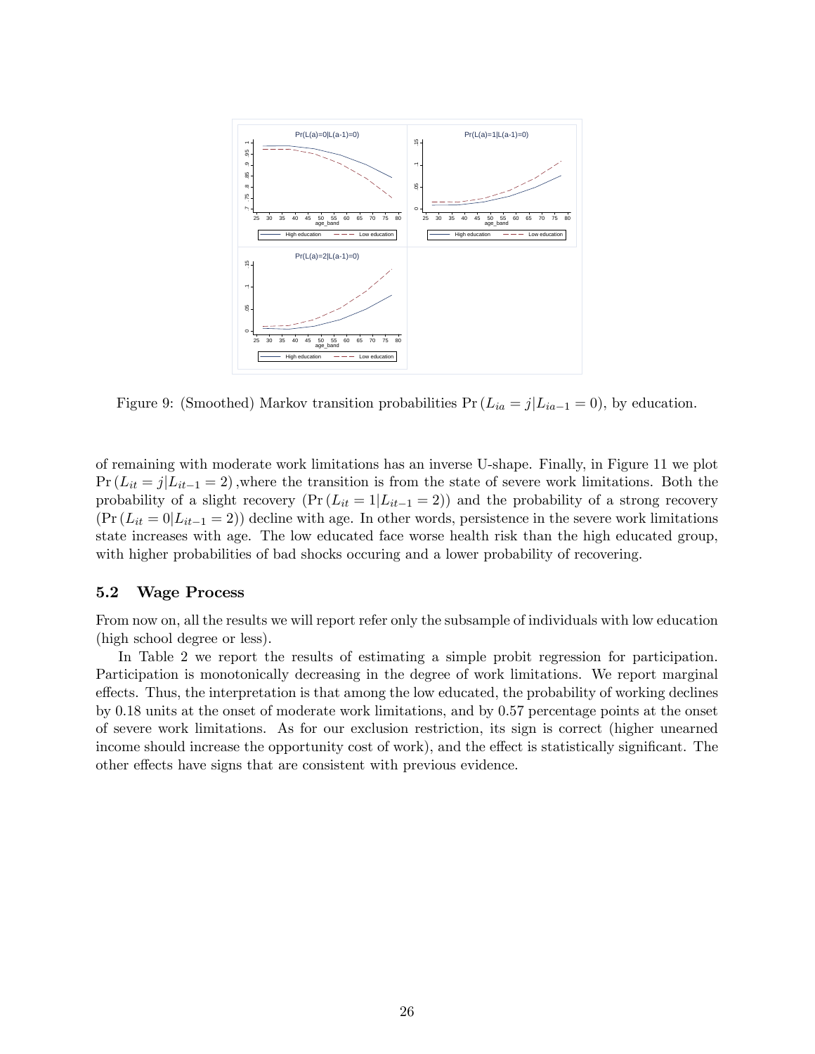Figure 9: (Smoothed) Markov transition probabilities $\Pr(L_{ia} = j|L_{ia-1} = 0)$, by education.

of remaining with moderate work limitations has an inverse U-shape. Finally, in Figure 11 we plot $\Pr(L_{it} = j|L_{it-1} = 2)$ ,where the transition is from the state of severe work limitations. Both the probability of a slight recovery ($\Pr(L_{it} = 1|L_{it-1} = 2)$) and the probability of a strong recovery ($\Pr(L_{it} = 0|L_{it-1} = 2)$) decline with age. In other words, persistence in the severe work limitations state increases with age. The low educated face worse health risk than the high educated group, with higher probabilities of bad shocks occuring and a lower probability of recovering.

## 5.2 Wage Process

From now on, all the results we will report refer only the subsample of individuals with low education (high school degree or less).

In Table 2 we report the results of estimating a simple probit regression for participation. Participation is monotonically decreasing in the degree of work limitations. We report marginal effects. Thus, the interpretation is that among the low educated, the probability of working declines by 0.18 units at the onset of moderate work limitations, and by 0.57 percentage points at the onset of severe work limitations. As for our exclusion restriction, its sign is correct (higher unearned income should increase the opportunity cost of work), and the effect is statistically significant. The other effects have signs that are consistent with previous evidence.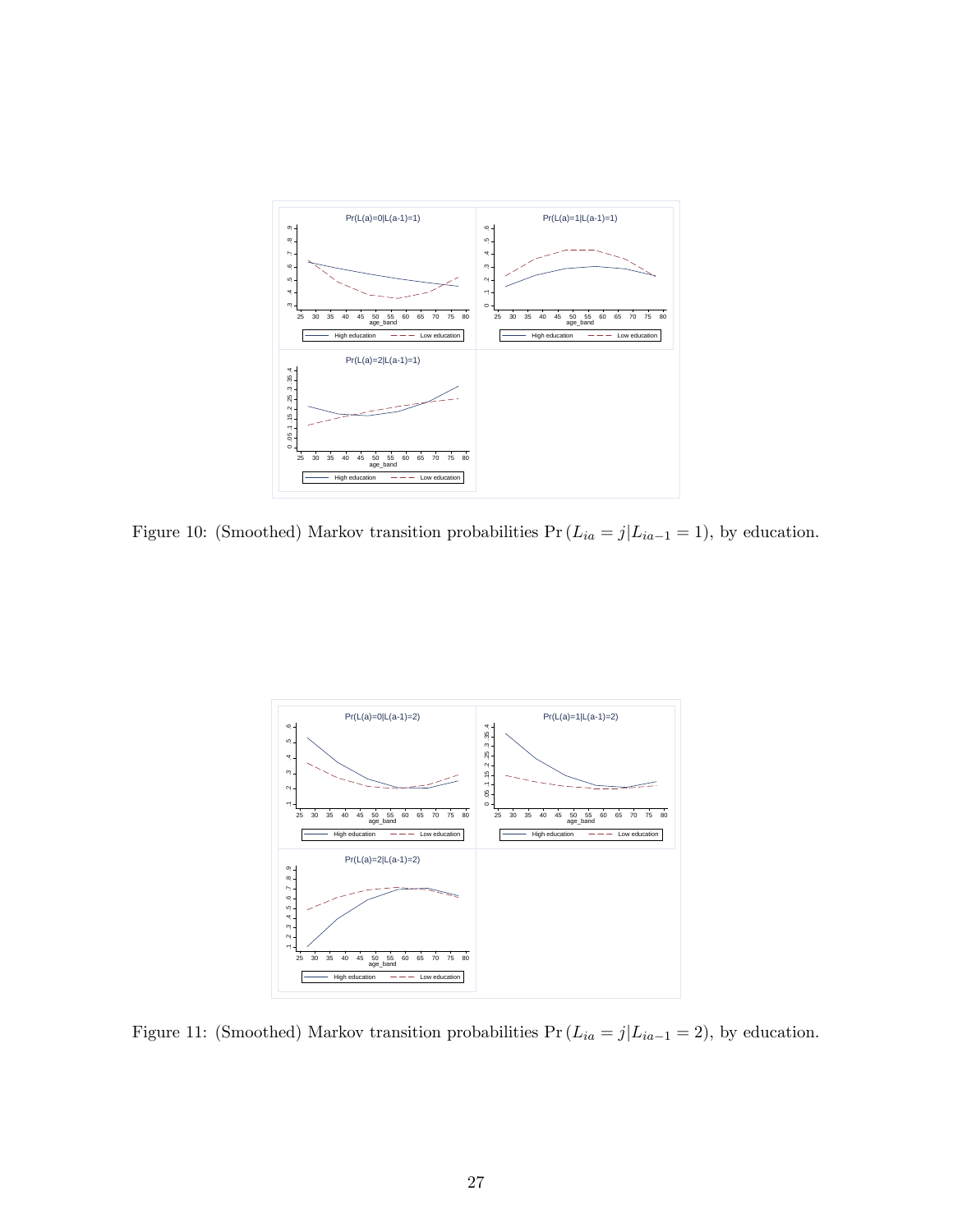Figure 10: (Smoothed) Markov transition probabilities $\Pr\left(L_{ia} = j | L_{ia-1} = 1\right)$, by education.

Figure 11: (Smoothed) Markov transition probabilities $\Pr\left(L_{ia} = j | L_{ia-1} = 2\right)$, by education.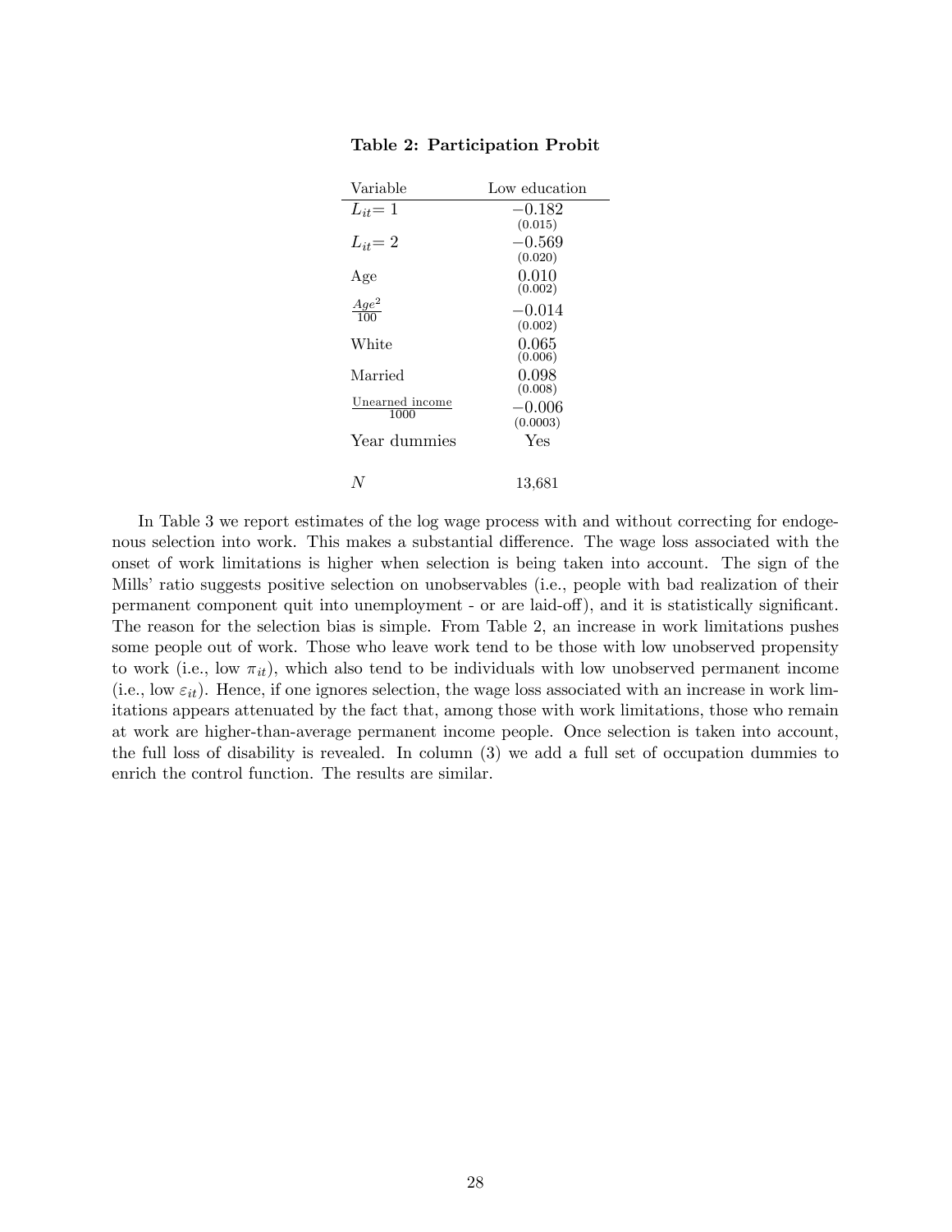**Table 2: Participation Probit**

| Variable | Low education |
|---|---|
| $L_{it}$= 1 | $-0.182$ (0.015) |
| $L_{it}$= 2 | $-0.569$ (0.020) |
| Age | 0.010 (0.002) |
| $\frac{Age^2}{100}$ | $-0.014$ (0.002) |
| White | 0.065 (0.006) |
| Married | 0.098 (0.008) |
| $\frac{\text{Unearned income}}{1000}$ | $-0.006$ (0.0003) |
| Year dummies | Yes |
| $N$ | 13,681 |

In Table 3 we report estimates of the log wage process with and without correcting for endogenous selection into work. This makes a substantial difference. The wage loss associated with the onset of work limitations is higher when selection is being taken into account. The sign of the Mills' ratio suggests positive selection on unobservables (i.e., people with bad realization of their permanent component quit into unemployment - or are laid-off), and it is statistically significant. The reason for the selection bias is simple. From Table 2, an increase in work limitations pushes some people out of work. Those who leave work tend to be those with low unobserved propensity to work (i.e., low $\pi_{it}$), which also tend to be individuals with low unobserved permanent income (i.e., low $\varepsilon_{it}$). Hence, if one ignores selection, the wage loss associated with an increase in work limitations appears attenuated by the fact that, among those with work limitations, those who remain at work are higher-than-average permanent income people. Once selection is taken into account, the full loss of disability is revealed. In column (3) we add a full set of occupation dummies to enrich the control function. The results are similar.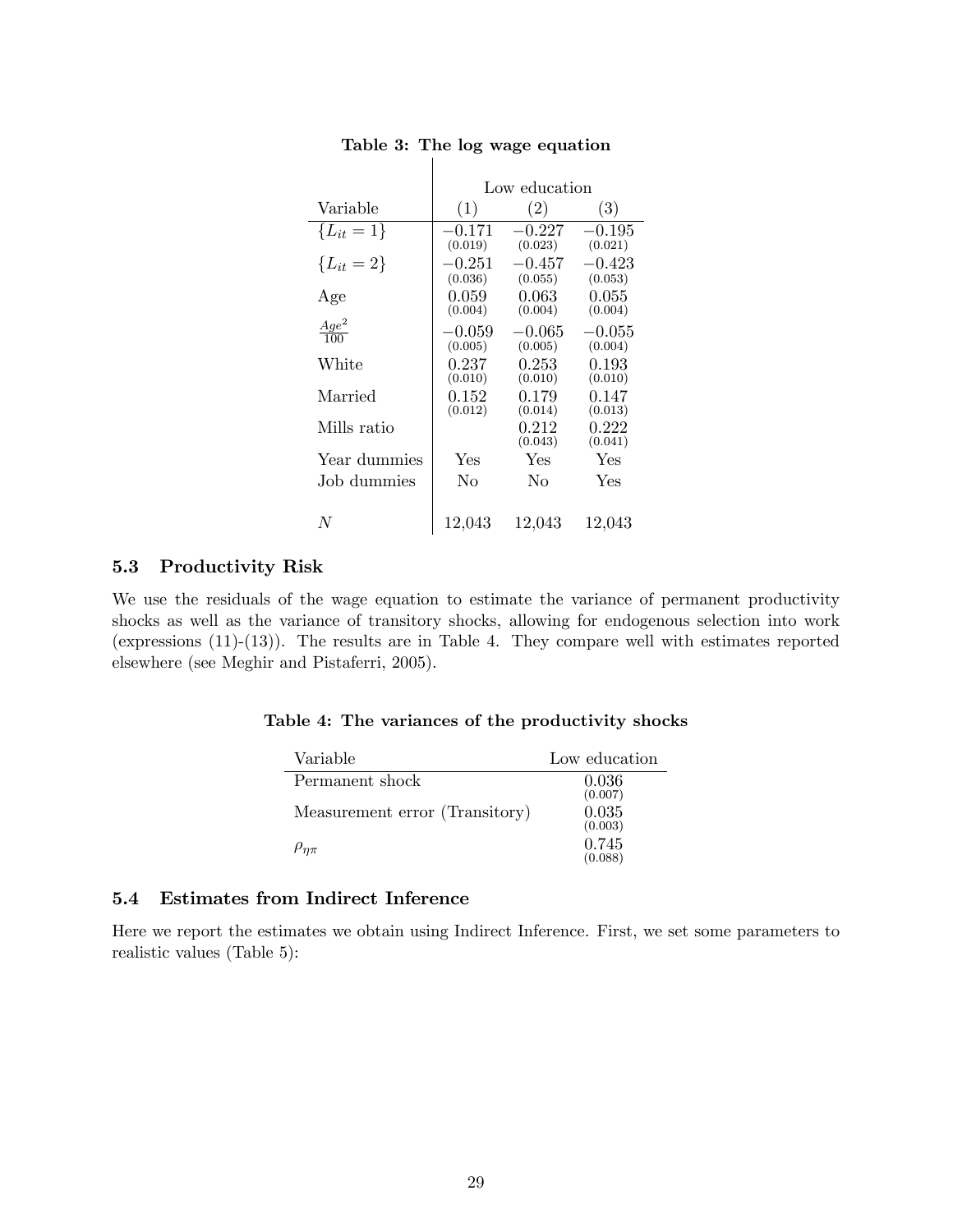**Table 3: The log wage equation**

| | Low education | | |
|---|---|---|---|
| Variable | (1) | (2) | (3) |
| $\{L_{it} = 1\}$ | $-0.171$ (0.019) | $-0.227$ (0.023) | $-0.195$ (0.021) |
| $\{L_{it} = 2\}$ | $-0.251$ (0.036) | $-0.457$ (0.055) | $-0.423$ (0.053) |
| Age | 0.059 (0.004) | 0.063 (0.004) | 0.055 (0.004) |
| $\frac{Age^2}{100}$ | $-0.059$ (0.005) | $-0.065$ (0.005) | $-0.055$ (0.004) |
| White | 0.237 (0.010) | 0.253 (0.010) | 0.193 (0.010) |
| Married | 0.152 (0.012) | 0.179 (0.014) | 0.147 (0.013) |
| Mills ratio | | 0.212 (0.043) | 0.222 (0.041) |
| Year dummies | Yes | Yes | Yes |
| Job dummies | No | No | Yes |
| $N$ | 12,043 | 12,043 | 12,043 |

### 5.3 Productivity Risk

We use the residuals of the wage equation to estimate the variance of permanent productivity shocks as well as the variance of transitory shocks, allowing for endogenous selection into work (expressions (11)-(13)). The results are in Table 4. They compare well with estimates reported elsewhere (see Meghir and Pistaferri, 2005).

**Table 4: The variances of the productivity shocks**

| Variable | Low education |
|---|---|
| Permanent shock | 0.036 (0.007) |
| Measurement error (Transitory) | 0.035 (0.003) |
| $\rho_{\eta\pi}$ | 0.745 (0.088) |

### 5.4 Estimates from Indirect Inference

Here we report the estimates we obtain using Indirect Inference. First, we set some parameters to realistic values (Table 5):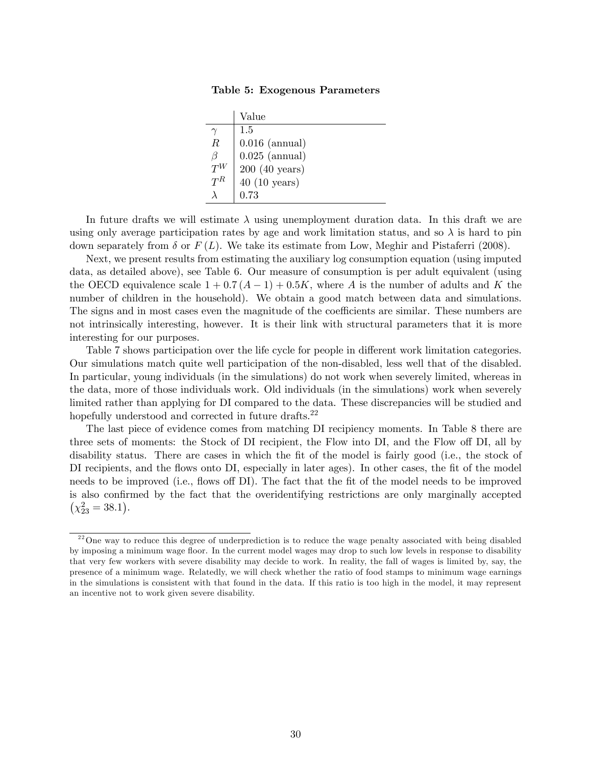**Table 5: Exogenous Parameters**

| | Value |
|---|---|
| $\gamma$ | 1.5 |
| $R$ | 0.016 (annual) |
| $\beta$ | 0.025 (annual) |
| $T^W$ | 200 (40 years) |
| $T^R$ | 40 (10 years) |
| $\lambda$ | 0.73 |

In future drafts we will estimate $\lambda$ using unemployment duration data. In this draft we are using only average participation rates by age and work limitation status, and so $\lambda$ is hard to pin down separately from $\delta$ or $F(L)$. We take its estimate from Low, Meghir and Pistaferri (2008).

Next, we present results from estimating the auxiliary log consumption equation (using imputed data, as detailed above), see Table 6. Our measure of consumption is per adult equivalent (using the OECD equivalence scale $1 + 0.7(A-1) + 0.5K$, where $A$ is the number of adults and $K$ the number of children in the household). We obtain a good match between data and simulations. The signs and in most cases even the magnitude of the coefficients are similar. These numbers are not intrinsically interesting, however. It is their link with structural parameters that it is more interesting for our purposes.

Table 7 shows participation over the life cycle for people in different work limitation categories. Our simulations match quite well participation of the non-disabled, less well that of the disabled. In particular, young individuals (in the simulations) do not work when severely limited, whereas in the data, more of those individuals work. Old individuals (in the simulations) work when severely limited rather than applying for DI compared to the data. These discrepancies will be studied and hopefully understood and corrected in future drafts.[22]

The last piece of evidence comes from matching DI recipiency moments. In Table 8 there are three sets of moments: the Stock of DI recipient, the Flow into DI, and the Flow off DI, all by disability status. There are cases in which the fit of the model is fairly good (i.e., the stock of DI recipients, and the flows onto DI, especially in later ages). In other cases, the fit of the model needs to be improved (i.e., flows off DI). The fact that the fit of the model needs to be improved is also confirmed by the fact that the overidentifying restrictions are only marginally accepted $\left(\chi^2_{23} = 38.1\right)$.

[22] One way to reduce this degree of underprediction is to reduce the wage penalty associated with being disabled by imposing a minimum wage floor. In the current model wages may drop to such low levels in response to disability that very few workers with severe disability may decide to work. In reality, the fall of wages is limited by, say, the presence of a minimum wage. Relatedly, we will check whether the ratio of food stamps to minimum wage earnings in the simulations is consistent with that found in the data. If this ratio is too high in the model, it may represent an incentive not to work given severe disability.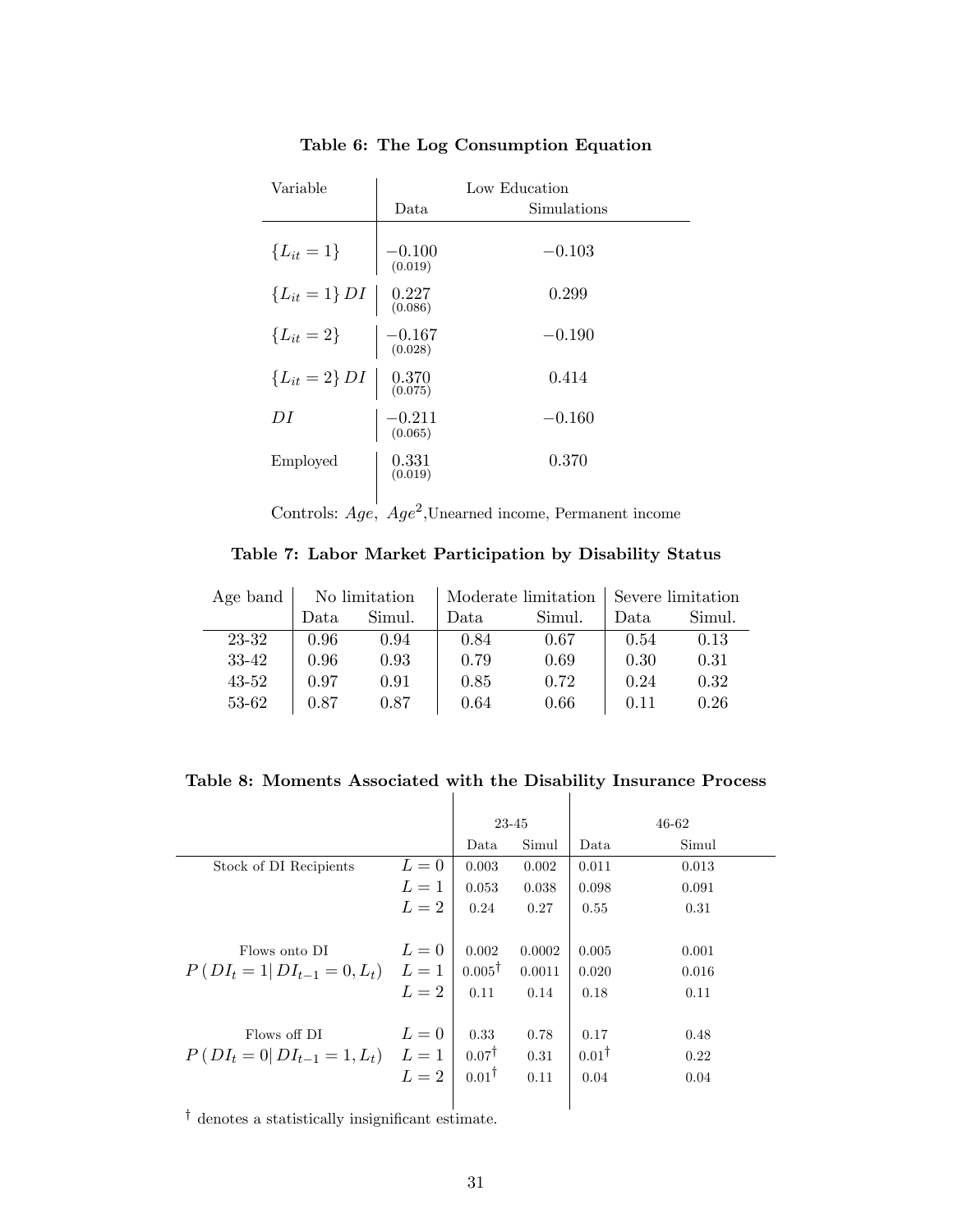**Table 6: The Log Consumption Equation**

| Variable | Low Education | |
|---|---|---|
| | Data | Simulations |
| $\{L_{it}=1\}$ | $-0.100$ (0.019) | $-0.103$ |
| $\{L_{it}=1\}\,DI$ | 0.227 (0.086) | 0.299 |
| $\{L_{it}=2\}$ | $-0.167$ (0.028) | $-0.190$ |
| $\{L_{it}=2\}\,DI$ | 0.370 (0.075) | 0.414 |
| $DI$ | $-0.211$ (0.065) | $-0.160$ |
| Employed | 0.331 (0.019) | 0.370 |

Controls: $Age$, $Age^2$, Unearned income, Permanent income

**Table 7: Labor Market Participation by Disability Status**

| Age band | No limitation | | Moderate limitation | | Severe limitation | |
|---|---|---|---|---|---|---|
| | Data | Simul. | Data | Simul. | Data | Simul. |
| 23-32 | 0.96 | 0.94 | 0.84 | 0.67 | 0.54 | 0.13 |
| 33-42 | 0.96 | 0.93 | 0.79 | 0.69 | 0.30 | 0.31 |
| 43-52 | 0.97 | 0.91 | 0.85 | 0.72 | 0.24 | 0.32 |
| 53-62 | 0.87 | 0.87 | 0.64 | 0.66 | 0.11 | 0.26 |

**Table 8: Moments Associated with the Disability Insurance Process**

| | | 23-45 | | 46-62 | |
|---|---|---|---|---|---|
| | | Data | Simul | Data | Simul |
| Stock of DI Recipients | $L=0$ | 0.003 | 0.002 | 0.011 | 0.013 |
| | $L=1$ | 0.053 | 0.038 | 0.098 | 0.091 |
| | $L=2$ | 0.24 | 0.27 | 0.55 | 0.31 |
| Flows onto DI | $L=0$ | 0.002 | 0.0002 | 0.005 | 0.001 |
| $P\left(DI_t=1\vert\, DI_{t-1}=0, L_t\right)$ | $L=1$ | $0.005^{\dagger}$ | 0.0011 | 0.020 | 0.016 |
| | $L=2$ | 0.11 | 0.14 | 0.18 | 0.11 |
| Flows off DI | $L=0$ | 0.33 | 0.78 | 0.17 | 0.48 |
| $P\left(DI_t=0\vert\, DI_{t-1}=1, L_t\right)$ | $L=1$ | $0.07^{\dagger}$ | 0.31 | $0.01^{\dagger}$ | 0.22 |
| | $L=2$ | $0.01^{\dagger}$ | 0.11 | 0.04 | 0.04 |

$^{\dagger}$ denotes a statistically insignificant estimate.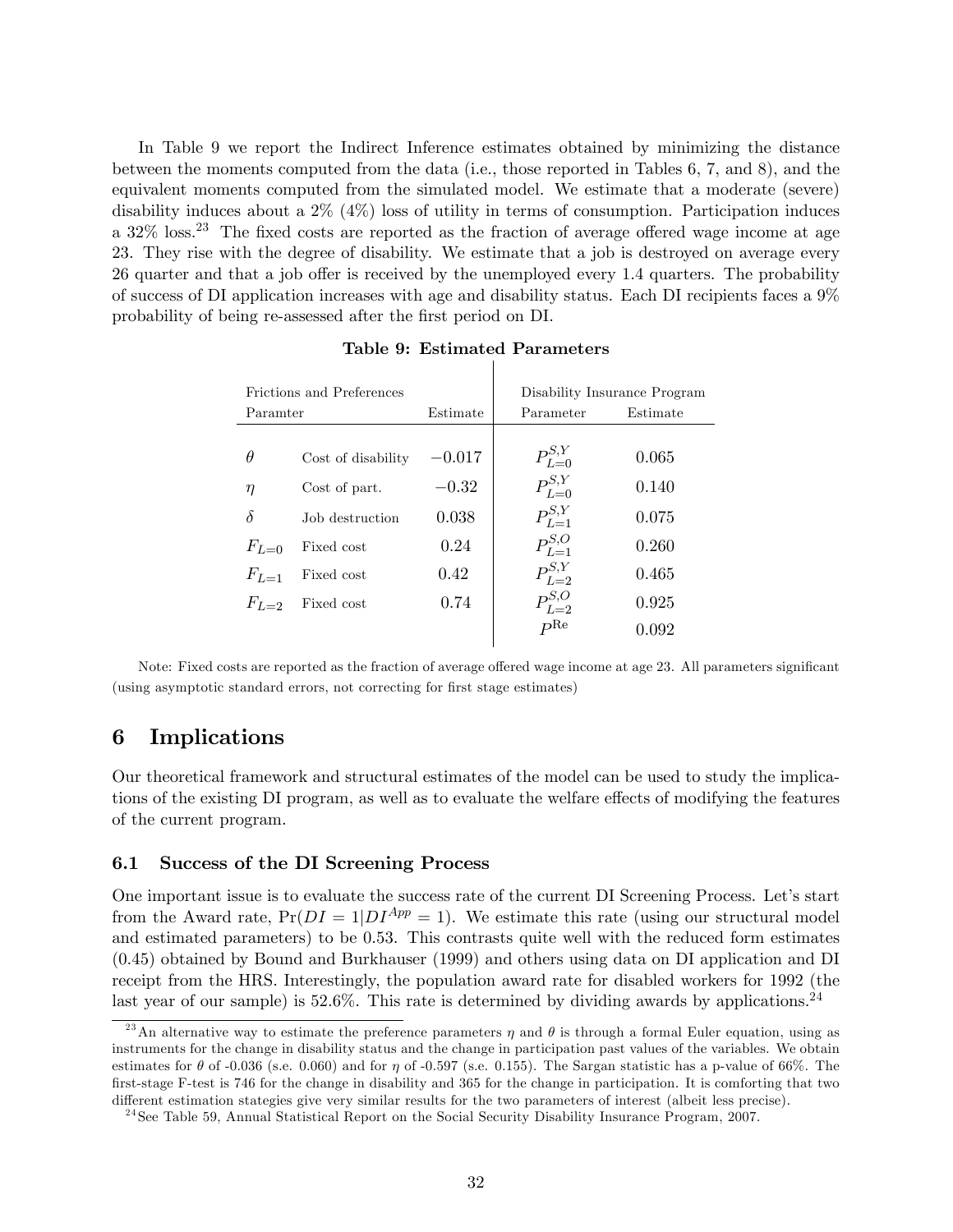In Table 9 we report the Indirect Inference estimates obtained by minimizing the distance between the moments computed from the data (i.e., those reported in Tables 6, 7, and 8), and the equivalent moments computed from the simulated model. We estimate that a moderate (severe) disability induces about a 2% (4%) loss of utility in terms of consumption. Participation induces a 32% loss.[23] The fixed costs are reported as the fraction of average offered wage income at age 23. They rise with the degree of disability. We estimate that a job is destroyed on average every 26 quarter and that a job offer is received by the unemployed every 1.4 quarters. The probability of success of DI application increases with age and disability status. Each DI recipients faces a 9% probability of being re-assessed after the first period on DI.

**Table 9: Estimated Parameters**

| Frictions and Preferences | | | Disability Insurance Program | |
|---|---|---|---|---|
| Paramter | | Estimate | Parameter | Estimate |
| $\theta$ | Cost of disability | $-0.017$ | $P^{S,Y}_{L=0}$ | 0.065 |
| $\eta$ | Cost of part. | $-0.32$ | $P^{S,Y}_{L=0}$ | 0.140 |
| $\delta$ | Job destruction | 0.038 | $P^{S,Y}_{L=1}$ | 0.075 |
| $F_{L=0}$ | Fixed cost | 0.24 | $P^{S,O}_{L=1}$ | 0.260 |
| $F_{L=1}$ | Fixed cost | 0.42 | $P^{S,Y}_{L=2}$ | 0.465 |
| $F_{L=2}$ | Fixed cost | 0.74 | $P^{S,O}_{L=2}$ | 0.925 |
| | | | $P^{\text{Re}}$ | 0.092 |

Note: Fixed costs are reported as the fraction of average offered wage income at age 23. All parameters significant (using asymptotic standard errors, not correcting for first stage estimates)

# 6 Implications

Our theoretical framework and structural estimates of the model can be used to study the implications of the existing DI program, as well as to evaluate the welfare effects of modifying the features of the current program.

## 6.1 Success of the DI Screening Process

One important issue is to evaluate the success rate of the current DI Screening Process. Let's start from the Award rate, $\Pr(DI = 1|DI^{App} = 1)$. We estimate this rate (using our structural model and estimated parameters) to be 0.53. This contrasts quite well with the reduced form estimates (0.45) obtained by Bound and Burkhauser (1999) and others using data on DI application and DI receipt from the HRS. Interestingly, the population award rate for disabled workers for 1992 (the last year of our sample) is 52.6%. This rate is determined by dividing awards by applications.[24]

[23] An alternative way to estimate the preference parameters $\eta$ and $\theta$ is through a formal Euler equation, using as instruments for the change in disability status and the change in participation past values of the variables. We obtain estimates for $\theta$ of -0.036 (s.e. 0.060) and for $\eta$ of -0.597 (s.e. 0.155). The Sargan statistic has a p-value of 66%. The first-stage F-test is 746 for the change in disability and 365 for the change in participation. It is comforting that two different estimation stategies give very similar results for the two parameters of interest (albeit less precise).

[24] See Table 59, Annual Statistical Report on the Social Security Disability Insurance Program, 2007.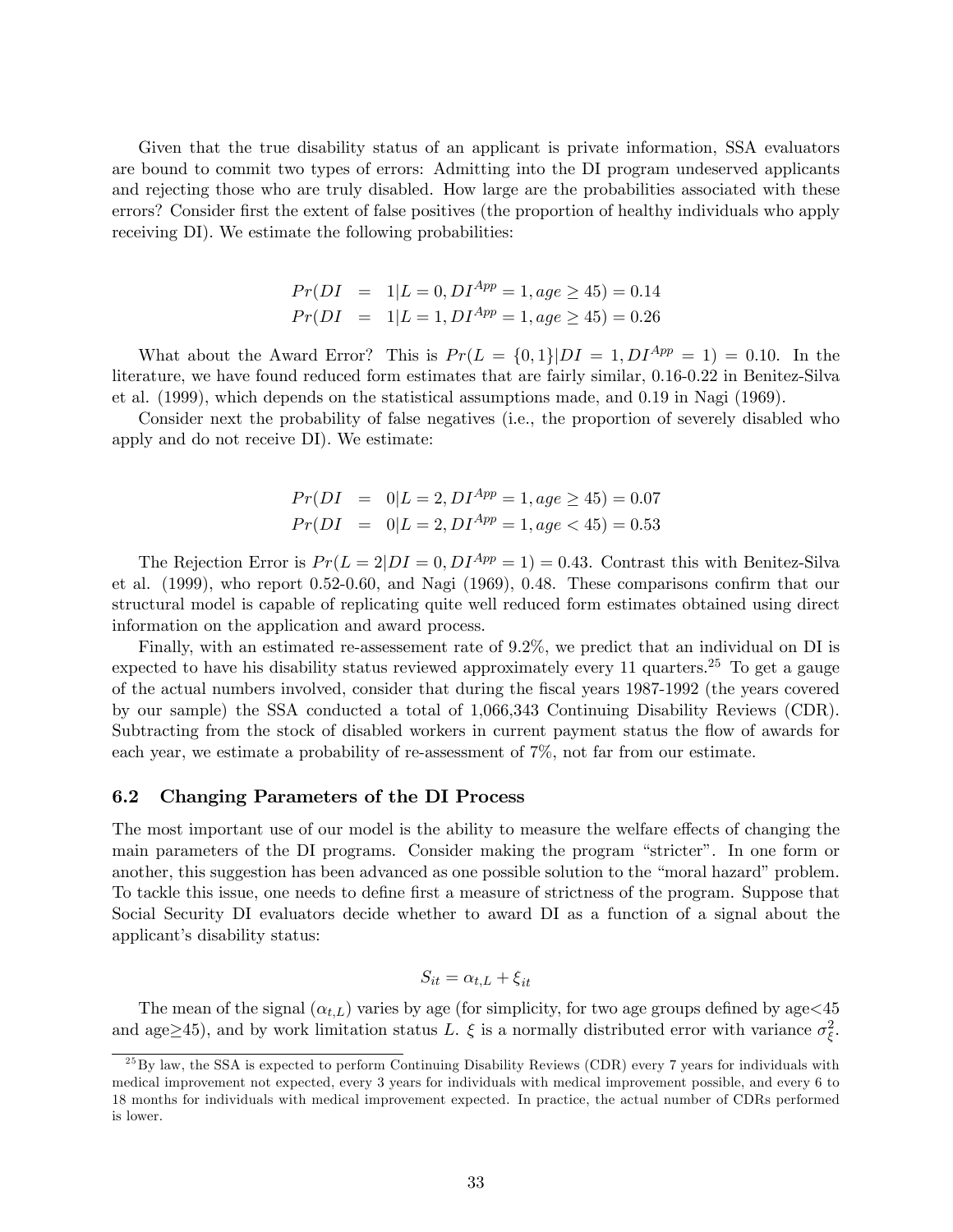Given that the true disability status of an applicant is private information, SSA evaluators are bound to commit two types of errors: Admitting into the DI program undeserved applicants and rejecting those who are truly disabled. How large are the probabilities associated with these errors? Consider first the extent of false positives (the proportion of healthy individuals who apply receiving DI). We estimate the following probabilities:

$$
\begin{aligned}
Pr(DI &= 1|L = 0, DI^{App} = 1, age \geq 45) = 0.14 \\
Pr(DI &= 1|L = 1, DI^{App} = 1, age \geq 45) = 0.26
\end{aligned}
$$

What about the Award Error? This is $Pr(L = \{0, 1\}|DI = 1, DI^{App} = 1) = 0.10$. In the literature, we have found reduced form estimates that are fairly similar, 0.16-0.22 in Benitez-Silva et al. (1999), which depends on the statistical assumptions made, and 0.19 in Nagi (1969).

Consider next the probability of false negatives (i.e., the proportion of severely disabled who apply and do not receive DI). We estimate:

$$
\begin{aligned}
Pr(DI &= 0|L = 2, DI^{App} = 1, age \geq 45) = 0.07 \\
Pr(DI &= 0|L = 2, DI^{App} = 1, age < 45) = 0.53
\end{aligned}
$$

The Rejection Error is $Pr(L = 2|DI = 0, DI^{App} = 1) = 0.43$. Contrast this with Benitez-Silva et al. (1999), who report 0.52-0.60, and Nagi (1969), 0.48. These comparisons confirm that our structural model is capable of replicating quite well reduced form estimates obtained using direct information on the application and award process.

Finally, with an estimated re-assessement rate of 9.2%, we predict that an individual on DI is expected to have his disability status reviewed approximately every 11 quarters.[25] To get a gauge of the actual numbers involved, consider that during the fiscal years 1987-1992 (the years covered by our sample) the SSA conducted a total of 1,066,343 Continuing Disability Reviews (CDR). Subtracting from the stock of disabled workers in current payment status the flow of awards for each year, we estimate a probability of re-assessment of 7%, not far from our estimate.

### 6.2 Changing Parameters of the DI Process

The most important use of our model is the ability to measure the welfare effects of changing the main parameters of the DI programs. Consider making the program "stricter". In one form or another, this suggestion has been advanced as one possible solution to the "moral hazard" problem. To tackle this issue, one needs to define first a measure of strictness of the program. Suppose that Social Security DI evaluators decide whether to award DI as a function of a signal about the applicant's disability status:

$$
S_{it} = \alpha_{t,L} + \xi_{it}
$$

The mean of the signal ($\alpha_{t,L}$) varies by age (for simplicity, for two age groups defined by age<45 and age≥45), and by work limitation status $L$. $\xi$ is a normally distributed error with variance $\sigma^2_{\xi}$.

[25] By law, the SSA is expected to perform Continuing Disability Reviews (CDR) every 7 years for individuals with medical improvement not expected, every 3 years for individuals with medical improvement possible, and every 6 to 18 months for individuals with medical improvement expected. In practice, the actual number of CDRs performed is lower.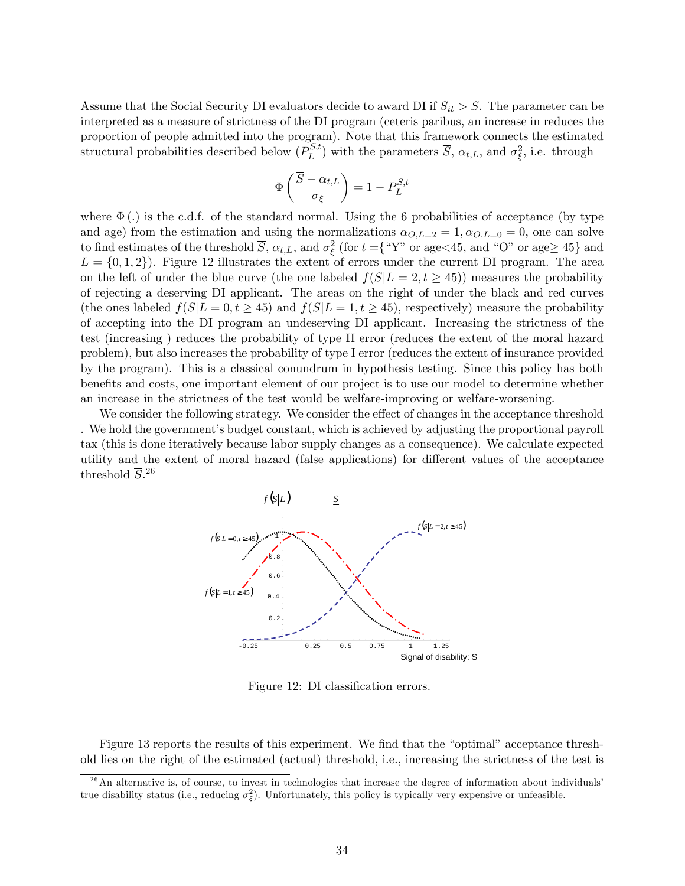Assume that the Social Security DI evaluators decide to award DI if $S_{it} > \overline{S}$. The parameter can be interpreted as a measure of strictness of the DI program (ceteris paribus, an increase in reduces the proportion of people admitted into the program). Note that this framework connects the estimated structural probabilities described below ($P_L^{S,t}$) with the parameters $\overline{S}$, $\alpha_{t,L}$, and $\sigma_\xi^2$, i.e. through

$$\Phi\left(\frac{\overline{S} - \alpha_{t,L}}{\sigma_\xi}\right) = 1 - P_L^{S,t}$$

where $\Phi(.)$ is the c.d.f. of the standard normal. Using the 6 probabilities of acceptance (by type and age) from the estimation and using the normalizations $\alpha_{O,L=2} = 1, \alpha_{O,L=0} = 0$, one can solve to find estimates of the threshold $\overline{S}$, $\alpha_{t,L}$, and $\sigma_\xi^2$ (for $t$ ={"Y" or age<45, and "O" or age$\geq$ 45} and $L = \{0, 1, 2\}$). Figure 12 illustrates the extent of errors under the current DI program. The area on the left of under the blue curve (the one labeled $f(S|L = 2, t \geq 45)$) measures the probability of rejecting a deserving DI applicant. The areas on the right of under the black and red curves (the ones labeled $f(S|L = 0, t \geq 45)$ and $f(S|L = 1, t \geq 45)$, respectively) measure the probability of accepting into the DI program an undeserving DI applicant. Increasing the strictness of the test (increasing ) reduces the probability of type II error (reduces the extent of the moral hazard problem), but also increases the probability of type I error (reduces the extent of insurance provided by the program). This is a classical conundrum in hypothesis testing. Since this policy has both benefits and costs, one important element of our project is to use our model to determine whether an increase in the strictness of the test would be welfare-improving or welfare-worsening.

We consider the following strategy. We consider the effect of changes in the acceptance threshold . We hold the government's budget constant, which is achieved by adjusting the proportional payroll tax (this is done iteratively because labor supply changes as a consequence). We calculate expected utility and the extent of moral hazard (false applications) for different values of the acceptance threshold $\overline{S}$.[26]

Figure 12: DI classification errors.

Figure 13 reports the results of this experiment. We find that the "optimal" acceptance threshold lies on the right of the estimated (actual) threshold, i.e., increasing the strictness of the test is

[26] An alternative is, of course, to invest in technologies that increase the degree of information about individuals' true disability status (i.e., reducing $\sigma_\xi^2$). Unfortunately, this policy is typically very expensive or unfeasible.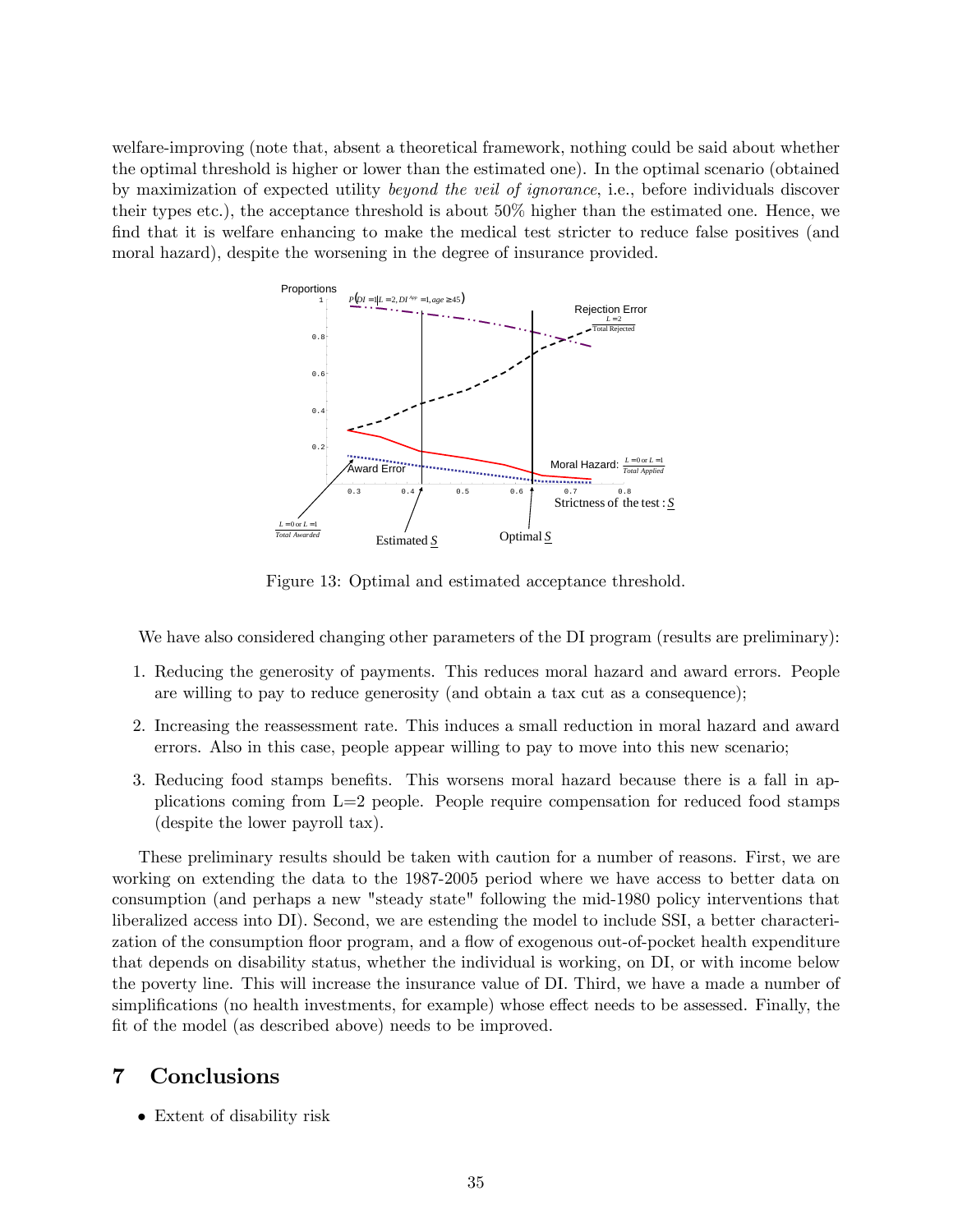welfare-improving (note that, absent a theoretical framework, nothing could be said about whether the optimal threshold is higher or lower than the estimated one). In the optimal scenario (obtained by maximization of expected utility *beyond the veil of ignorance*, i.e., before individuals discover their types etc.), the acceptance threshold is about 50% higher than the estimated one. Hence, we find that it is welfare enhancing to make the medical test stricter to reduce false positives (and moral hazard), despite the worsening in the degree of insurance provided.

Figure 13: Optimal and estimated acceptance threshold.

We have also considered changing other parameters of the DI program (results are preliminary):

1. Reducing the generosity of payments. This reduces moral hazard and award errors. People are willing to pay to reduce generosity (and obtain a tax cut as a consequence);
2. Increasing the reassessment rate. This induces a small reduction in moral hazard and award errors. Also in this case, people appear willing to pay to move into this new scenario;
3. Reducing food stamps benefits. This worsens moral hazard because there is a fall in applications coming from L=2 people. People require compensation for reduced food stamps (despite the lower payroll tax).

These preliminary results should be taken with caution for a number of reasons. First, we are working on extending the data to the 1987-2005 period where we have access to better data on consumption (and perhaps a new "steady state" following the mid-1980 policy interventions that liberalized access into DI). Second, we are estending the model to include SSI, a better characterization of the consumption floor program, and a flow of exogenous out-of-pocket health expenditure that depends on disability status, whether the individual is working, on DI, or with income below the poverty line. This will increase the insurance value of DI. Third, we have a made a number of simplifications (no health investments, for example) whose effect needs to be assessed. Finally, the fit of the model (as described above) needs to be improved.

## 7 Conclusions

- Extent of disability risk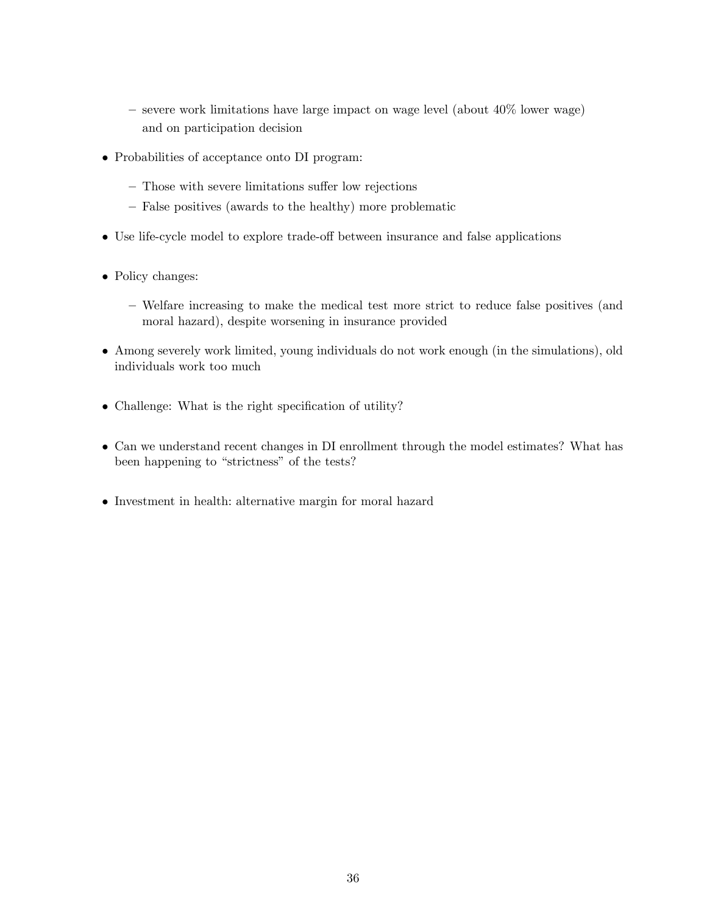- severe work limitations have large impact on wage level (about 40% lower wage) and on participation decision

- Probabilities of acceptance onto DI program:
  - Those with severe limitations suffer low rejections
  - False positives (awards to the healthy) more problematic

- Use life-cycle model to explore trade-off between insurance and false applications

- Policy changes:
  - Welfare increasing to make the medical test more strict to reduce false positives (and moral hazard), despite worsening in insurance provided

- Among severely work limited, young individuals do not work enough (in the simulations), old individuals work too much

- Challenge: What is the right specification of utility?

- Can we understand recent changes in DI enrollment through the model estimates? What has been happening to "strictness" of the tests?

- Investment in health: alternative margin for moral hazard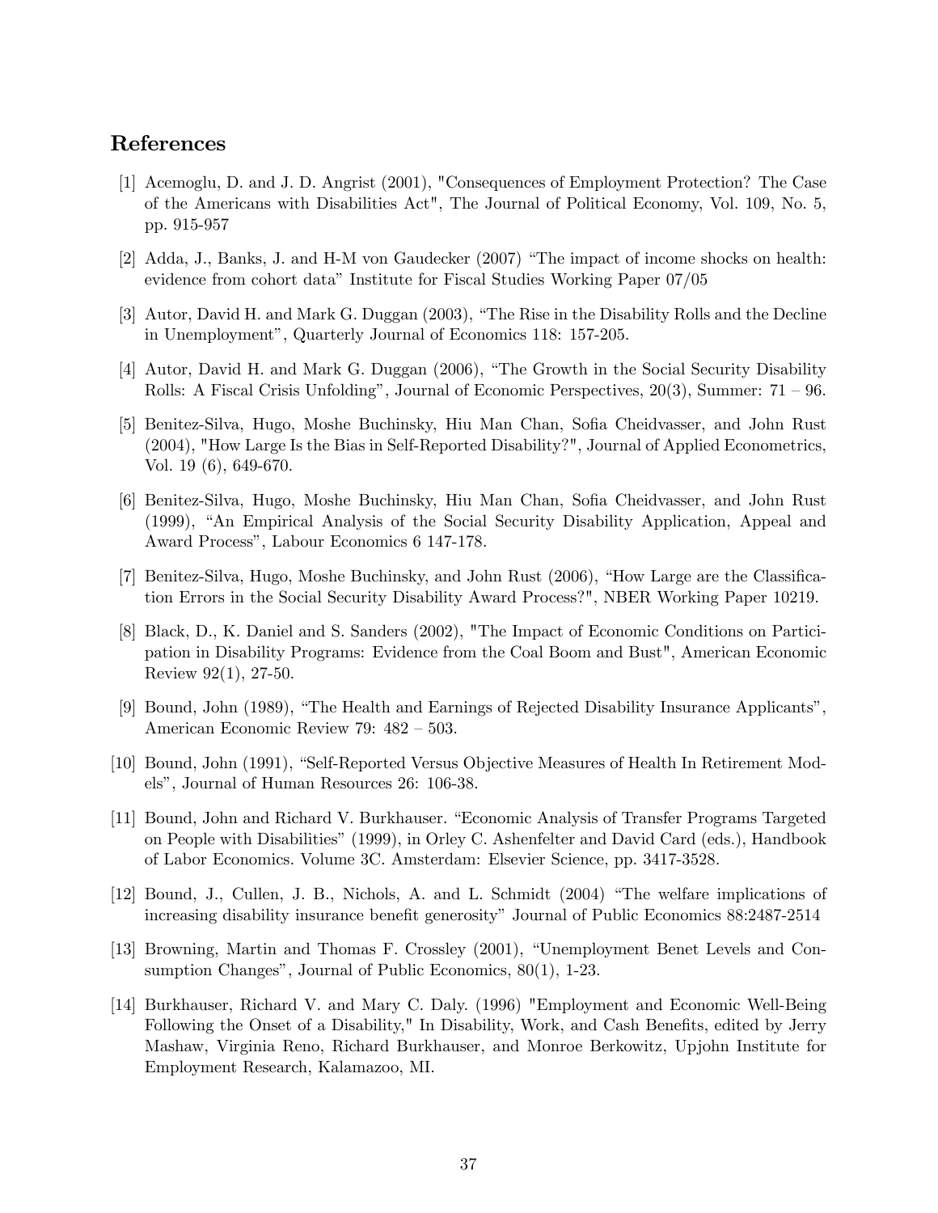## References

[1] Acemoglu, D. and J. D. Angrist (2001), "Consequences of Employment Protection? The Case of the Americans with Disabilities Act", The Journal of Political Economy, Vol. 109, No. 5, pp. 915-957

[2] Adda, J., Banks, J. and H-M von Gaudecker (2007) "The impact of income shocks on health: evidence from cohort data" Institute for Fiscal Studies Working Paper 07/05

[3] Autor, David H. and Mark G. Duggan (2003), "The Rise in the Disability Rolls and the Decline in Unemployment", Quarterly Journal of Economics 118: 157-205.

[4] Autor, David H. and Mark G. Duggan (2006), "The Growth in the Social Security Disability Rolls: A Fiscal Crisis Unfolding", Journal of Economic Perspectives, 20(3), Summer: 71 – 96.

[5] Benitez-Silva, Hugo, Moshe Buchinsky, Hiu Man Chan, Sofia Cheidvasser, and John Rust (2004), "How Large Is the Bias in Self-Reported Disability?", Journal of Applied Econometrics, Vol. 19 (6), 649-670.

[6] Benitez-Silva, Hugo, Moshe Buchinsky, Hiu Man Chan, Sofia Cheidvasser, and John Rust (1999), "An Empirical Analysis of the Social Security Disability Application, Appeal and Award Process", Labour Economics 6 147-178.

[7] Benitez-Silva, Hugo, Moshe Buchinsky, and John Rust (2006), "How Large are the Classification Errors in the Social Security Disability Award Process?", NBER Working Paper 10219.

[8] Black, D., K. Daniel and S. Sanders (2002), "The Impact of Economic Conditions on Participation in Disability Programs: Evidence from the Coal Boom and Bust", American Economic Review 92(1), 27-50.

[9] Bound, John (1989), "The Health and Earnings of Rejected Disability Insurance Applicants", American Economic Review 79: 482 – 503.

[10] Bound, John (1991), "Self-Reported Versus Objective Measures of Health In Retirement Models", Journal of Human Resources 26: 106-38.

[11] Bound, John and Richard V. Burkhauser. "Economic Analysis of Transfer Programs Targeted on People with Disabilities" (1999), in Orley C. Ashenfelter and David Card (eds.), Handbook of Labor Economics. Volume 3C. Amsterdam: Elsevier Science, pp. 3417-3528.

[12] Bound, J., Cullen, J. B., Nichols, A. and L. Schmidt (2004) "The welfare implications of increasing disability insurance benefit generosity" Journal of Public Economics 88:2487-2514

[13] Browning, Martin and Thomas F. Crossley (2001), "Unemployment Benet Levels and Consumption Changes", Journal of Public Economics, 80(1), 1-23.

[14] Burkhauser, Richard V. and Mary C. Daly. (1996) "Employment and Economic Well-Being Following the Onset of a Disability," In Disability, Work, and Cash Benefits, edited by Jerry Mashaw, Virginia Reno, Richard Burkhauser, and Monroe Berkowitz, Upjohn Institute for Employment Research, Kalamazoo, MI.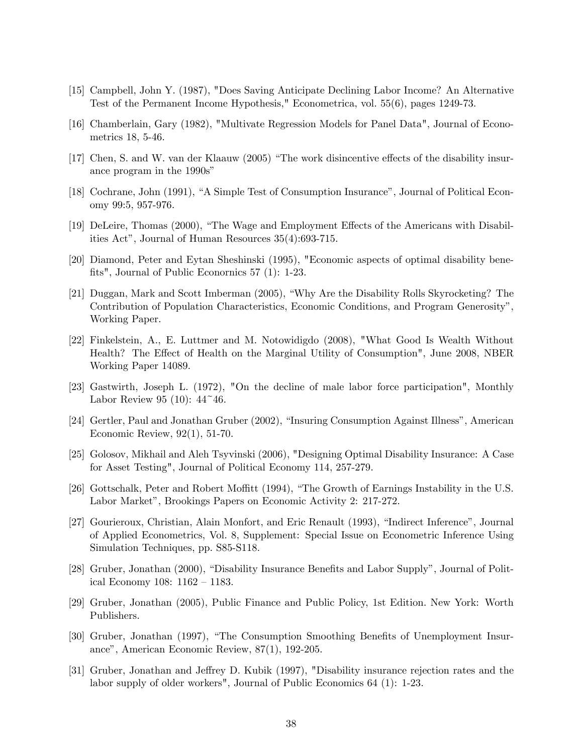[15] Campbell, John Y. (1987), "Does Saving Anticipate Declining Labor Income? An Alternative Test of the Permanent Income Hypothesis," Econometrica, vol. 55(6), pages 1249-73.

[16] Chamberlain, Gary (1982), "Multivate Regression Models for Panel Data", Journal of Econometrics 18, 5-46.

[17] Chen, S. and W. van der Klaauw (2005) "The work disincentive effects of the disability insurance program in the 1990s"

[18] Cochrane, John (1991), "A Simple Test of Consumption Insurance", Journal of Political Economy 99:5, 957-976.

[19] DeLeire, Thomas (2000), "The Wage and Employment Effects of the Americans with Disabilities Act", Journal of Human Resources 35(4):693-715.

[20] Diamond, Peter and Eytan Sheshinski (1995), "Economic aspects of optimal disability benefits", Journal of Public Econornics 57 (1): 1-23.

[21] Duggan, Mark and Scott Imberman (2005), "Why Are the Disability Rolls Skyrocketing? The Contribution of Population Characteristics, Economic Conditions, and Program Generosity", Working Paper.

[22] Finkelstein, A., E. Luttmer and M. Notowidigdo (2008), "What Good Is Wealth Without Health? The Effect of Health on the Marginal Utility of Consumption", June 2008, NBER Working Paper 14089.

[23] Gastwirth, Joseph L. (1972), "On the decline of male labor force participation", Monthly Labor Review 95 (10): 44~46.

[24] Gertler, Paul and Jonathan Gruber (2002), "Insuring Consumption Against Illness", American Economic Review, 92(1), 51-70.

[25] Golosov, Mikhail and Aleh Tsyvinski (2006), "Designing Optimal Disability Insurance: A Case for Asset Testing", Journal of Political Economy 114, 257-279.

[26] Gottschalk, Peter and Robert Moffitt (1994), "The Growth of Earnings Instability in the U.S. Labor Market", Brookings Papers on Economic Activity 2: 217-272.

[27] Gourieroux, Christian, Alain Monfort, and Eric Renault (1993), "Indirect Inference", Journal of Applied Econometrics, Vol. 8, Supplement: Special Issue on Econometric Inference Using Simulation Techniques, pp. S85-S118.

[28] Gruber, Jonathan (2000), "Disability Insurance Benefits and Labor Supply", Journal of Political Economy 108: 1162 – 1183.

[29] Gruber, Jonathan (2005), Public Finance and Public Policy, 1st Edition. New York: Worth Publishers.

[30] Gruber, Jonathan (1997), "The Consumption Smoothing Benefits of Unemployment Insurance", American Economic Review, 87(1), 192-205.

[31] Gruber, Jonathan and Jeffrey D. Kubik (1997), "Disability insurance rejection rates and the labor supply of older workers", Journal of Public Economics 64 (1): 1-23.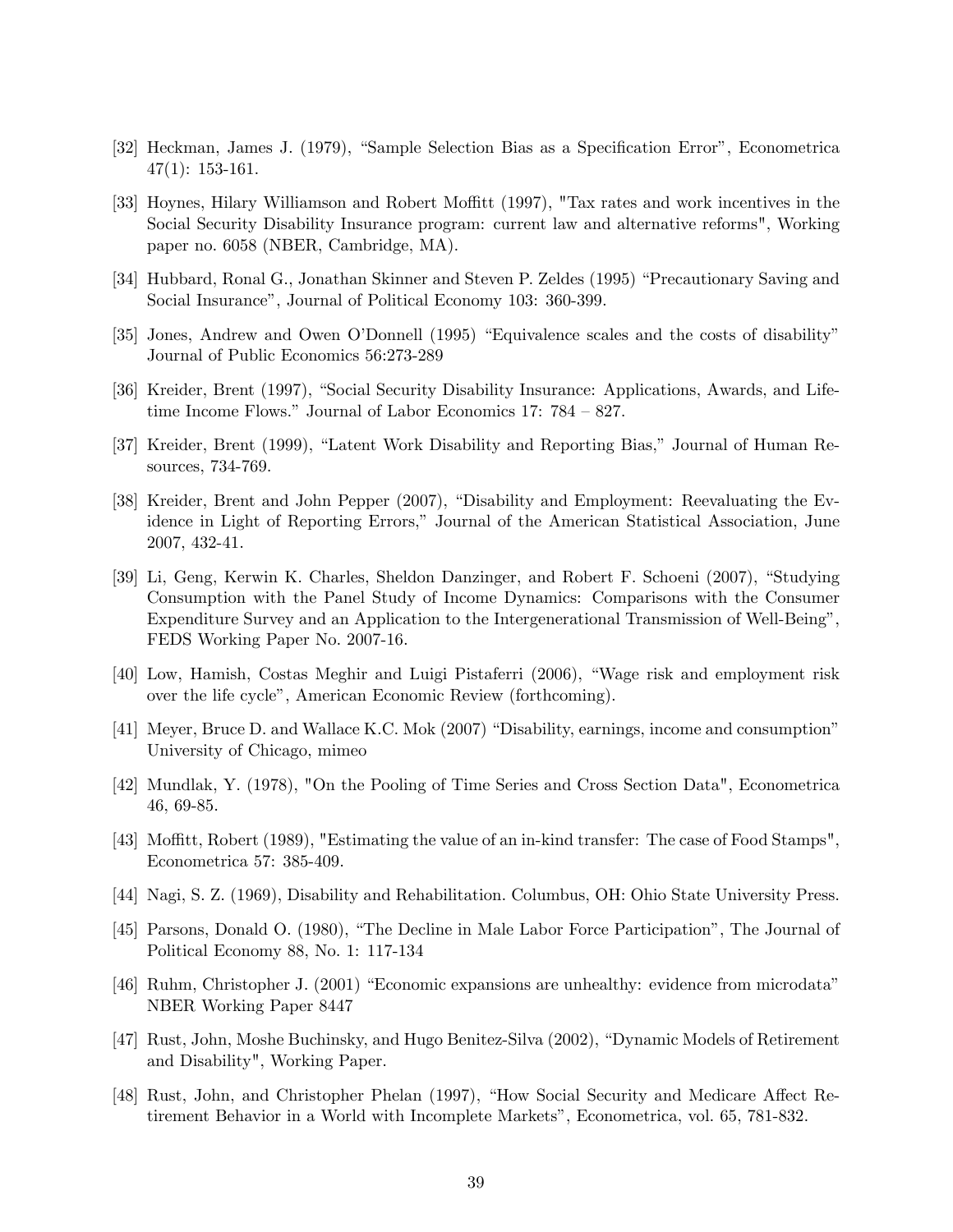[32] Heckman, James J. (1979), "Sample Selection Bias as a Specification Error", Econometrica 47(1): 153-161.

[33] Hoynes, Hilary Williamson and Robert Moffitt (1997), "Tax rates and work incentives in the Social Security Disability Insurance program: current law and alternative reforms", Working paper no. 6058 (NBER, Cambridge, MA).

[34] Hubbard, Ronal G., Jonathan Skinner and Steven P. Zeldes (1995) "Precautionary Saving and Social Insurance", Journal of Political Economy 103: 360-399.

[35] Jones, Andrew and Owen O'Donnell (1995) "Equivalence scales and the costs of disability" Journal of Public Economics 56:273-289

[36] Kreider, Brent (1997), "Social Security Disability Insurance: Applications, Awards, and Lifetime Income Flows." Journal of Labor Economics 17: 784 – 827.

[37] Kreider, Brent (1999), "Latent Work Disability and Reporting Bias," Journal of Human Resources, 734-769.

[38] Kreider, Brent and John Pepper (2007), "Disability and Employment: Reevaluating the Evidence in Light of Reporting Errors," Journal of the American Statistical Association, June 2007, 432-41.

[39] Li, Geng, Kerwin K. Charles, Sheldon Danzinger, and Robert F. Schoeni (2007), "Studying Consumption with the Panel Study of Income Dynamics: Comparisons with the Consumer Expenditure Survey and an Application to the Intergenerational Transmission of Well-Being", FEDS Working Paper No. 2007-16.

[40] Low, Hamish, Costas Meghir and Luigi Pistaferri (2006), "Wage risk and employment risk over the life cycle", American Economic Review (forthcoming).

[41] Meyer, Bruce D. and Wallace K.C. Mok (2007) "Disability, earnings, income and consumption" University of Chicago, mimeo

[42] Mundlak, Y. (1978), "On the Pooling of Time Series and Cross Section Data", Econometrica 46, 69-85.

[43] Moffitt, Robert (1989), "Estimating the value of an in-kind transfer: The case of Food Stamps", Econometrica 57: 385-409.

[44] Nagi, S. Z. (1969), Disability and Rehabilitation. Columbus, OH: Ohio State University Press.

[45] Parsons, Donald O. (1980), "The Decline in Male Labor Force Participation", The Journal of Political Economy 88, No. 1: 117-134

[46] Ruhm, Christopher J. (2001) "Economic expansions are unhealthy: evidence from microdata" NBER Working Paper 8447

[47] Rust, John, Moshe Buchinsky, and Hugo Benitez-Silva (2002), "Dynamic Models of Retirement and Disability", Working Paper.

[48] Rust, John, and Christopher Phelan (1997), "How Social Security and Medicare Affect Retirement Behavior in a World with Incomplete Markets", Econometrica, vol. 65, 781-832.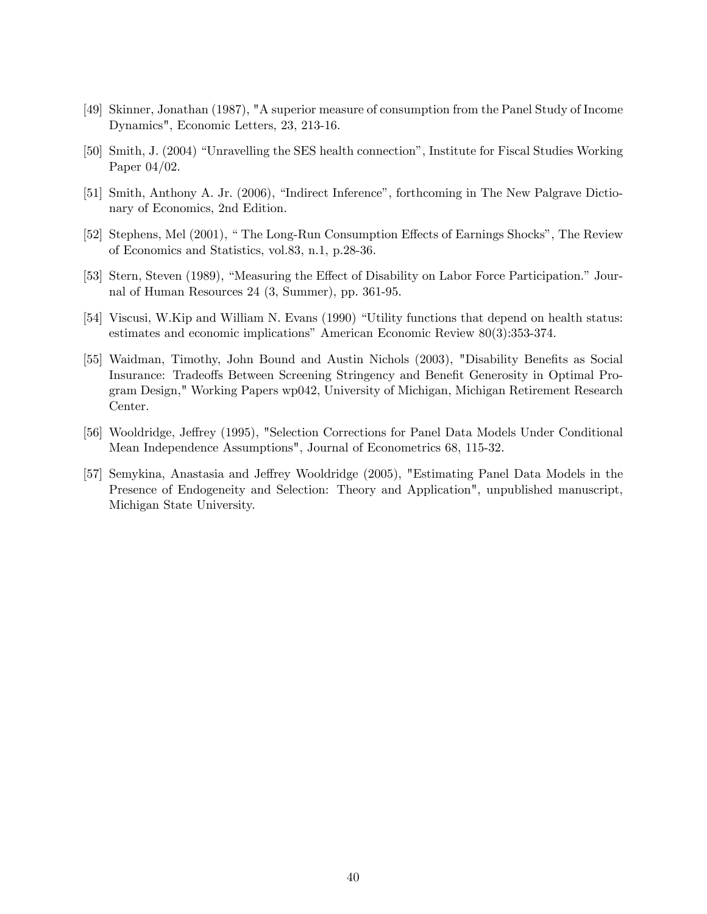[49] Skinner, Jonathan (1987), "A superior measure of consumption from the Panel Study of Income Dynamics", Economic Letters, 23, 213-16.

[50] Smith, J. (2004) "Unravelling the SES health connection", Institute for Fiscal Studies Working Paper 04/02.

[51] Smith, Anthony A. Jr. (2006), "Indirect Inference", forthcoming in The New Palgrave Dictionary of Economics, 2nd Edition.

[52] Stephens, Mel (2001), " The Long-Run Consumption Effects of Earnings Shocks", The Review of Economics and Statistics, vol.83, n.1, p.28-36.

[53] Stern, Steven (1989), "Measuring the Effect of Disability on Labor Force Participation." Journal of Human Resources 24 (3, Summer), pp. 361-95.

[54] Viscusi, W.Kip and William N. Evans (1990) "Utility functions that depend on health status: estimates and economic implications" American Economic Review 80(3):353-374.

[55] Waidman, Timothy, John Bound and Austin Nichols (2003), "Disability Benefits as Social Insurance: Tradeoffs Between Screening Stringency and Benefit Generosity in Optimal Program Design," Working Papers wp042, University of Michigan, Michigan Retirement Research Center.

[56] Wooldridge, Jeffrey (1995), "Selection Corrections for Panel Data Models Under Conditional Mean Independence Assumptions", Journal of Econometrics 68, 115-32.

[57] Semykina, Anastasia and Jeffrey Wooldridge (2005), "Estimating Panel Data Models in the Presence of Endogeneity and Selection: Theory and Application", unpublished manuscript, Michigan State University.